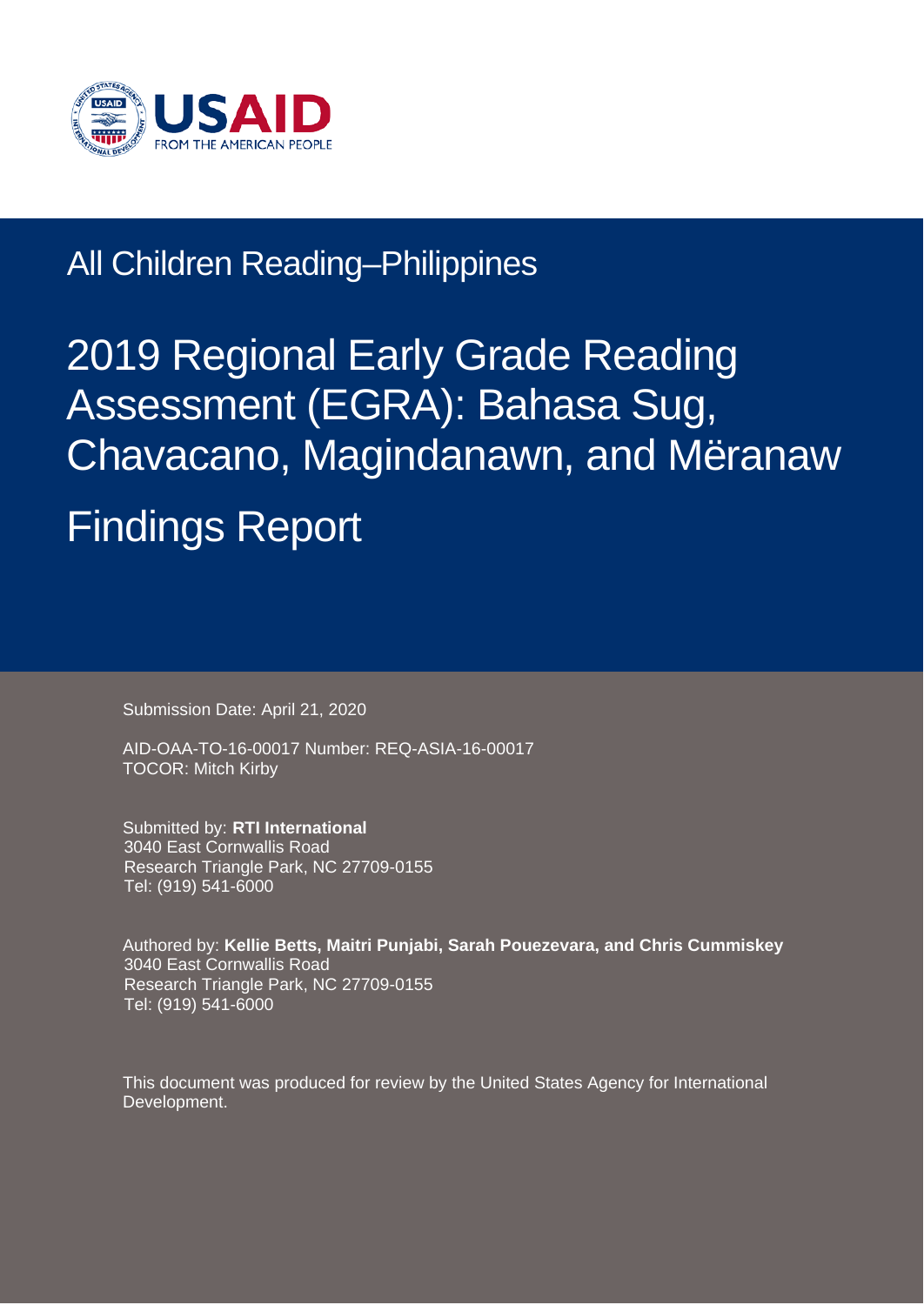USAID

FROM THE AMERICAN PEOPLE

## All Children Reading–Philippines

# 2019 Regional Early Grade Reading Assessment (EGRA): Bahasa Sug, Chavacano, Magindanawn, and Mëranaw

# Findings Report

Submission Date: April 21, 2020

AID-OAA-TO-16-00017 Number: REQ-ASIA-16-00017
TOCOR: Mitch Kirby

Submitted by: **RTI International**
3040 East Cornwallis Road
Research Triangle Park, NC 27709-0155
Tel: (919) 541-6000

Authored by: **Kellie Betts, Maitri Punjabi, Sarah Pouezevara, and Chris Cummiskey**
3040 East Cornwallis Road
Research Triangle Park, NC 27709-0155
Tel: (919) 541-6000

This document was produced for review by the United States Agency for International Development.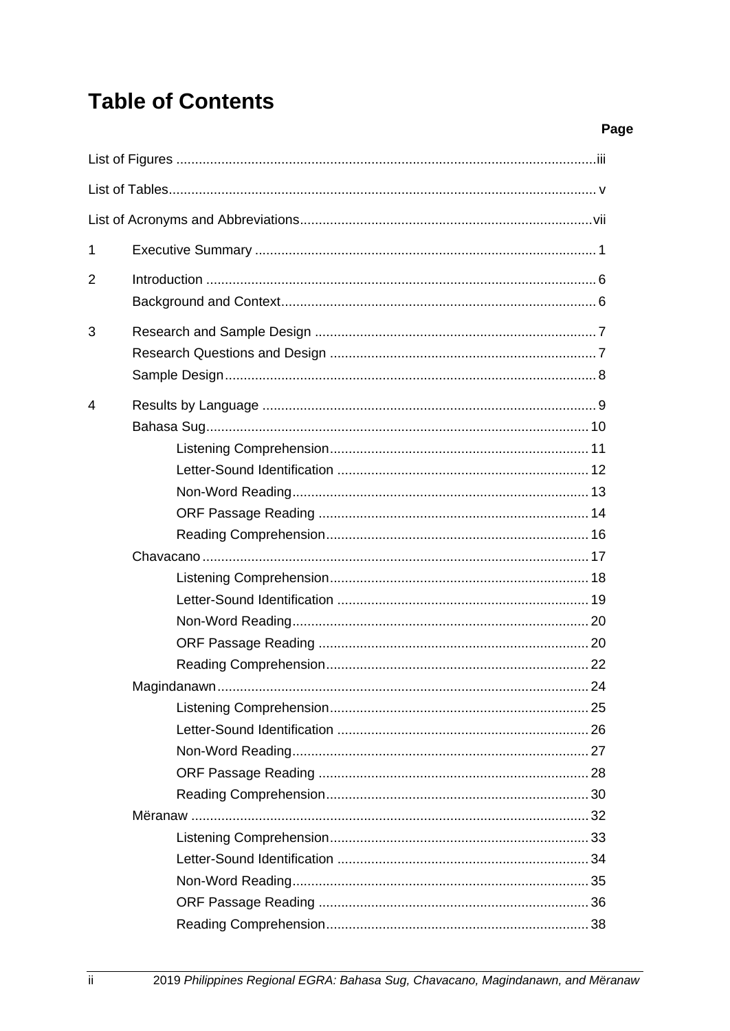# Table of Contents

Page

List of Figures ..... iii

List of Tables ..... v

List of Acronyms and Abbreviations ..... vii

1 Executive Summary ..... 1

2 Introduction ..... 6
- Background and Context ..... 6

3 Research and Sample Design ..... 7
- Research Questions and Design ..... 7
- Sample Design ..... 8

4 Results by Language ..... 9
- Bahasa Sug ..... 10
  - Listening Comprehension ..... 11
  - Letter-Sound Identification ..... 12
  - Non-Word Reading ..... 13
  - ORF Passage Reading ..... 14
  - Reading Comprehension ..... 16
- Chavacano ..... 17
  - Listening Comprehension ..... 18
  - Letter-Sound Identification ..... 19
  - Non-Word Reading ..... 20
  - ORF Passage Reading ..... 20
  - Reading Comprehension ..... 22
- Magindanawn ..... 24
  - Listening Comprehension ..... 25
  - Letter-Sound Identification ..... 26
  - Non-Word Reading ..... 27
  - ORF Passage Reading ..... 28
  - Reading Comprehension ..... 30
- Mëranaw ..... 32
  - Listening Comprehension ..... 33
  - Letter-Sound Identification ..... 34
  - Non-Word Reading ..... 35
  - ORF Passage Reading ..... 36
  - Reading Comprehension ..... 38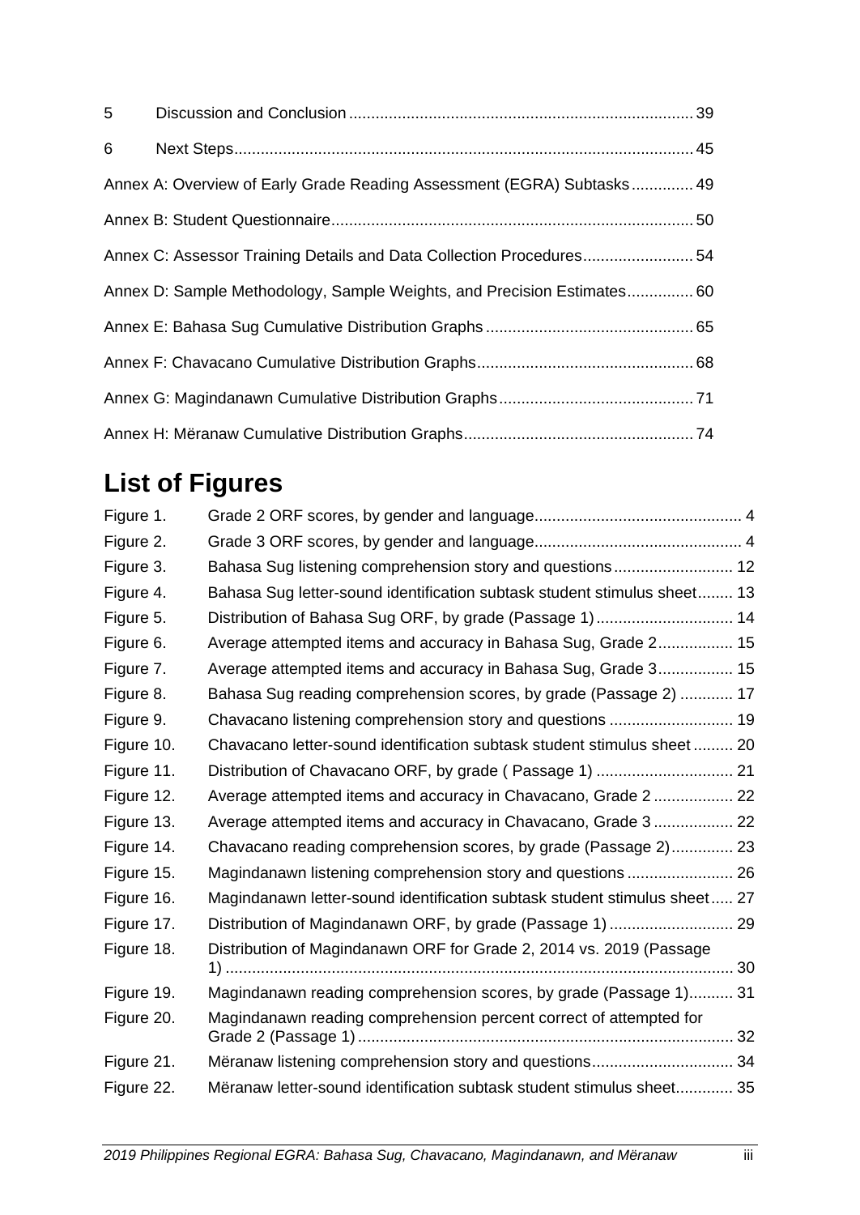| | | |
|---|---|---|
| 5 | Discussion and Conclusion | 39 |
| 6 | Next Steps | 45 |

Annex A: Overview of Early Grade Reading Assessment (EGRA) Subtasks .............. 49

Annex B: Student Questionnaire .............. 50

Annex C: Assessor Training Details and Data Collection Procedures .............. 54

Annex D: Sample Methodology, Sample Weights, and Precision Estimates .............. 60

Annex E: Bahasa Sug Cumulative Distribution Graphs .............. 65

Annex F: Chavacano Cumulative Distribution Graphs .............. 68

Annex G: Magindanawn Cumulative Distribution Graphs .............. 71

Annex H: Mëranaw Cumulative Distribution Graphs .............. 74

# List of Figures

| | | |
|---|---|---|
| Figure 1. | Grade 2 ORF scores, by gender and language | 4 |
| Figure 2. | Grade 3 ORF scores, by gender and language | 4 |
| Figure 3. | Bahasa Sug listening comprehension story and questions | 12 |
| Figure 4. | Bahasa Sug letter-sound identification subtask student stimulus sheet | 13 |
| Figure 5. | Distribution of Bahasa Sug ORF, by grade (Passage 1) | 14 |
| Figure 6. | Average attempted items and accuracy in Bahasa Sug, Grade 2 | 15 |
| Figure 7. | Average attempted items and accuracy in Bahasa Sug, Grade 3 | 15 |
| Figure 8. | Bahasa Sug reading comprehension scores, by grade (Passage 2) | 17 |
| Figure 9. | Chavacano listening comprehension story and questions | 19 |
| Figure 10. | Chavacano letter-sound identification subtask student stimulus sheet | 20 |
| Figure 11. | Distribution of Chavacano ORF, by grade ( Passage 1) | 21 |
| Figure 12. | Average attempted items and accuracy in Chavacano, Grade 2 | 22 |
| Figure 13. | Average attempted items and accuracy in Chavacano, Grade 3 | 22 |
| Figure 14. | Chavacano reading comprehension scores, by grade (Passage 2) | 23 |
| Figure 15. | Magindanawn listening comprehension story and questions | 26 |
| Figure 16. | Magindanawn letter-sound identification subtask student stimulus sheet | 27 |
| Figure 17. | Distribution of Magindanawn ORF, by grade (Passage 1) | 29 |
| Figure 18. | Distribution of Magindanawn ORF for Grade 2, 2014 vs. 2019 (Passage 1) | 30 |
| Figure 19. | Magindanawn reading comprehension scores, by grade (Passage 1) | 31 |
| Figure 20. | Magindanawn reading comprehension percent correct of attempted for Grade 2 (Passage 1) | 32 |
| Figure 21. | Mëranaw listening comprehension story and questions | 34 |
| Figure 22. | Mëranaw letter-sound identification subtask student stimulus sheet | 35 |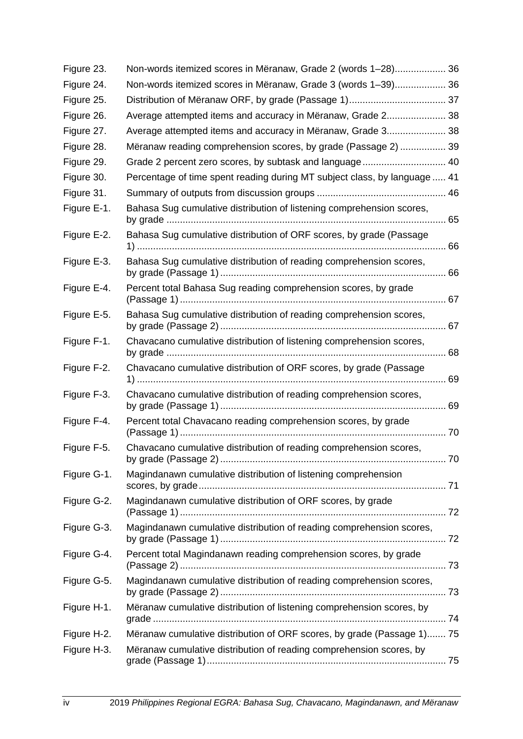| | | |
|---|---|---|
| Figure 23. | Non-words itemized scores in Mëranaw, Grade 2 (words 1–28) | 36 |
| Figure 24. | Non-words itemized scores in Mëranaw, Grade 3 (words 1–39) | 36 |
| Figure 25. | Distribution of Mëranaw ORF, by grade (Passage 1) | 37 |
| Figure 26. | Average attempted items and accuracy in Mëranaw, Grade 2 | 38 |
| Figure 27. | Average attempted items and accuracy in Mëranaw, Grade 3 | 38 |
| Figure 28. | Mëranaw reading comprehension scores, by grade (Passage 2) | 39 |
| Figure 29. | Grade 2 percent zero scores, by subtask and language | 40 |
| Figure 30. | Percentage of time spent reading during MT subject class, by language | 41 |
| Figure 31. | Summary of outputs from discussion groups | 46 |
| Figure E-1. | Bahasa Sug cumulative distribution of listening comprehension scores, by grade | 65 |
| Figure E-2. | Bahasa Sug cumulative distribution of ORF scores, by grade (Passage 1) | 66 |
| Figure E-3. | Bahasa Sug cumulative distribution of reading comprehension scores, by grade (Passage 1) | 66 |
| Figure E-4. | Percent total Bahasa Sug reading comprehension scores, by grade (Passage 1) | 67 |
| Figure E-5. | Bahasa Sug cumulative distribution of reading comprehension scores, by grade (Passage 2) | 67 |
| Figure F-1. | Chavacano cumulative distribution of listening comprehension scores, by grade | 68 |
| Figure F-2. | Chavacano cumulative distribution of ORF scores, by grade (Passage 1) | 69 |
| Figure F-3. | Chavacano cumulative distribution of reading comprehension scores, by grade (Passage 1) | 69 |
| Figure F-4. | Percent total Chavacano reading comprehension scores, by grade (Passage 1) | 70 |
| Figure F-5. | Chavacano cumulative distribution of reading comprehension scores, by grade (Passage 2) | 70 |
| Figure G-1. | Magindanawn cumulative distribution of listening comprehension scores, by grade | 71 |
| Figure G-2. | Magindanawn cumulative distribution of ORF scores, by grade (Passage 1) | 72 |
| Figure G-3. | Magindanawn cumulative distribution of reading comprehension scores, by grade (Passage 1) | 72 |
| Figure G-4. | Percent total Magindanawn reading comprehension scores, by grade (Passage 2) | 73 |
| Figure G-5. | Magindanawn cumulative distribution of reading comprehension scores, by grade (Passage 2) | 73 |
| Figure H-1. | Mëranaw cumulative distribution of listening comprehension scores, by grade | 74 |
| Figure H-2. | Mëranaw cumulative distribution of ORF scores, by grade (Passage 1) | 75 |
| Figure H-3. | Mëranaw cumulative distribution of reading comprehension scores, by grade (Passage 1) | 75 |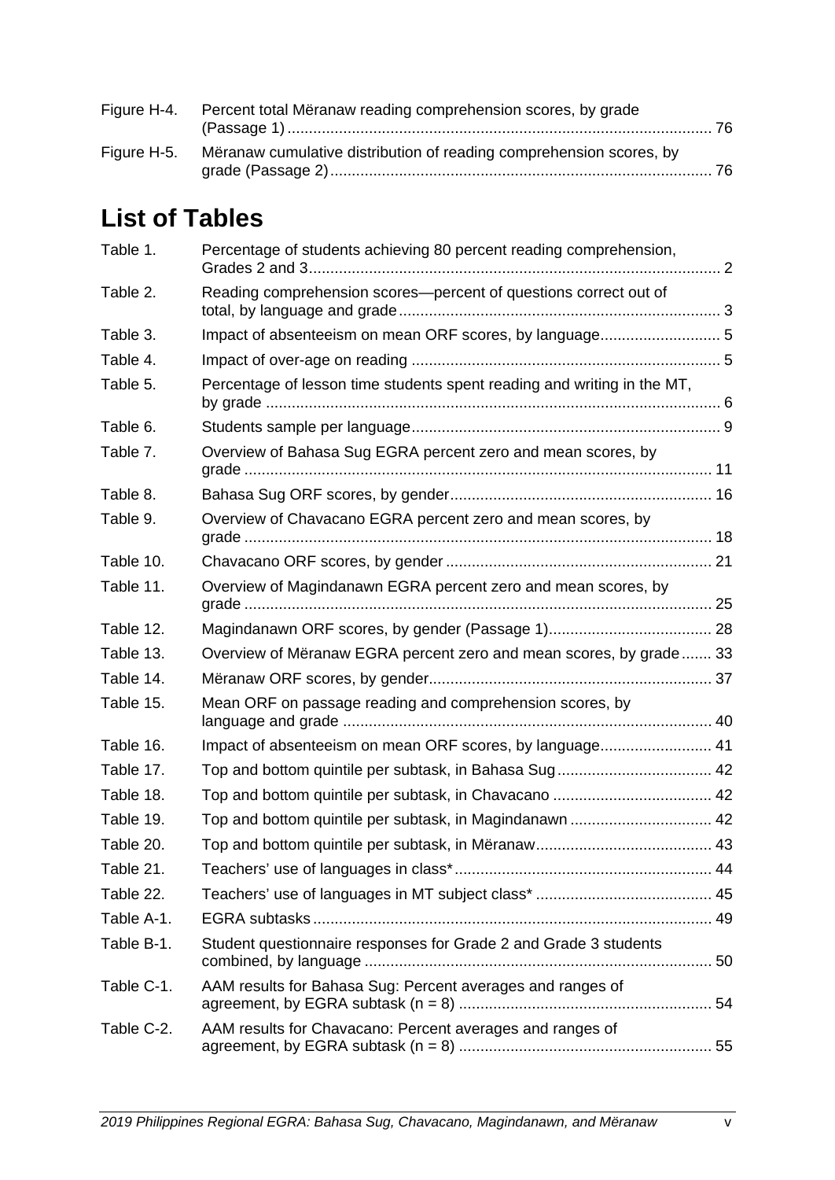| | |
|---|---|
| Figure H-4. | Percent total Mëranaw reading comprehension scores, by grade (Passage 1) ........ 76 |
| Figure H-5. | Mëranaw cumulative distribution of reading comprehension scores, by grade (Passage 2) ........ 76 |

## List of Tables

| | |
|---|---|
| Table 1. | Percentage of students achieving 80 percent reading comprehension, Grades 2 and 3 ........ 2 |
| Table 2. | Reading comprehension scores—percent of questions correct out of total, by language and grade ........ 3 |
| Table 3. | Impact of absenteeism on mean ORF scores, by language ........ 5 |
| Table 4. | Impact of over-age on reading ........ 5 |
| Table 5. | Percentage of lesson time students spent reading and writing in the MT, by grade ........ 6 |
| Table 6. | Students sample per language ........ 9 |
| Table 7. | Overview of Bahasa Sug EGRA percent zero and mean scores, by grade ........ 11 |
| Table 8. | Bahasa Sug ORF scores, by gender ........ 16 |
| Table 9. | Overview of Chavacano EGRA percent zero and mean scores, by grade ........ 18 |
| Table 10. | Chavacano ORF scores, by gender ........ 21 |
| Table 11. | Overview of Magindanawn EGRA percent zero and mean scores, by grade ........ 25 |
| Table 12. | Magindanawn ORF scores, by gender (Passage 1) ........ 28 |
| Table 13. | Overview of Mëranaw EGRA percent zero and mean scores, by grade ........ 33 |
| Table 14. | Mëranaw ORF scores, by gender ........ 37 |
| Table 15. | Mean ORF on passage reading and comprehension scores, by language and grade ........ 40 |
| Table 16. | Impact of absenteeism on mean ORF scores, by language ........ 41 |
| Table 17. | Top and bottom quintile per subtask, in Bahasa Sug ........ 42 |
| Table 18. | Top and bottom quintile per subtask, in Chavacano ........ 42 |
| Table 19. | Top and bottom quintile per subtask, in Magindanawn ........ 42 |
| Table 20. | Top and bottom quintile per subtask, in Mëranaw ........ 43 |
| Table 21. | Teachers' use of languages in class* ........ 44 |
| Table 22. | Teachers' use of languages in MT subject class* ........ 45 |
| Table A-1. | EGRA subtasks ........ 49 |
| Table B-1. | Student questionnaire responses for Grade 2 and Grade 3 students combined, by language ........ 50 |
| Table C-1. | AAM results for Bahasa Sug: Percent averages and ranges of agreement, by EGRA subtask (n = 8) ........ 54 |
| Table C-2. | AAM results for Chavacano: Percent averages and ranges of agreement, by EGRA subtask (n = 8) ........ 55 |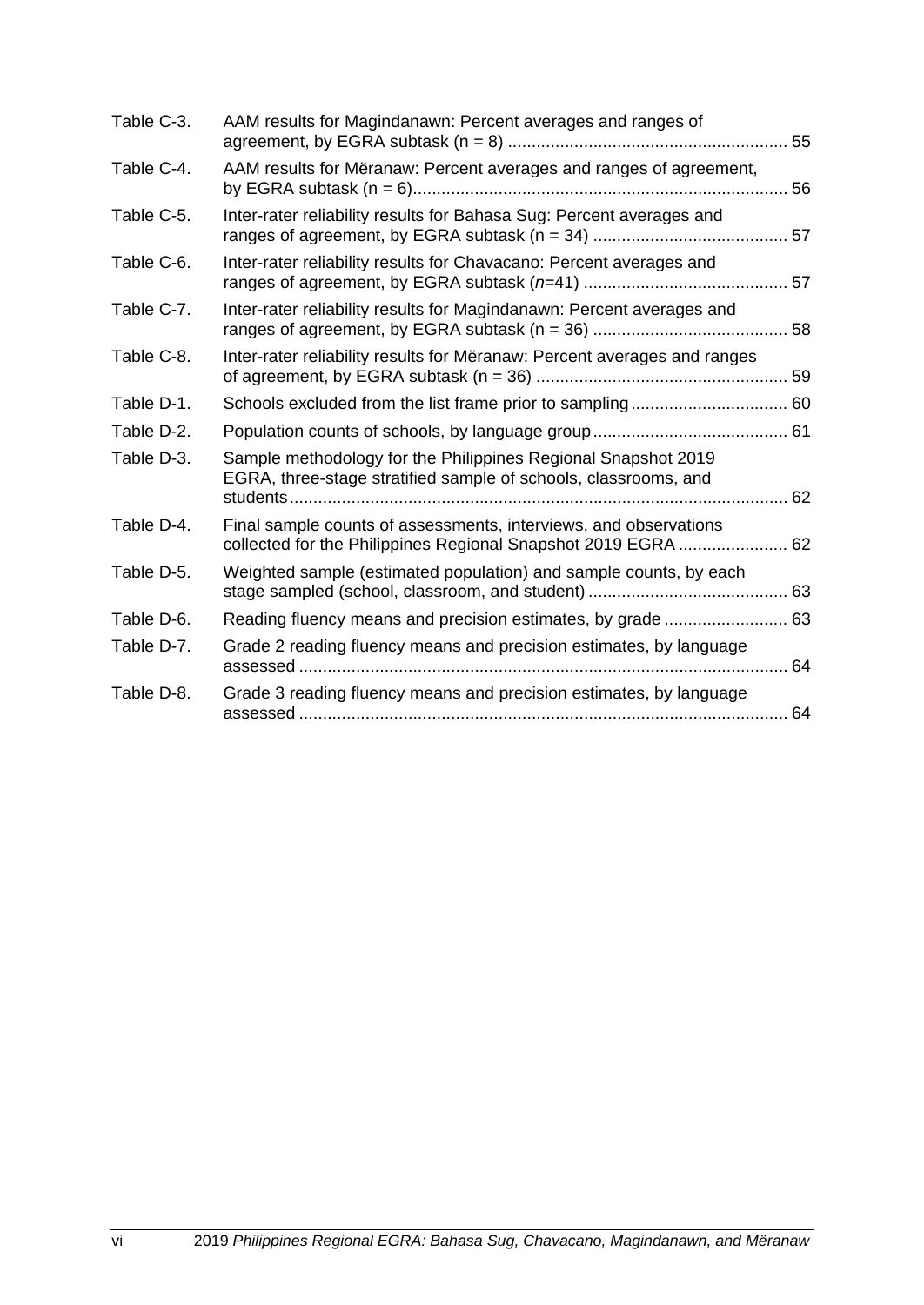| | | |
|---|---|---|
| Table C-3. | AAM results for Magindanawn: Percent averages and ranges of agreement, by EGRA subtask (n = 8) | 55 |
| Table C-4. | AAM results for Mëranaw: Percent averages and ranges of agreement, by EGRA subtask (n = 6) | 56 |
| Table C-5. | Inter-rater reliability results for Bahasa Sug: Percent averages and ranges of agreement, by EGRA subtask (n = 34) | 57 |
| Table C-6. | Inter-rater reliability results for Chavacano: Percent averages and ranges of agreement, by EGRA subtask (*n*=41) | 57 |
| Table C-7. | Inter-rater reliability results for Magindanawn: Percent averages and ranges of agreement, by EGRA subtask (n = 36) | 58 |
| Table C-8. | Inter-rater reliability results for Mëranaw: Percent averages and ranges of agreement, by EGRA subtask (n = 36) | 59 |
| Table D-1. | Schools excluded from the list frame prior to sampling | 60 |
| Table D-2. | Population counts of schools, by language group | 61 |
| Table D-3. | Sample methodology for the Philippines Regional Snapshot 2019 EGRA, three-stage stratified sample of schools, classrooms, and students | 62 |
| Table D-4. | Final sample counts of assessments, interviews, and observations collected for the Philippines Regional Snapshot 2019 EGRA | 62 |
| Table D-5. | Weighted sample (estimated population) and sample counts, by each stage sampled (school, classroom, and student) | 63 |
| Table D-6. | Reading fluency means and precision estimates, by grade | 63 |
| Table D-7. | Grade 2 reading fluency means and precision estimates, by language assessed | 64 |
| Table D-8. | Grade 3 reading fluency means and precision estimates, by language assessed | 64 |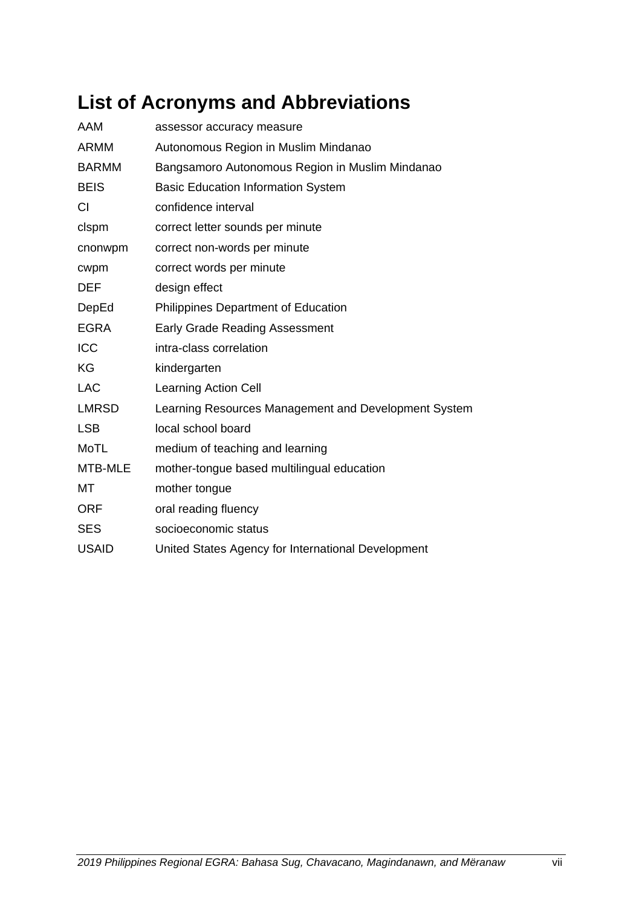# List of Acronyms and Abbreviations

| | |
|---|---|
| AAM | assessor accuracy measure |
| ARMM | Autonomous Region in Muslim Mindanao |
| BARMM | Bangsamoro Autonomous Region in Muslim Mindanao |
| BEIS | Basic Education Information System |
| CI | confidence interval |
| clspm | correct letter sounds per minute |
| cnonwpm | correct non-words per minute |
| cwpm | correct words per minute |
| DEF | design effect |
| DepEd | Philippines Department of Education |
| EGRA | Early Grade Reading Assessment |
| ICC | intra-class correlation |
| KG | kindergarten |
| LAC | Learning Action Cell |
| LMRSD | Learning Resources Management and Development System |
| LSB | local school board |
| MoTL | medium of teaching and learning |
| MTB-MLE | mother-tongue based multilingual education |
| MT | mother tongue |
| ORF | oral reading fluency |
| SES | socioeconomic status |
| USAID | United States Agency for International Development |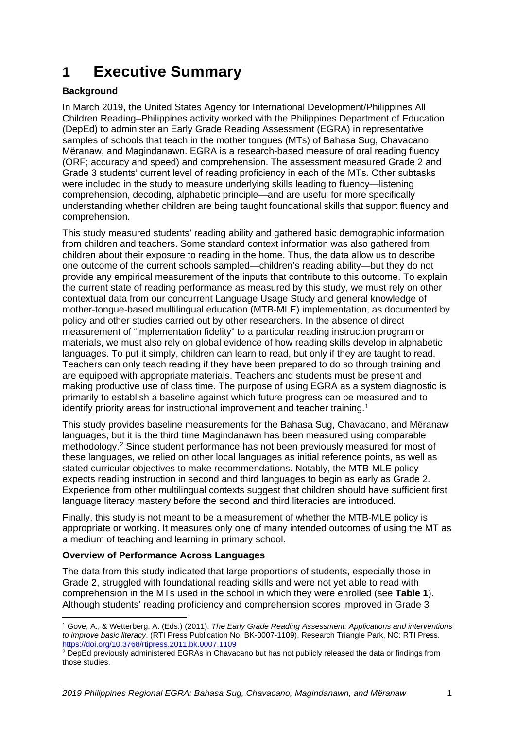# 1 Executive Summary

**Background**

In March 2019, the United States Agency for International Development/Philippines All Children Reading–Philippines activity worked with the Philippines Department of Education (DepEd) to administer an Early Grade Reading Assessment (EGRA) in representative samples of schools that teach in the mother tongues (MTs) of Bahasa Sug, Chavacano, Mëranaw, and Magindanawn. EGRA is a research-based measure of oral reading fluency (ORF; accuracy and speed) and comprehension. The assessment measured Grade 2 and Grade 3 students' current level of reading proficiency in each of the MTs. Other subtasks were included in the study to measure underlying skills leading to fluency—listening comprehension, decoding, alphabetic principle—and are useful for more specifically understanding whether children are being taught foundational skills that support fluency and comprehension.

This study measured students' reading ability and gathered basic demographic information from children and teachers. Some standard context information was also gathered from children about their exposure to reading in the home. Thus, the data allow us to describe one outcome of the current schools sampled—children's reading ability—but they do not provide any empirical measurement of the inputs that contribute to this outcome. To explain the current state of reading performance as measured by this study, we must rely on other contextual data from our concurrent Language Usage Study and general knowledge of mother-tongue-based multilingual education (MTB-MLE) implementation, as documented by policy and other studies carried out by other researchers. In the absence of direct measurement of "implementation fidelity" to a particular reading instruction program or materials, we must also rely on global evidence of how reading skills develop in alphabetic languages. To put it simply, children can learn to read, but only if they are taught to read. Teachers can only teach reading if they have been prepared to do so through training and are equipped with appropriate materials. Teachers and students must be present and making productive use of class time. The purpose of using EGRA as a system diagnostic is primarily to establish a baseline against which future progress can be measured and to identify priority areas for instructional improvement and teacher training.[1]

This study provides baseline measurements for the Bahasa Sug, Chavacano, and Mëranaw languages, but it is the third time Magindanawn has been measured using comparable methodology.[2] Since student performance has not been previously measured for most of these languages, we relied on other local languages as initial reference points, as well as stated curricular objectives to make recommendations. Notably, the MTB-MLE policy expects reading instruction in second and third languages to begin as early as Grade 2. Experience from other multilingual contexts suggest that children should have sufficient first language literacy mastery before the second and third literacies are introduced.

Finally, this study is not meant to be a measurement of whether the MTB-MLE policy is appropriate or working. It measures only one of many intended outcomes of using the MT as a medium of teaching and learning in primary school.

**Overview of Performance Across Languages**

The data from this study indicated that large proportions of students, especially those in Grade 2, struggled with foundational reading skills and were not yet able to read with comprehension in the MTs used in the school in which they were enrolled (see **Table 1**). Although students' reading proficiency and comprehension scores improved in Grade 3

---

[1] Gove, A., & Wetterberg, A. (Eds.) (2011). *The Early Grade Reading Assessment: Applications and interventions to improve basic literacy*. (RTI Press Publication No. BK-0007-1109). Research Triangle Park, NC: RTI Press. https://doi.org/10.3768/rtipress.2011.bk.0007.1109

[2] DepEd previously administered EGRAs in Chavacano but has not publicly released the data or findings from those studies.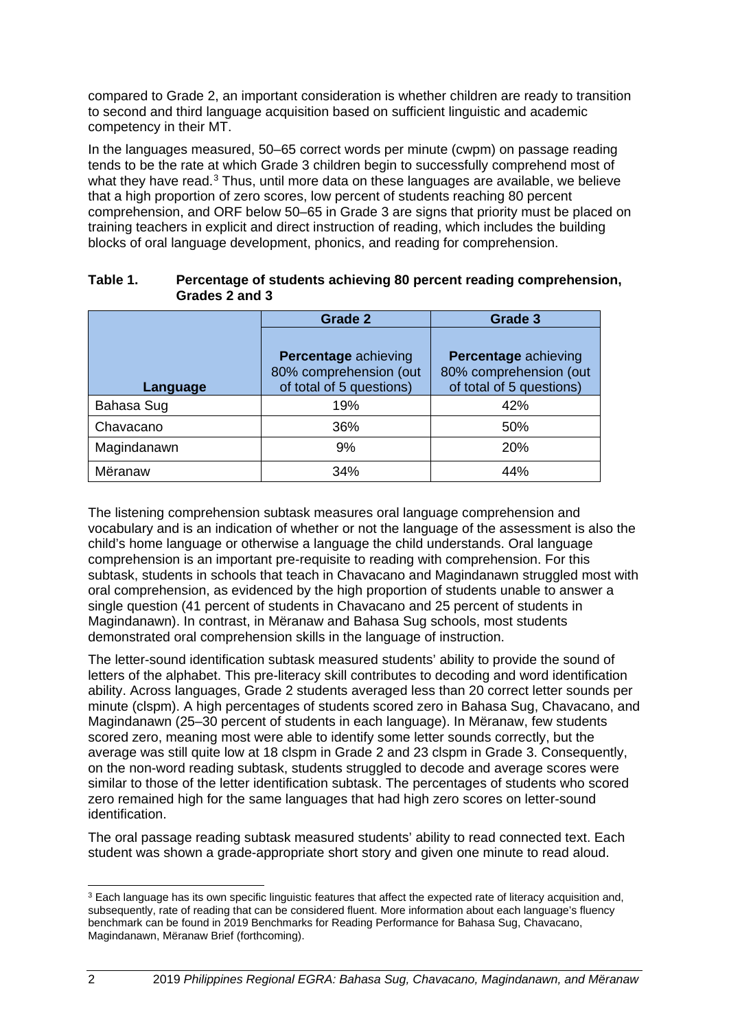compared to Grade 2, an important consideration is whether children are ready to transition to second and third language acquisition based on sufficient linguistic and academic competency in their MT.

In the languages measured, 50–65 correct words per minute (cwpm) on passage reading tends to be the rate at which Grade 3 children begin to successfully comprehend most of what they have read.[3] Thus, until more data on these languages are available, we believe that a high proportion of zero scores, low percent of students reaching 80 percent comprehension, and ORF below 50–65 in Grade 3 are signs that priority must be placed on training teachers in explicit and direct instruction of reading, which includes the building blocks of oral language development, phonics, and reading for comprehension.

**Table 1. Percentage of students achieving 80 percent reading comprehension, Grades 2 and 3**

| | Grade 2 | Grade 3 |
|---|---|---|
| **Language** | **Percentage** achieving 80% comprehension (out of total of 5 questions) | **Percentage** achieving 80% comprehension (out of total of 5 questions) |
| Bahasa Sug | 19% | 42% |
| Chavacano | 36% | 50% |
| Magindanawn | 9% | 20% |
| Mëranaw | 34% | 44% |

The listening comprehension subtask measures oral language comprehension and vocabulary and is an indication of whether or not the language of the assessment is also the child's home language or otherwise a language the child understands. Oral language comprehension is an important pre-requisite to reading with comprehension. For this subtask, students in schools that teach in Chavacano and Magindanawn struggled most with oral comprehension, as evidenced by the high proportion of students unable to answer a single question (41 percent of students in Chavacano and 25 percent of students in Magindanawn). In contrast, in Mëranaw and Bahasa Sug schools, most students demonstrated oral comprehension skills in the language of instruction.

The letter-sound identification subtask measured students' ability to provide the sound of letters of the alphabet. This pre-literacy skill contributes to decoding and word identification ability. Across languages, Grade 2 students averaged less than 20 correct letter sounds per minute (clspm). A high percentages of students scored zero in Bahasa Sug, Chavacano, and Magindanawn (25–30 percent of students in each language). In Mëranaw, few students scored zero, meaning most were able to identify some letter sounds correctly, but the average was still quite low at 18 clspm in Grade 2 and 23 clspm in Grade 3. Consequently, on the non-word reading subtask, students struggled to decode and average scores were similar to those of the letter identification subtask. The percentages of students who scored zero remained high for the same languages that had high zero scores on letter-sound identification.

The oral passage reading subtask measured students' ability to read connected text. Each student was shown a grade-appropriate short story and given one minute to read aloud.

[3] Each language has its own specific linguistic features that affect the expected rate of literacy acquisition and, subsequently, rate of reading that can be considered fluent. More information about each language's fluency benchmark can be found in 2019 Benchmarks for Reading Performance for Bahasa Sug, Chavacano, Magindanawn, Mëranaw Brief (forthcoming).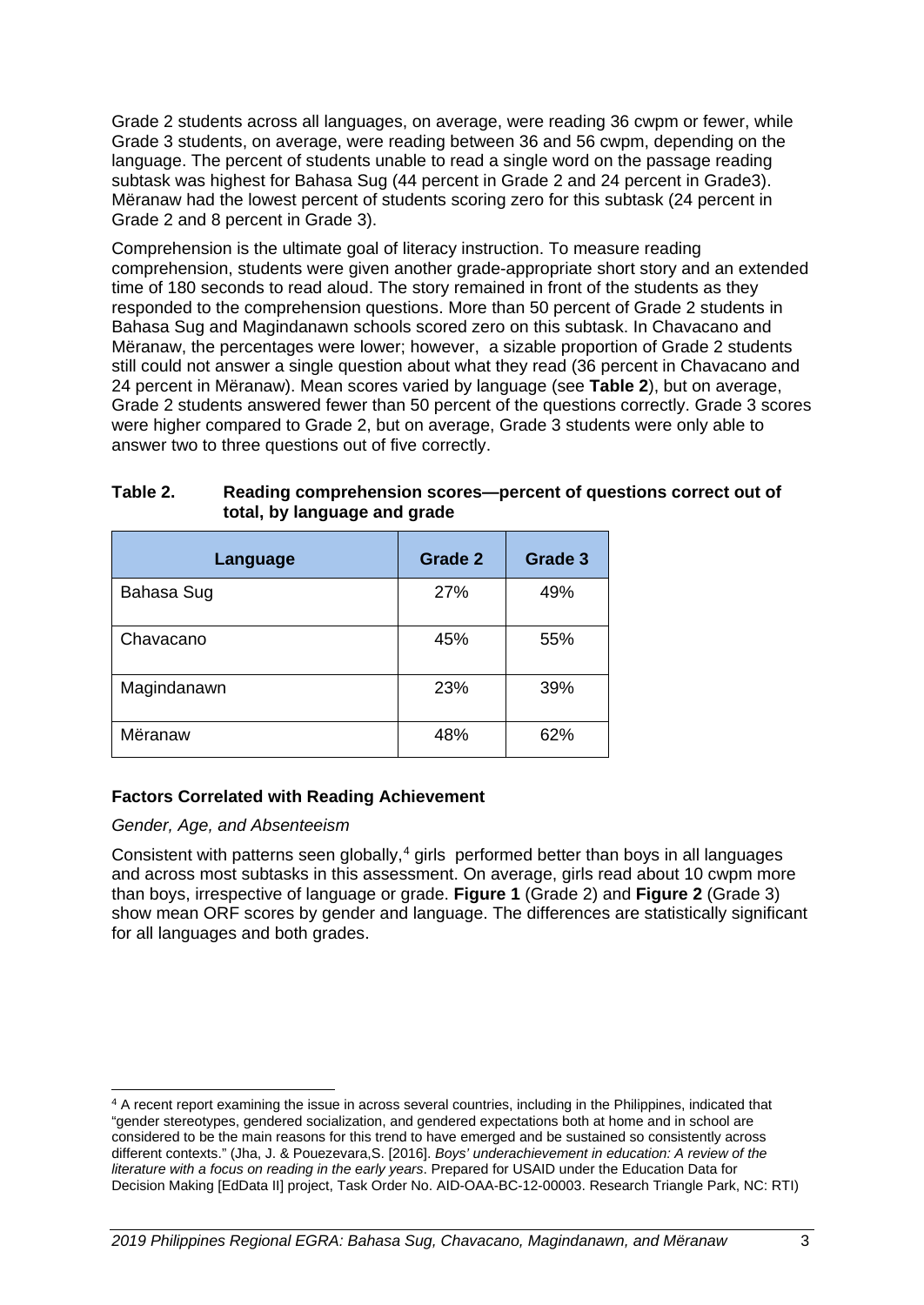Grade 2 students across all languages, on average, were reading 36 cwpm or fewer, while Grade 3 students, on average, were reading between 36 and 56 cwpm, depending on the language. The percent of students unable to read a single word on the passage reading subtask was highest for Bahasa Sug (44 percent in Grade 2 and 24 percent in Grade3). Mëranaw had the lowest percent of students scoring zero for this subtask (24 percent in Grade 2 and 8 percent in Grade 3).

Comprehension is the ultimate goal of literacy instruction. To measure reading comprehension, students were given another grade-appropriate short story and an extended time of 180 seconds to read aloud. The story remained in front of the students as they responded to the comprehension questions. More than 50 percent of Grade 2 students in Bahasa Sug and Magindanawn schools scored zero on this subtask. In Chavacano and Mëranaw, the percentages were lower; however, a sizable proportion of Grade 2 students still could not answer a single question about what they read (36 percent in Chavacano and 24 percent in Mëranaw). Mean scores varied by language (see **Table 2**), but on average, Grade 2 students answered fewer than 50 percent of the questions correctly. Grade 3 scores were higher compared to Grade 2, but on average, Grade 3 students were only able to answer two to three questions out of five correctly.

**Table 2. Reading comprehension scores—percent of questions correct out of total, by language and grade**

| Language | Grade 2 | Grade 3 |
|---|---|---|
| Bahasa Sug | 27% | 49% |
| Chavacano | 45% | 55% |
| Magindanawn | 23% | 39% |
| Mëranaw | 48% | 62% |

### Factors Correlated with Reading Achievement

*Gender, Age, and Absenteeism*

Consistent with patterns seen globally,[4] girls performed better than boys in all languages and across most subtasks in this assessment. On average, girls read about 10 cwpm more than boys, irrespective of language or grade. **Figure 1** (Grade 2) and **Figure 2** (Grade 3) show mean ORF scores by gender and language. The differences are statistically significant for all languages and both grades.

[4] A recent report examining the issue in across several countries, including in the Philippines, indicated that "gender stereotypes, gendered socialization, and gendered expectations both at home and in school are considered to be the main reasons for this trend to have emerged and be sustained so consistently across different contexts." (Jha, J. & Pouezevara,S. [2016]. *Boys' underachievement in education: A review of the literature with a focus on reading in the early years*. Prepared for USAID under the Education Data for Decision Making [EdData II] project, Task Order No. AID-OAA-BC-12-00003. Research Triangle Park, NC: RTI)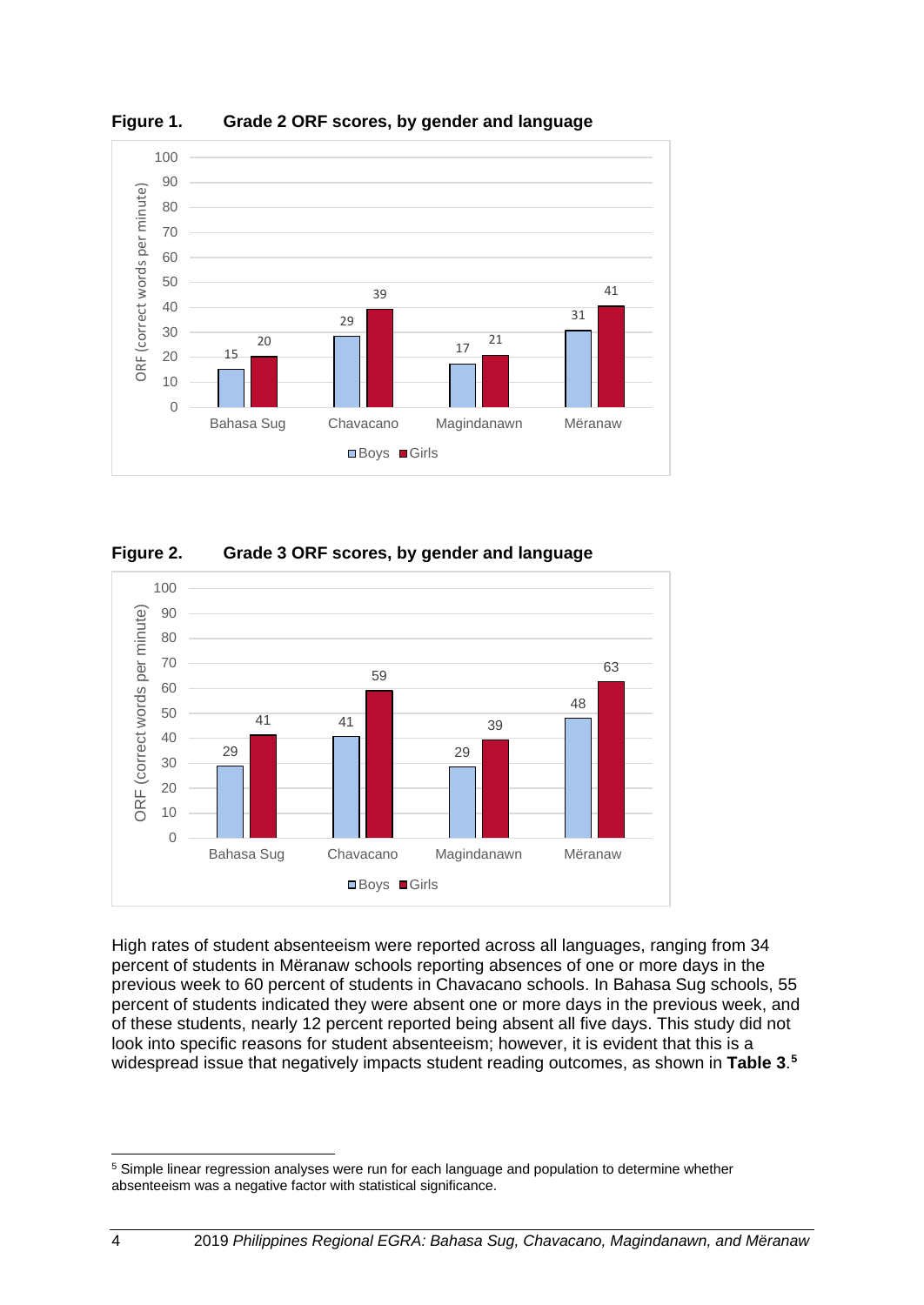**Figure 1. Grade 2 ORF scores, by gender and language**

| Language | Boys | Girls |
|---|---|---|
| Bahasa Sug | 15 | 20 |
| Chavacano | 29 | 39 |
| Magindanawn | 17 | 21 |
| Mëranaw | 31 | 41 |

ORF (correct words per minute)

**Figure 2. Grade 3 ORF scores, by gender and language**

| Language | Boys | Girls |
|---|---|---|
| Bahasa Sug | 29 | 41 |
| Chavacano | 41 | 59 |
| Magindanawn | 29 | 39 |
| Mëranaw | 48 | 63 |

ORF (correct words per minute)

High rates of student absenteeism were reported across all languages, ranging from 34 percent of students in Mëranaw schools reporting absences of one or more days in the previous week to 60 percent of students in Chavacano schools. In Bahasa Sug schools, 55 percent of students indicated they were absent one or more days in the previous week, and of these students, nearly 12 percent reported being absent all five days. This study did not look into specific reasons for student absenteeism; however, it is evident that this is a widespread issue that negatively impacts student reading outcomes, as shown in **Table 3**.[5]

[5] Simple linear regression analyses were run for each language and population to determine whether absenteeism was a negative factor with statistical significance.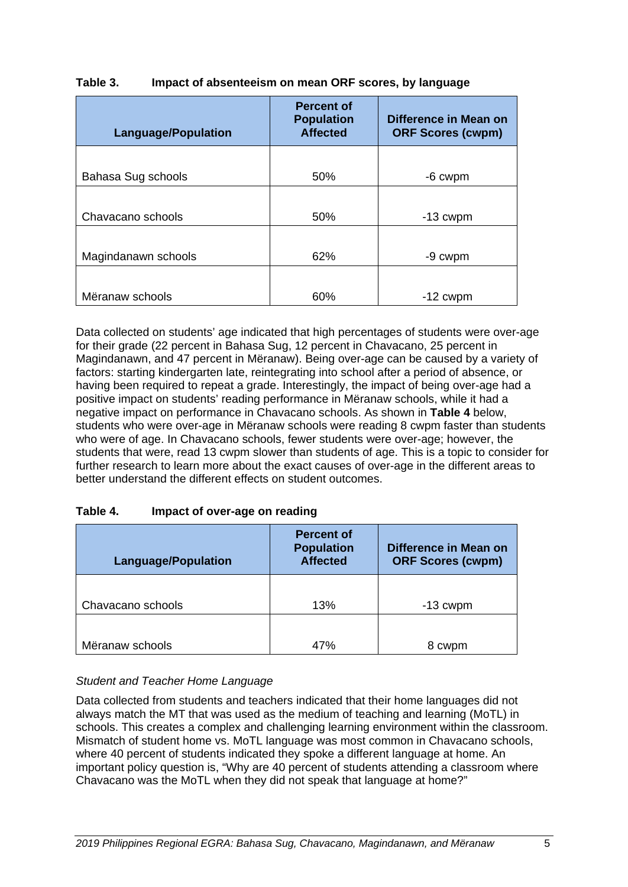**Table 3. Impact of absenteeism on mean ORF scores, by language**

| Language/Population | Percent of Population Affected | Difference in Mean on ORF Scores (cwpm) |
|---|---|---|
| Bahasa Sug schools | 50% | -6 cwpm |
| Chavacano schools | 50% | -13 cwpm |
| Magindanawn schools | 62% | -9 cwpm |
| Mëranaw schools | 60% | -12 cwpm |

Data collected on students' age indicated that high percentages of students were over-age for their grade (22 percent in Bahasa Sug, 12 percent in Chavacano, 25 percent in Magindanawn, and 47 percent in Mëranaw). Being over-age can be caused by a variety of factors: starting kindergarten late, reintegrating into school after a period of absence, or having been required to repeat a grade. Interestingly, the impact of being over-age had a positive impact on students' reading performance in Mëranaw schools, while it had a negative impact on performance in Chavacano schools. As shown in **Table 4** below, students who were over-age in Mëranaw schools were reading 8 cwpm faster than students who were of age. In Chavacano schools, fewer students were over-age; however, the students that were, read 13 cwpm slower than students of age. This is a topic to consider for further research to learn more about the exact causes of over-age in the different areas to better understand the different effects on student outcomes.

**Table 4. Impact of over-age on reading**

| Language/Population | Percent of Population Affected | Difference in Mean on ORF Scores (cwpm) |
|---|---|---|
| Chavacano schools | 13% | -13 cwpm |
| Mëranaw schools | 47% | 8 cwpm |

*Student and Teacher Home Language*

Data collected from students and teachers indicated that their home languages did not always match the MT that was used as the medium of teaching and learning (MoTL) in schools. This creates a complex and challenging learning environment within the classroom. Mismatch of student home vs. MoTL language was most common in Chavacano schools, where 40 percent of students indicated they spoke a different language at home. An important policy question is, "Why are 40 percent of students attending a classroom where Chavacano was the MoTL when they did not speak that language at home?"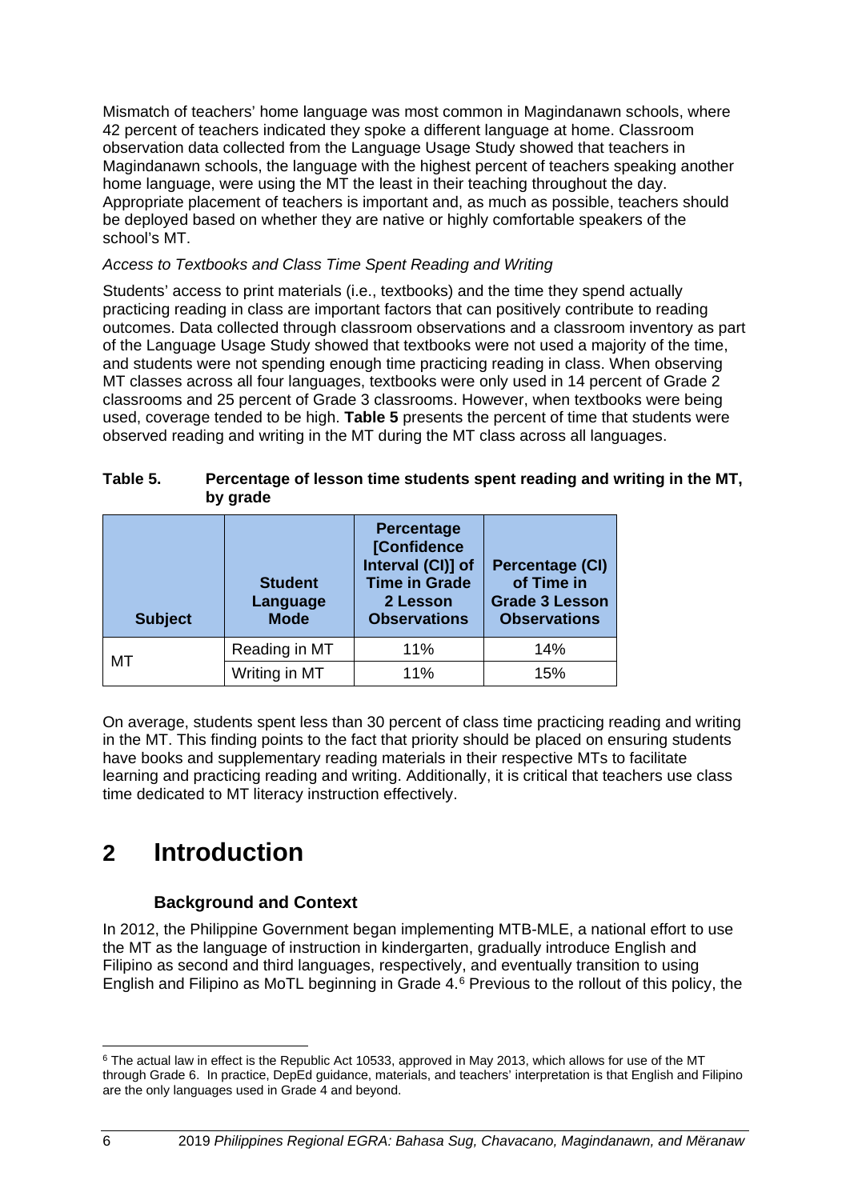Mismatch of teachers' home language was most common in Magindanawn schools, where 42 percent of teachers indicated they spoke a different language at home. Classroom observation data collected from the Language Usage Study showed that teachers in Magindanawn schools, the language with the highest percent of teachers speaking another home language, were using the MT the least in their teaching throughout the day. Appropriate placement of teachers is important and, as much as possible, teachers should be deployed based on whether they are native or highly comfortable speakers of the school's MT.

*Access to Textbooks and Class Time Spent Reading and Writing*

Students' access to print materials (i.e., textbooks) and the time they spend actually practicing reading in class are important factors that can positively contribute to reading outcomes. Data collected through classroom observations and a classroom inventory as part of the Language Usage Study showed that textbooks were not used a majority of the time, and students were not spending enough time practicing reading in class. When observing MT classes across all four languages, textbooks were only used in 14 percent of Grade 2 classrooms and 25 percent of Grade 3 classrooms. However, when textbooks were being used, coverage tended to be high. **Table 5** presents the percent of time that students were observed reading and writing in the MT during the MT class across all languages.

**Table 5. Percentage of lesson time students spent reading and writing in the MT, by grade**

| Subject | Student Language Mode | Percentage [Confidence Interval (CI)] of Time in Grade 2 Lesson Observations | Percentage (CI) of Time in Grade 3 Lesson Observations |
|---|---|---|---|
| MT | Reading in MT | 11% | 14% |
| | Writing in MT | 11% | 15% |

On average, students spent less than 30 percent of class time practicing reading and writing in the MT. This finding points to the fact that priority should be placed on ensuring students have books and supplementary reading materials in their respective MTs to facilitate learning and practicing reading and writing. Additionally, it is critical that teachers use class time dedicated to MT literacy instruction effectively.

# 2 Introduction

### Background and Context

In 2012, the Philippine Government began implementing MTB-MLE, a national effort to use the MT as the language of instruction in kindergarten, gradually introduce English and Filipino as second and third languages, respectively, and eventually transition to using English and Filipino as MoTL beginning in Grade 4.[6] Previous to the rollout of this policy, the

[6] The actual law in effect is the Republic Act 10533, approved in May 2013, which allows for use of the MT through Grade 6. In practice, DepEd guidance, materials, and teachers' interpretation is that English and Filipino are the only languages used in Grade 4 and beyond.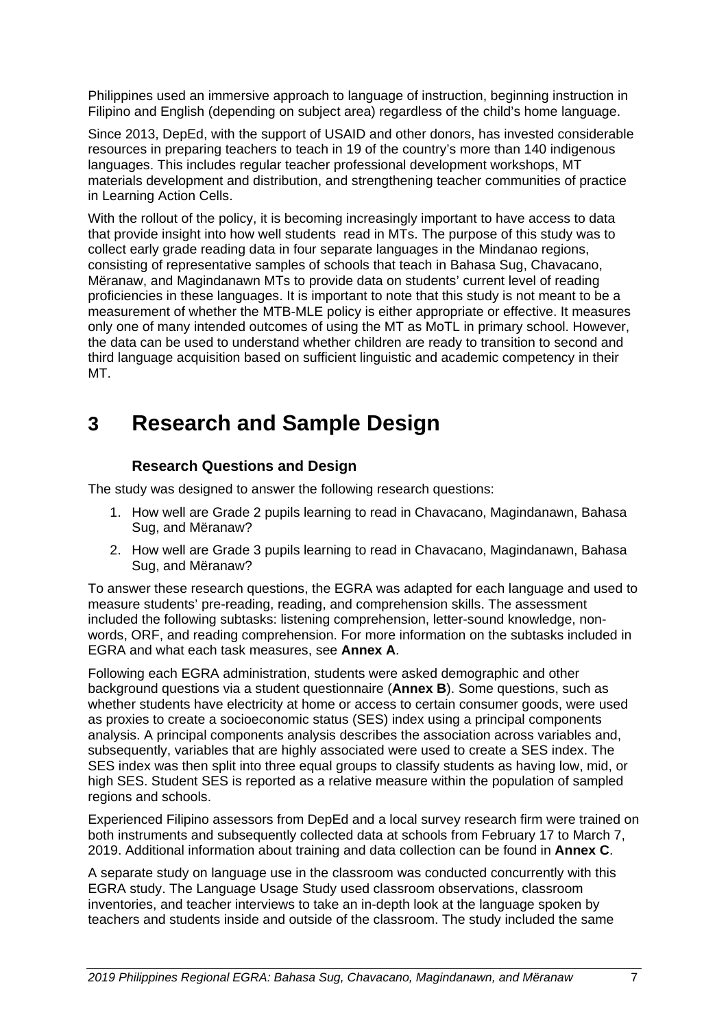Philippines used an immersive approach to language of instruction, beginning instruction in Filipino and English (depending on subject area) regardless of the child's home language.

Since 2013, DepEd, with the support of USAID and other donors, has invested considerable resources in preparing teachers to teach in 19 of the country's more than 140 indigenous languages. This includes regular teacher professional development workshops, MT materials development and distribution, and strengthening teacher communities of practice in Learning Action Cells.

With the rollout of the policy, it is becoming increasingly important to have access to data that provide insight into how well students read in MTs. The purpose of this study was to collect early grade reading data in four separate languages in the Mindanao regions, consisting of representative samples of schools that teach in Bahasa Sug, Chavacano, Mëranaw, and Magindanawn MTs to provide data on students' current level of reading proficiencies in these languages. It is important to note that this study is not meant to be a measurement of whether the MTB-MLE policy is either appropriate or effective. It measures only one of many intended outcomes of using the MT as MoTL in primary school. However, the data can be used to understand whether children are ready to transition to second and third language acquisition based on sufficient linguistic and academic competency in their MT.

# 3 Research and Sample Design

### Research Questions and Design

The study was designed to answer the following research questions:

1. How well are Grade 2 pupils learning to read in Chavacano, Magindanawn, Bahasa Sug, and Mëranaw?
2. How well are Grade 3 pupils learning to read in Chavacano, Magindanawn, Bahasa Sug, and Mëranaw?

To answer these research questions, the EGRA was adapted for each language and used to measure students' pre-reading, reading, and comprehension skills. The assessment included the following subtasks: listening comprehension, letter-sound knowledge, non-words, ORF, and reading comprehension. For more information on the subtasks included in EGRA and what each task measures, see **Annex A**.

Following each EGRA administration, students were asked demographic and other background questions via a student questionnaire (**Annex B**). Some questions, such as whether students have electricity at home or access to certain consumer goods, were used as proxies to create a socioeconomic status (SES) index using a principal components analysis. A principal components analysis describes the association across variables and, subsequently, variables that are highly associated were used to create a SES index. The SES index was then split into three equal groups to classify students as having low, mid, or high SES. Student SES is reported as a relative measure within the population of sampled regions and schools.

Experienced Filipino assessors from DepEd and a local survey research firm were trained on both instruments and subsequently collected data at schools from February 17 to March 7, 2019. Additional information about training and data collection can be found in **Annex C**.

A separate study on language use in the classroom was conducted concurrently with this EGRA study. The Language Usage Study used classroom observations, classroom inventories, and teacher interviews to take an in-depth look at the language spoken by teachers and students inside and outside of the classroom. The study included the same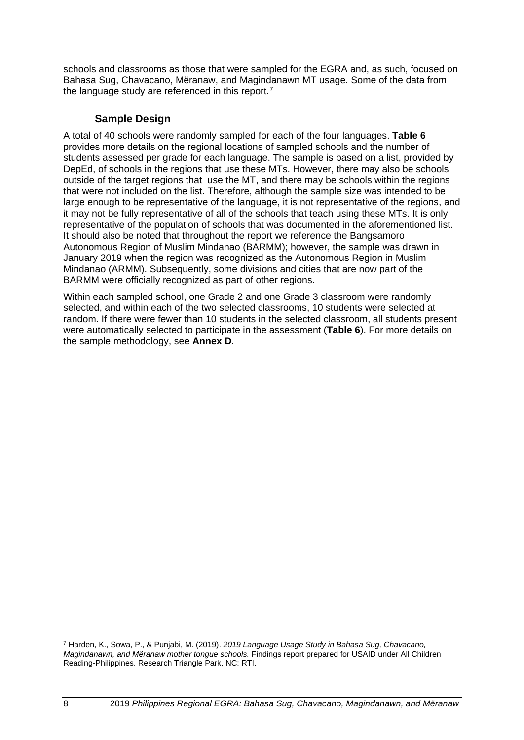schools and classrooms as those that were sampled for the EGRA and, as such, focused on Bahasa Sug, Chavacano, Mëranaw, and Magindanawn MT usage. Some of the data from the language study are referenced in this report.[7]

### Sample Design

A total of 40 schools were randomly sampled for each of the four languages. **Table 6** provides more details on the regional locations of sampled schools and the number of students assessed per grade for each language. The sample is based on a list, provided by DepEd, of schools in the regions that use these MTs. However, there may also be schools outside of the target regions that use the MT, and there may be schools within the regions that were not included on the list. Therefore, although the sample size was intended to be large enough to be representative of the language, it is not representative of the regions, and it may not be fully representative of all of the schools that teach using these MTs. It is only representative of the population of schools that was documented in the aforementioned list. It should also be noted that throughout the report we reference the Bangsamoro Autonomous Region of Muslim Mindanao (BARMM); however, the sample was drawn in January 2019 when the region was recognized as the Autonomous Region in Muslim Mindanao (ARMM). Subsequently, some divisions and cities that are now part of the BARMM were officially recognized as part of other regions.

Within each sampled school, one Grade 2 and one Grade 3 classroom were randomly selected, and within each of the two selected classrooms, 10 students were selected at random. If there were fewer than 10 students in the selected classroom, all students present were automatically selected to participate in the assessment (**Table 6**). For more details on the sample methodology, see **Annex D**.

[7] Harden, K., Sowa, P., & Punjabi, M. (2019). *2019 Language Usage Study in Bahasa Sug, Chavacano, Magindanawn, and Mëranaw mother tongue schools.* Findings report prepared for USAID under All Children Reading-Philippines. Research Triangle Park, NC: RTI.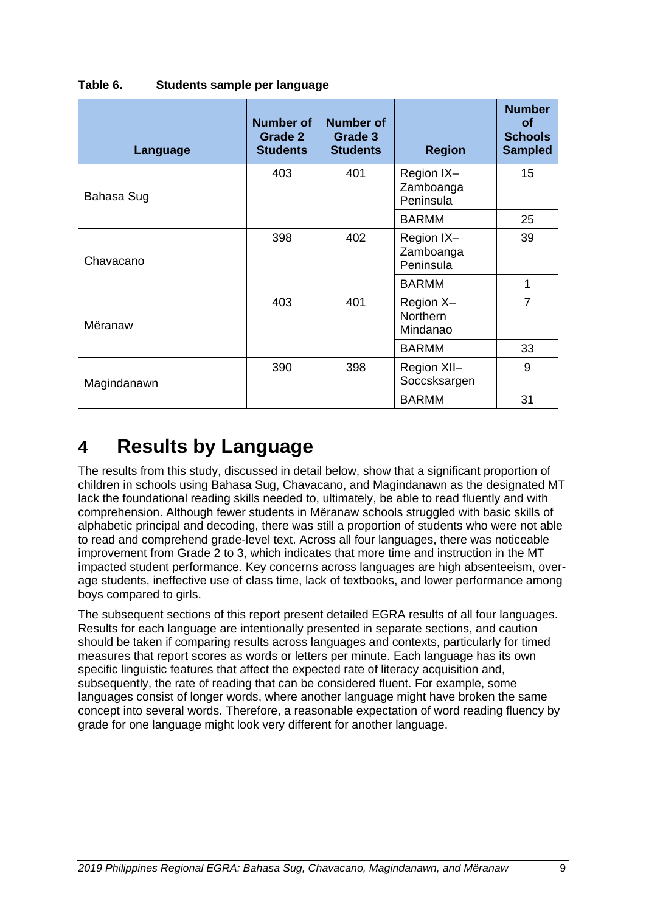**Table 6. Students sample per language**

| Language | Number of Grade 2 Students | Number of Grade 3 Students | Region | Number of Schools Sampled |
|---|---|---|---|---|
| Bahasa Sug | 403 | 401 | Region IX–Zamboanga Peninsula | 15 |
| | | | BARMM | 25 |
| Chavacano | 398 | 402 | Region IX–Zamboanga Peninsula | 39 |
| | | | BARMM | 1 |
| Mëranaw | 403 | 401 | Region X–Northern Mindanao | 7 |
| | | | BARMM | 33 |
| Magindanawn | 390 | 398 | Region XII–Soccsksargen | 9 |
| | | | BARMM | 31 |

# 4 Results by Language

The results from this study, discussed in detail below, show that a significant proportion of children in schools using Bahasa Sug, Chavacano, and Magindanawn as the designated MT lack the foundational reading skills needed to, ultimately, be able to read fluently and with comprehension. Although fewer students in Mëranaw schools struggled with basic skills of alphabetic principal and decoding, there was still a proportion of students who were not able to read and comprehend grade-level text. Across all four languages, there was noticeable improvement from Grade 2 to 3, which indicates that more time and instruction in the MT impacted student performance. Key concerns across languages are high absenteeism, over-age students, ineffective use of class time, lack of textbooks, and lower performance among boys compared to girls.

The subsequent sections of this report present detailed EGRA results of all four languages. Results for each language are intentionally presented in separate sections, and caution should be taken if comparing results across languages and contexts, particularly for timed measures that report scores as words or letters per minute. Each language has its own specific linguistic features that affect the expected rate of literacy acquisition and, subsequently, the rate of reading that can be considered fluent. For example, some languages consist of longer words, where another language might have broken the same concept into several words. Therefore, a reasonable expectation of word reading fluency by grade for one language might look very different for another language.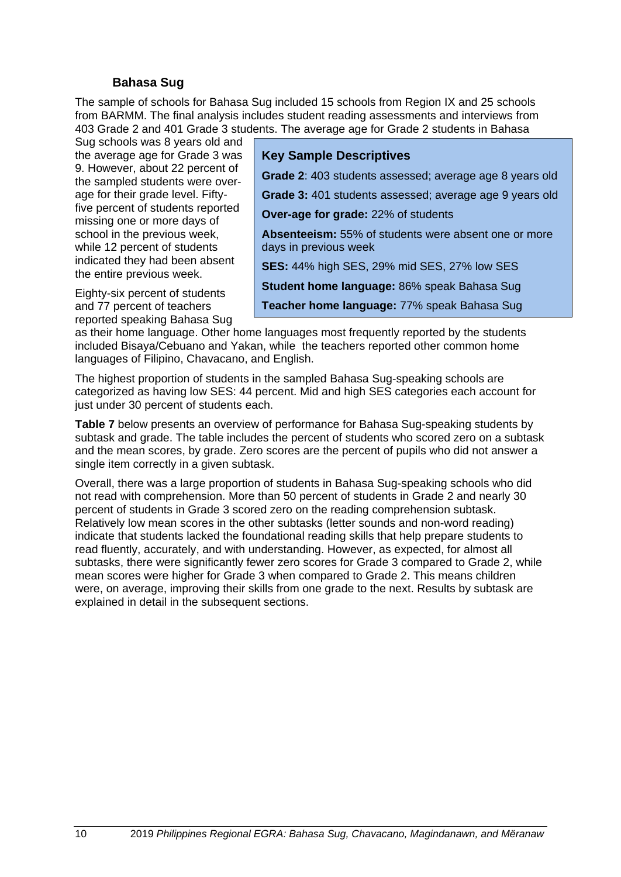### Bahasa Sug

The sample of schools for Bahasa Sug included 15 schools from Region IX and 25 schools from BARMM. The final analysis includes student reading assessments and interviews from 403 Grade 2 and 401 Grade 3 students. The average age for Grade 2 students in Bahasa Sug schools was 8 years old and the average age for Grade 3 was 9. However, about 22 percent of the sampled students were over-age for their grade level. Fifty-five percent of students reported missing one or more days of school in the previous week, while 12 percent of students indicated they had been absent the entire previous week.

> **Key Sample Descriptives**
>
> **Grade 2**: 403 students assessed; average age 8 years old
>
> **Grade 3:** 401 students assessed; average age 9 years old
>
> **Over-age for grade:** 22% of students
>
> **Absenteeism:** 55% of students were absent one or more days in previous week
>
> **SES:** 44% high SES, 29% mid SES, 27% low SES
>
> **Student home language:** 86% speak Bahasa Sug
>
> **Teacher home language:** 77% speak Bahasa Sug

Eighty-six percent of students and 77 percent of teachers reported speaking Bahasa Sug as their home language. Other home languages most frequently reported by the students included Bisaya/Cebuano and Yakan, while the teachers reported other common home languages of Filipino, Chavacano, and English.

The highest proportion of students in the sampled Bahasa Sug-speaking schools are categorized as having low SES: 44 percent. Mid and high SES categories each account for just under 30 percent of students each.

**Table 7** below presents an overview of performance for Bahasa Sug-speaking students by subtask and grade. The table includes the percent of students who scored zero on a subtask and the mean scores, by grade. Zero scores are the percent of pupils who did not answer a single item correctly in a given subtask.

Overall, there was a large proportion of students in Bahasa Sug-speaking schools who did not read with comprehension. More than 50 percent of students in Grade 2 and nearly 30 percent of students in Grade 3 scored zero on the reading comprehension subtask. Relatively low mean scores in the other subtasks (letter sounds and non-word reading) indicate that students lacked the foundational reading skills that help prepare students to read fluently, accurately, and with understanding. However, as expected, for almost all subtasks, there were significantly fewer zero scores for Grade 3 compared to Grade 2, while mean scores were higher for Grade 3 when compared to Grade 2. This means children were, on average, improving their skills from one grade to the next. Results by subtask are explained in detail in the subsequent sections.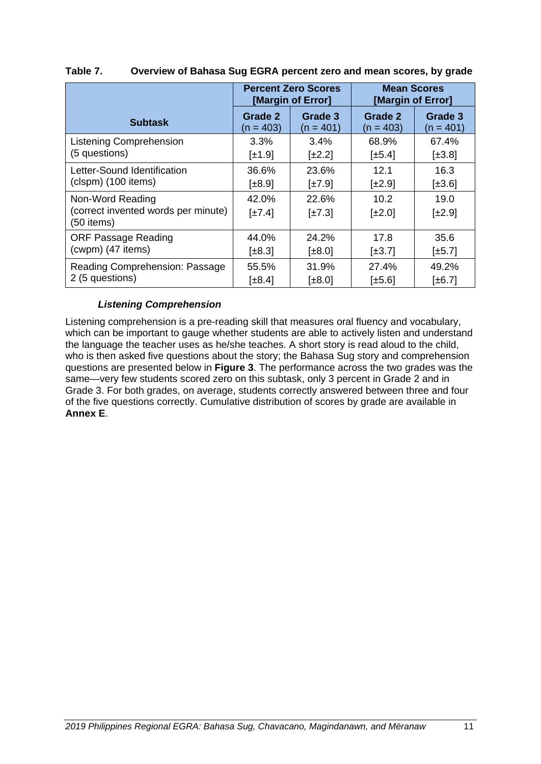**Table 7. Overview of Bahasa Sug EGRA percent zero and mean scores, by grade**

| Subtask | Percent Zero Scores [Margin of Error] | | Mean Scores [Margin of Error] | |
|---|---|---|---|---|
| | Grade 2 (n = 403) | Grade 3 (n = 401) | Grade 2 (n = 403) | Grade 3 (n = 401) |
| Listening Comprehension (5 questions) | 3.3% [±1.9] | 3.4% [±2.2] | 68.9% [±5.4] | 67.4% [±3.8] |
| Letter-Sound Identification (clspm) (100 items) | 36.6% [±8.9] | 23.6% [±7.9] | 12.1 [±2.9] | 16.3 [±3.6] |
| Non-Word Reading (correct invented words per minute) (50 items) | 42.0% [±7.4] | 22.6% [±7.3] | 10.2 [±2.0] | 19.0 [±2.9] |
| ORF Passage Reading (cwpm) (47 items) | 44.0% [±8.3] | 24.2% [±8.0] | 17.8 [±3.7] | 35.6 [±5.7] |
| Reading Comprehension: Passage 2 (5 questions) | 55.5% [±8.4] | 31.9% [±8.0] | 27.4% [±5.6] | 49.2% [±6.7] |

### *Listening Comprehension*

Listening comprehension is a pre-reading skill that measures oral fluency and vocabulary, which can be important to gauge whether students are able to actively listen and understand the language the teacher uses as he/she teaches. A short story is read aloud to the child, who is then asked five questions about the story; the Bahasa Sug story and comprehension questions are presented below in **Figure 3**. The performance across the two grades was the same—very few students scored zero on this subtask, only 3 percent in Grade 2 and in Grade 3. For both grades, on average, students correctly answered between three and four of the five questions correctly. Cumulative distribution of scores by grade are available in **Annex E**.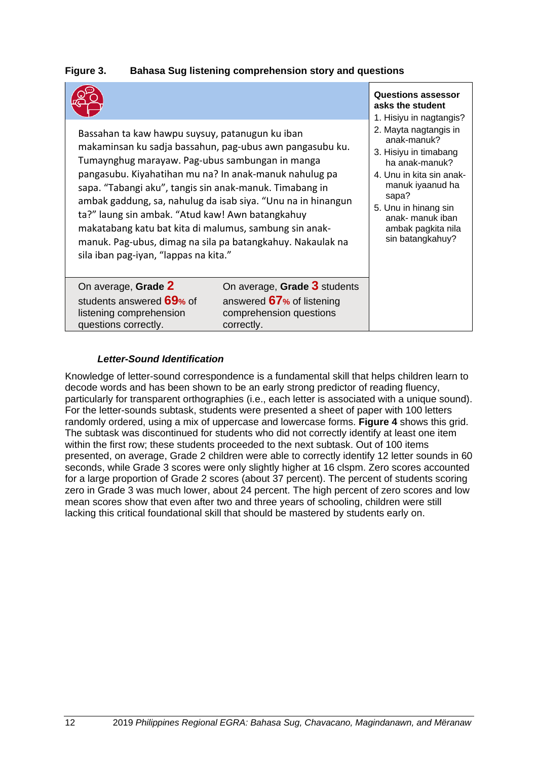**Figure 3. Bahasa Sug listening comprehension story and questions**

Bassahan ta kaw hawpu suysuy, patanugun ku iban makaminsan ku sadja bassahun, pag-ubus awn pangasubu ku. Tumaynghug marayaw. Pag-ubus sambungan in manga pangasubu. Kiyahatihan mu na? In anak-manuk nahulug pa sapa. "Tabangi aku", tangis sin anak-manuk. Timabang in ambak gaddung, sa, nahulug da isab siya. "Unu na in hinangun ta?" laung sin ambak. "Atud kaw! Awn batangkahuy makatabang katu bat kita di malumus, sambung sin anak-manuk. Pag-ubus, dimag na sila pa batangkahuy. Nakaulak na sila iban pag-iyan, "lappas na kita."

**Questions assessor asks the student**

1. Hisiyu in nagtangis?
2. Mayta nagtangis in anak-manuk?
3. Hisiyu in timabang ha anak-manuk?
4. Unu in kita sin anak-manuk iyaanud ha sapa?
5. Unu in hinang sin anak- manuk iban ambak pagkita nila sin batangkahuy?

On average, **Grade 2** students answered **69%** of listening comprehension questions correctly.

On average, **Grade 3** students answered **67%** of listening comprehension questions correctly.

### *Letter-Sound Identification*

Knowledge of letter-sound correspondence is a fundamental skill that helps children learn to decode words and has been shown to be an early strong predictor of reading fluency, particularly for transparent orthographies (i.e., each letter is associated with a unique sound). For the letter-sounds subtask, students were presented a sheet of paper with 100 letters randomly ordered, using a mix of uppercase and lowercase forms. **Figure 4** shows this grid. The subtask was discontinued for students who did not correctly identify at least one item within the first row; these students proceeded to the next subtask. Out of 100 items presented, on average, Grade 2 children were able to correctly identify 12 letter sounds in 60 seconds, while Grade 3 scores were only slightly higher at 16 clspm. Zero scores accounted for a large proportion of Grade 2 scores (about 37 percent). The percent of students scoring zero in Grade 3 was much lower, about 24 percent. The high percent of zero scores and low mean scores show that even after two and three years of schooling, children were still lacking this critical foundational skill that should be mastered by students early on.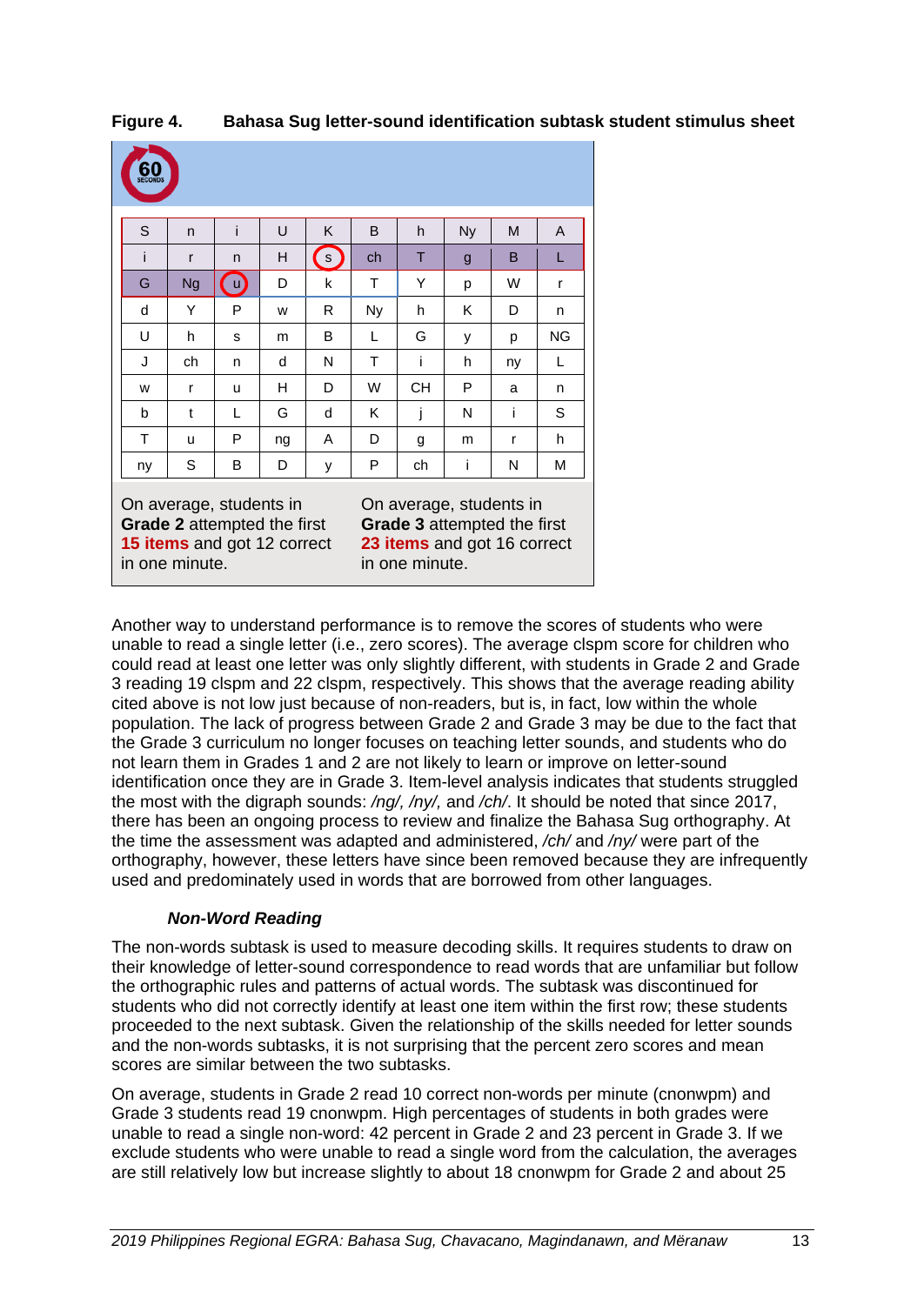**Figure 4. Bahasa Sug letter-sound identification subtask student stimulus sheet**

60 SECONDS

| S | n | i | U | K | B | h | Ny | M | A |
|---|---|---|---|---|---|---|---|---|---|
| i | r | n | H | s | ch | T | g | B | L |
| G | Ng | u | D | k | T | Y | p | W | r |
| d | Y | P | w | R | Ny | h | K | D | n |
| U | h | s | m | B | L | G | y | p | NG |
| J | ch | n | d | N | T | i | h | ny | L |
| w | r | u | H | D | W | CH | P | a | n |
| b | t | L | G | d | K | j | N | i | S |
| T | u | P | ng | A | D | g | m | r | h |
| ny | S | B | D | y | P | ch | i | N | M |

On average, students in **Grade 2** attempted the first **15 items** and got 12 correct in one minute.

On average, students in **Grade 3** attempted the first **23 items** and got 16 correct in one minute.

Another way to understand performance is to remove the scores of students who were unable to read a single letter (i.e., zero scores). The average clspm score for children who could read at least one letter was only slightly different, with students in Grade 2 and Grade 3 reading 19 clspm and 22 clspm, respectively. This shows that the average reading ability cited above is not low just because of non-readers, but is, in fact, low within the whole population. The lack of progress between Grade 2 and Grade 3 may be due to the fact that the Grade 3 curriculum no longer focuses on teaching letter sounds, and students who do not learn them in Grades 1 and 2 are not likely to learn or improve on letter-sound identification once they are in Grade 3. Item-level analysis indicates that students struggled the most with the digraph sounds: */ng/, /ny/,* and */ch/*. It should be noted that since 2017, there has been an ongoing process to review and finalize the Bahasa Sug orthography. At the time the assessment was adapted and administered, */ch/* and */ny/* were part of the orthography, however, these letters have since been removed because they are infrequently used and predominately used in words that are borrowed from other languages.

### *Non-Word Reading*

The non-words subtask is used to measure decoding skills. It requires students to draw on their knowledge of letter-sound correspondence to read words that are unfamiliar but follow the orthographic rules and patterns of actual words. The subtask was discontinued for students who did not correctly identify at least one item within the first row; these students proceeded to the next subtask. Given the relationship of the skills needed for letter sounds and the non-words subtasks, it is not surprising that the percent zero scores and mean scores are similar between the two subtasks.

On average, students in Grade 2 read 10 correct non-words per minute (cnonwpm) and Grade 3 students read 19 cnonwpm. High percentages of students in both grades were unable to read a single non-word: 42 percent in Grade 2 and 23 percent in Grade 3. If we exclude students who were unable to read a single word from the calculation, the averages are still relatively low but increase slightly to about 18 cnonwpm for Grade 2 and about 25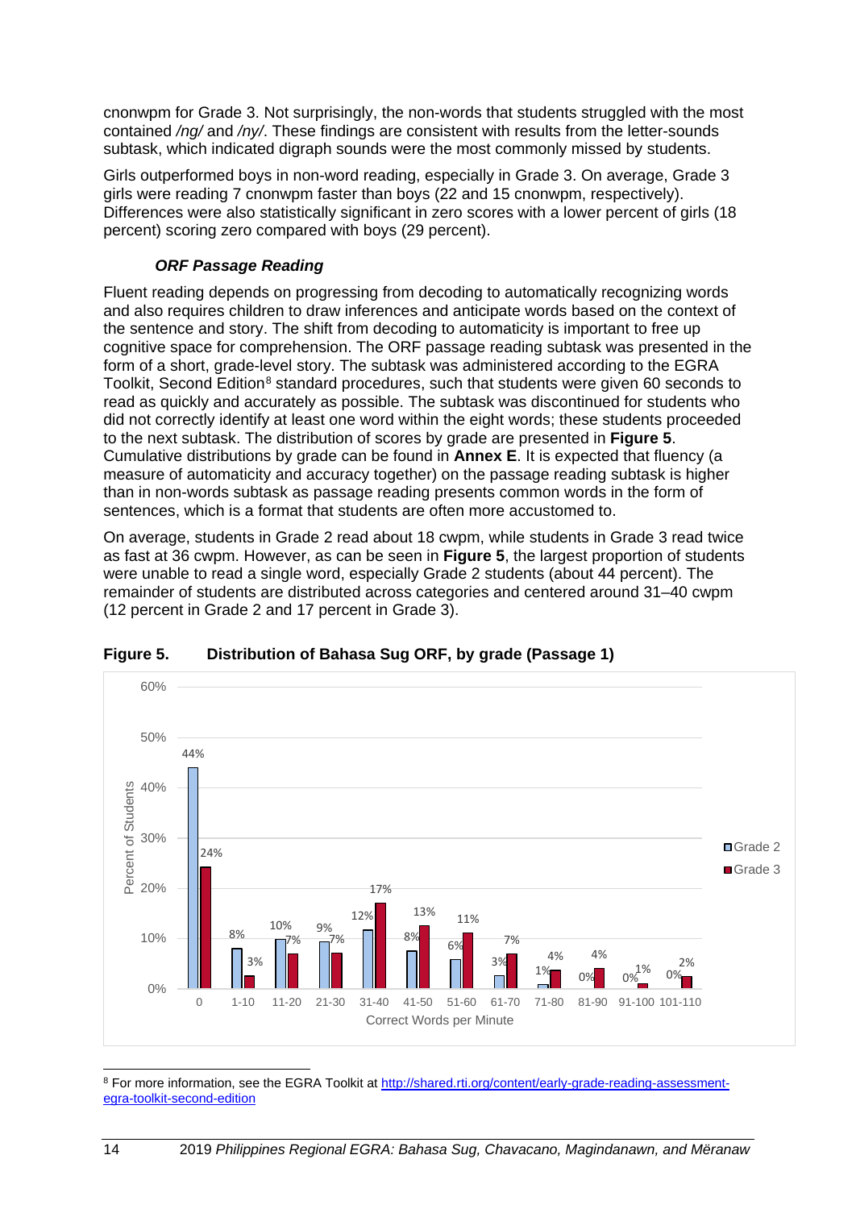cnonwpm for Grade 3. Not surprisingly, the non-words that students struggled with the most contained */ng/* and */ny/*. These findings are consistent with results from the letter-sounds subtask, which indicated digraph sounds were the most commonly missed by students.

Girls outperformed boys in non-word reading, especially in Grade 3. On average, Grade 3 girls were reading 7 cnonwpm faster than boys (22 and 15 cnonwpm, respectively). Differences were also statistically significant in zero scores with a lower percent of girls (18 percent) scoring zero compared with boys (29 percent).

### *ORF Passage Reading*

Fluent reading depends on progressing from decoding to automatically recognizing words and also requires children to draw inferences and anticipate words based on the context of the sentence and story. The shift from decoding to automaticity is important to free up cognitive space for comprehension. The ORF passage reading subtask was presented in the form of a short, grade-level story. The subtask was administered according to the EGRA Toolkit, Second Edition[8] standard procedures, such that students were given 60 seconds to read as quickly and accurately as possible. The subtask was discontinued for students who did not correctly identify at least one word within the eight words; these students proceeded to the next subtask. The distribution of scores by grade are presented in **Figure 5**. Cumulative distributions by grade can be found in **Annex E**. It is expected that fluency (a measure of automaticity and accuracy together) on the passage reading subtask is higher than in non-words subtask as passage reading presents common words in the form of sentences, which is a format that students are often more accustomed to.

On average, students in Grade 2 read about 18 cwpm, while students in Grade 3 read twice as fast at 36 cwpm. However, as can be seen in **Figure 5**, the largest proportion of students were unable to read a single word, especially Grade 2 students (about 44 percent). The remainder of students are distributed across categories and centered around 31–40 cwpm (12 percent in Grade 2 and 17 percent in Grade 3).

**Figure 5. Distribution of Bahasa Sug ORF, by grade (Passage 1)**

| Correct Words per Minute | Grade 2 | Grade 3 |
|---|---|---|
| 0 | 44% | 24% |
| 1-10 | 8% | 3% |
| 11-20 | 10% | 7% |
| 21-30 | 9% | 7% |
| 31-40 | 12% | 17% |
| 41-50 | 8% | 13% |
| 51-60 | 6% | 11% |
| 61-70 | 3% | 7% |
| 71-80 | 1% | 4% |
| 81-90 | 0% | 4% |
| 91-100 | 0% | 1% |
| 101-110 | 0% | 2% |

[8] For more information, see the EGRA Toolkit at http://shared.rti.org/content/early-grade-reading-assessment-egra-toolkit-second-edition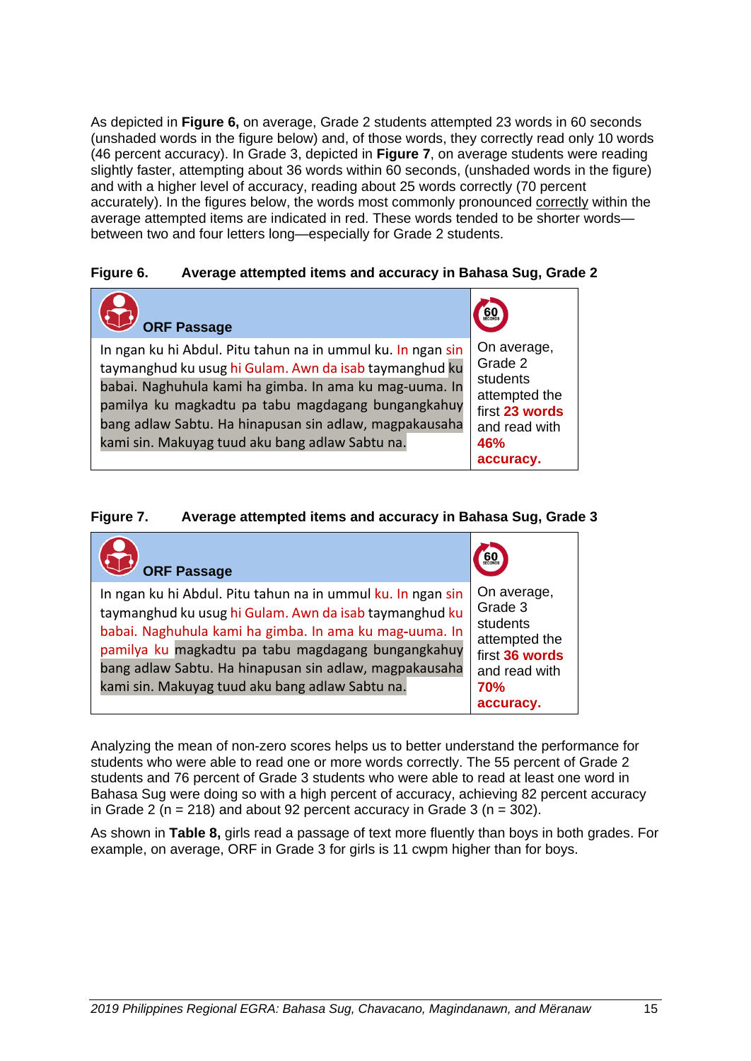As depicted in **Figure 6,** on average, Grade 2 students attempted 23 words in 60 seconds (unshaded words in the figure below) and, of those words, they correctly read only 10 words (46 percent accuracy). In Grade 3, depicted in **Figure 7**, on average students were reading slightly faster, attempting about 36 words within 60 seconds, (unshaded words in the figure) and with a higher level of accuracy, reading about 25 words correctly (70 percent accurately). In the figures below, the words most commonly pronounced correctly within the average attempted items are indicated in red. These words tended to be shorter words—between two and four letters long—especially for Grade 2 students.

**Figure 6. Average attempted items and accuracy in Bahasa Sug, Grade 2**

| **ORF Passage** | 60 SECONDS |
|---|---|
| In ngan ku hi Abdul. Pitu tahun na in ummul ku. In ngan sin taymanghud ku usug hi Gulam. Awn da isab taymanghud ku babai. Naghuhula kami ha gimba. In ama ku mag-uuma. In pamilya ku magkadtu pa tabu magdagang bungangkahuy bang adlaw Sabtu. Ha hinapusan sin adlaw, magpakausaha kami sin. Makuyag tuud aku bang adlaw Sabtu na. | On average, Grade 2 students attempted the first **23 words** and read with **46% accuracy.** |

**Figure 7. Average attempted items and accuracy in Bahasa Sug, Grade 3**

| **ORF Passage** | 60 SECONDS |
|---|---|
| In ngan ku hi Abdul. Pitu tahun na in ummul ku. In ngan sin taymanghud ku usug hi Gulam. Awn da isab taymanghud ku babai. Naghuhula kami ha gimba. In ama ku mag-uuma. In pamilya ku magkadtu pa tabu magdagang bungangkahuy bang adlaw Sabtu. Ha hinapusan sin adlaw, magpakausaha kami sin. Makuyag tuud aku bang adlaw Sabtu na. | On average, Grade 3 students attempted the first **36 words** and read with **70% accuracy.** |

Analyzing the mean of non-zero scores helps us to better understand the performance for students who were able to read one or more words correctly. The 55 percent of Grade 2 students and 76 percent of Grade 3 students who were able to read at least one word in Bahasa Sug were doing so with a high percent of accuracy, achieving 82 percent accuracy in Grade 2 (n = 218) and about 92 percent accuracy in Grade 3 (n = 302).

As shown in **Table 8,** girls read a passage of text more fluently than boys in both grades. For example, on average, ORF in Grade 3 for girls is 11 cwpm higher than for boys.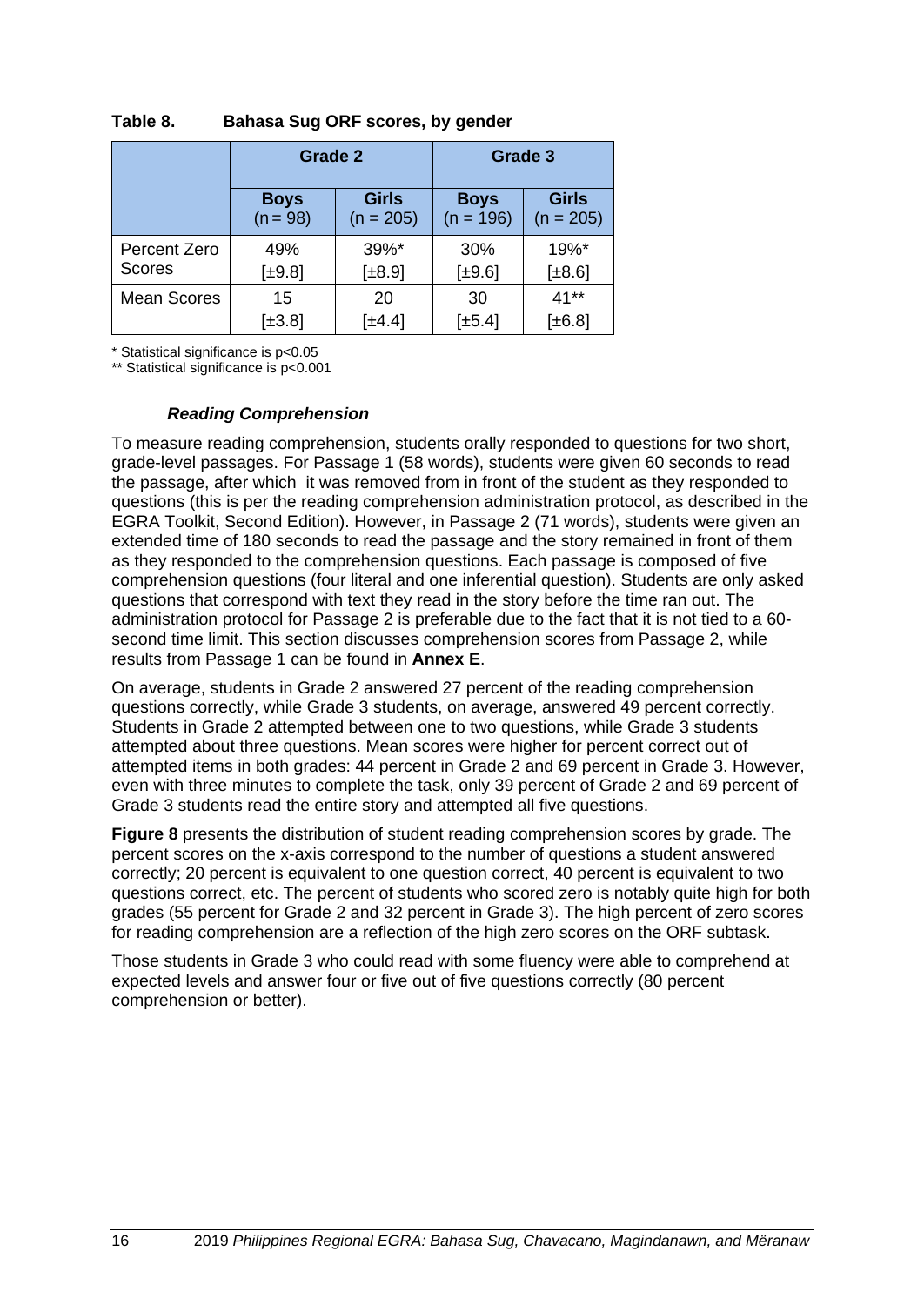**Table 8. Bahasa Sug ORF scores, by gender**

| | Grade 2 | | Grade 3 | |
|---|---|---|---|---|
| | **Boys** (n = 98) | **Girls** (n = 205) | **Boys** (n = 196) | **Girls** (n = 205) |
| Percent Zero Scores | 49% [±9.8] | 39%* [±8.9] | 30% [±9.6] | 19%* [±8.6] |
| Mean Scores | 15 [±3.8] | 20 [±4.4] | 30 [±5.4] | 41** [±6.8] |

* Statistical significance is p<0.05
** Statistical significance is p<0.001

### *Reading Comprehension*

To measure reading comprehension, students orally responded to questions for two short, grade-level passages. For Passage 1 (58 words), students were given 60 seconds to read the passage, after which it was removed from in front of the student as they responded to questions (this is per the reading comprehension administration protocol, as described in the EGRA Toolkit, Second Edition). However, in Passage 2 (71 words), students were given an extended time of 180 seconds to read the passage and the story remained in front of them as they responded to the comprehension questions. Each passage is composed of five comprehension questions (four literal and one inferential question). Students are only asked questions that correspond with text they read in the story before the time ran out. The administration protocol for Passage 2 is preferable due to the fact that it is not tied to a 60-second time limit. This section discusses comprehension scores from Passage 2, while results from Passage 1 can be found in **Annex E**.

On average, students in Grade 2 answered 27 percent of the reading comprehension questions correctly, while Grade 3 students, on average, answered 49 percent correctly. Students in Grade 2 attempted between one to two questions, while Grade 3 students attempted about three questions. Mean scores were higher for percent correct out of attempted items in both grades: 44 percent in Grade 2 and 69 percent in Grade 3. However, even with three minutes to complete the task, only 39 percent of Grade 2 and 69 percent of Grade 3 students read the entire story and attempted all five questions.

**Figure 8** presents the distribution of student reading comprehension scores by grade. The percent scores on the x-axis correspond to the number of questions a student answered correctly; 20 percent is equivalent to one question correct, 40 percent is equivalent to two questions correct, etc. The percent of students who scored zero is notably quite high for both grades (55 percent for Grade 2 and 32 percent in Grade 3). The high percent of zero scores for reading comprehension are a reflection of the high zero scores on the ORF subtask.

Those students in Grade 3 who could read with some fluency were able to comprehend at expected levels and answer four or five out of five questions correctly (80 percent comprehension or better).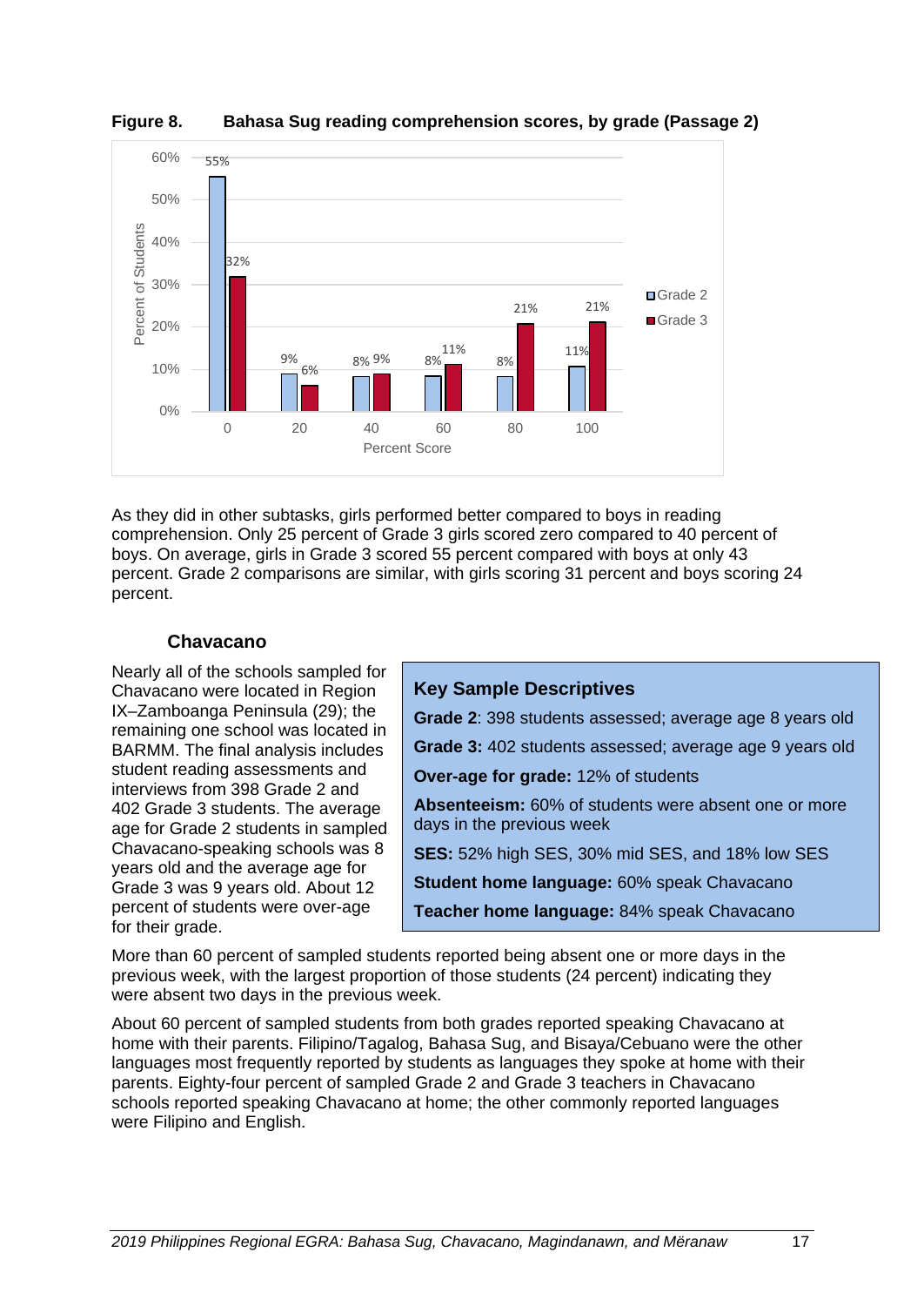**Figure 8. Bahasa Sug reading comprehension scores, by grade (Passage 2)**

| Percent Score | Grade 2 | Grade 3 |
|---|---|---|
| 0 | 55% | 32% |
| 20 | 9% | 6% |
| 40 | 8% | 9% |
| 60 | 8% | 11% |
| 80 | 8% | 21% |
| 100 | 11% | 21% |

As they did in other subtasks, girls performed better compared to boys in reading comprehension. Only 25 percent of Grade 3 girls scored zero compared to 40 percent of boys. On average, girls in Grade 3 scored 55 percent compared with boys at only 43 percent. Grade 2 comparisons are similar, with girls scoring 31 percent and boys scoring 24 percent.

### Chavacano

Nearly all of the schools sampled for Chavacano were located in Region IX–Zamboanga Peninsula (29); the remaining one school was located in BARMM. The final analysis includes student reading assessments and interviews from 398 Grade 2 and 402 Grade 3 students. The average age for Grade 2 students in sampled Chavacano-speaking schools was 8 years old and the average age for Grade 3 was 9 years old. About 12 percent of students were over-age for their grade.

> **Key Sample Descriptives**
>
> **Grade 2**: 398 students assessed; average age 8 years old
>
> **Grade 3:** 402 students assessed; average age 9 years old
>
> **Over-age for grade:** 12% of students
>
> **Absenteeism:** 60% of students were absent one or more days in the previous week
>
> **SES:** 52% high SES, 30% mid SES, and 18% low SES
>
> **Student home language:** 60% speak Chavacano
>
> **Teacher home language:** 84% speak Chavacano

More than 60 percent of sampled students reported being absent one or more days in the previous week, with the largest proportion of those students (24 percent) indicating they were absent two days in the previous week.

About 60 percent of sampled students from both grades reported speaking Chavacano at home with their parents. Filipino/Tagalog, Bahasa Sug, and Bisaya/Cebuano were the other languages most frequently reported by students as languages they spoke at home with their parents. Eighty-four percent of sampled Grade 2 and Grade 3 teachers in Chavacano schools reported speaking Chavacano at home; the other commonly reported languages were Filipino and English.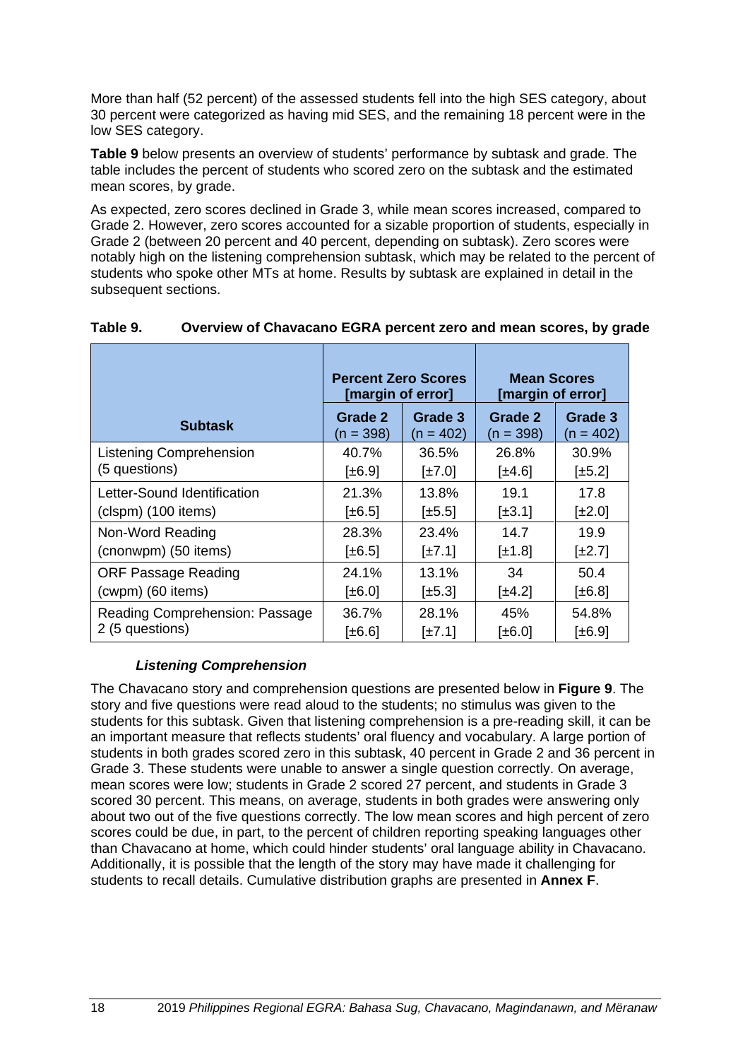More than half (52 percent) of the assessed students fell into the high SES category, about 30 percent were categorized as having mid SES, and the remaining 18 percent were in the low SES category.

**Table 9** below presents an overview of students' performance by subtask and grade. The table includes the percent of students who scored zero on the subtask and the estimated mean scores, by grade.

As expected, zero scores declined in Grade 3, while mean scores increased, compared to Grade 2. However, zero scores accounted for a sizable proportion of students, especially in Grade 2 (between 20 percent and 40 percent, depending on subtask). Zero scores were notably high on the listening comprehension subtask, which may be related to the percent of students who spoke other MTs at home. Results by subtask are explained in detail in the subsequent sections.

**Table 9. Overview of Chavacano EGRA percent zero and mean scores, by grade**

| | **Percent Zero Scores [margin of error]** | | **Mean Scores [margin of error]** | |
|---|---|---|---|---|
| **Subtask** | **Grade 2** (n = 398) | **Grade 3** (n = 402) | **Grade 2** (n = 398) | **Grade 3** (n = 402) |
| Listening Comprehension (5 questions) | 40.7% [±6.9] | 36.5% [±7.0] | 26.8% [±4.6] | 30.9% [±5.2] |
| Letter-Sound Identification (clspm) (100 items) | 21.3% [±6.5] | 13.8% [±5.5] | 19.1 [±3.1] | 17.8 [±2.0] |
| Non-Word Reading (cnonwpm) (50 items) | 28.3% [±6.5] | 23.4% [±7.1] | 14.7 [±1.8] | 19.9 [±2.7] |
| ORF Passage Reading (cwpm) (60 items) | 24.1% [±6.0] | 13.1% [±5.3] | 34 [±4.2] | 50.4 [±6.8] |
| Reading Comprehension: Passage 2 (5 questions) | 36.7% [±6.6] | 28.1% [±7.1] | 45% [±6.0] | 54.8% [±6.9] |

### *Listening Comprehension*

The Chavacano story and comprehension questions are presented below in **Figure 9**. The story and five questions were read aloud to the students; no stimulus was given to the students for this subtask. Given that listening comprehension is a pre-reading skill, it can be an important measure that reflects students' oral fluency and vocabulary. A large portion of students in both grades scored zero in this subtask, 40 percent in Grade 2 and 36 percent in Grade 3. These students were unable to answer a single question correctly. On average, mean scores were low; students in Grade 2 scored 27 percent, and students in Grade 3 scored 30 percent. This means, on average, students in both grades were answering only about two out of the five questions correctly. The low mean scores and high percent of zero scores could be due, in part, to the percent of children reporting speaking languages other than Chavacano at home, which could hinder students' oral language ability in Chavacano. Additionally, it is possible that the length of the story may have made it challenging for students to recall details. Cumulative distribution graphs are presented in **Annex F**.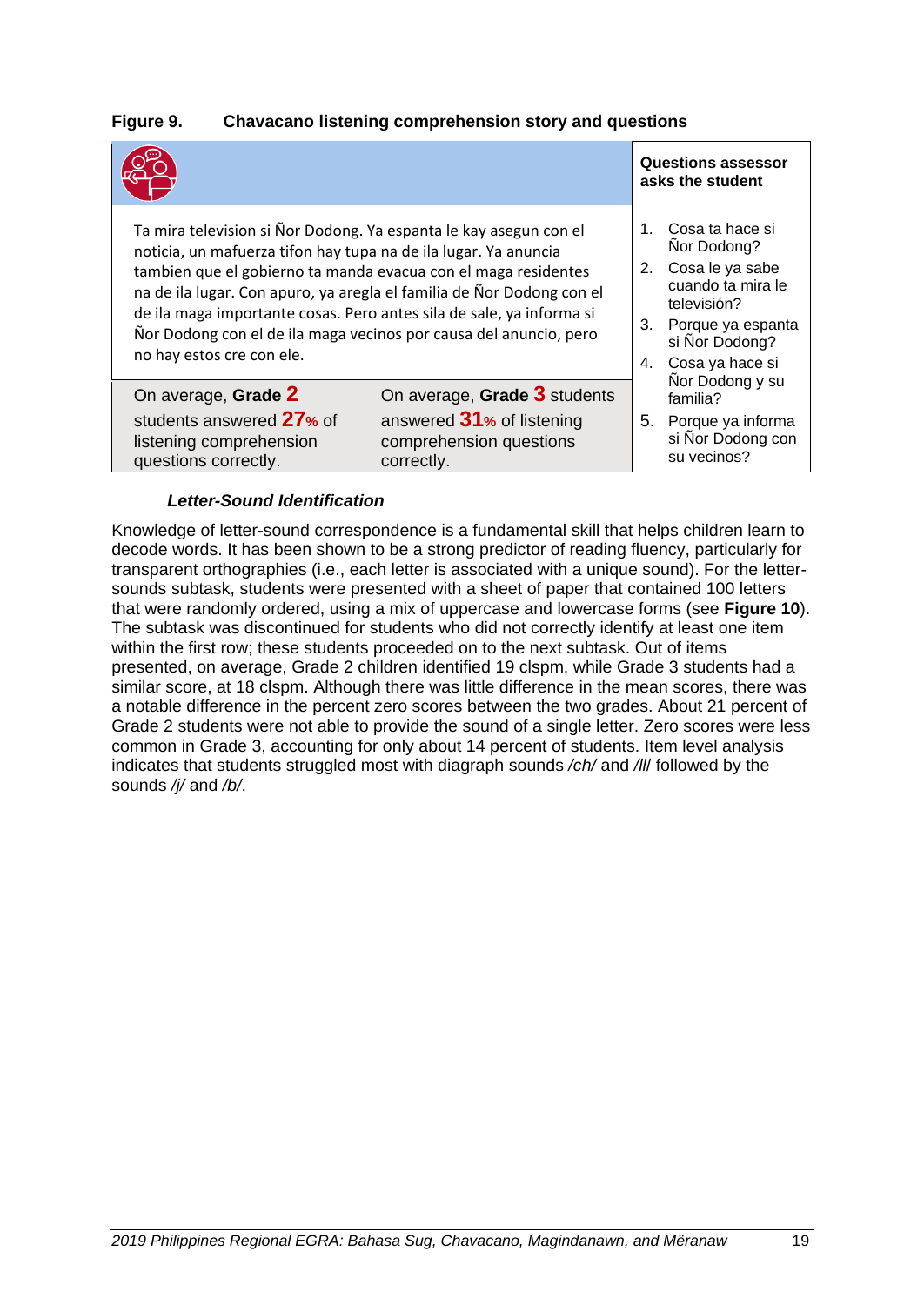**Figure 9. Chavacano listening comprehension story and questions**

| | | Questions assessor asks the student |
|---|---|---|
| Ta mira television si Ñor Dodong. Ya espanta le kay asegun con el noticia, un mafuerza tifon hay tupa na de ila lugar. Ya anuncia tambien que el gobierno ta manda evacua con el maga residentes na de ila lugar. Con apuro, ya aregla el familia de Ñor Dodong con el de ila maga importante cosas. Pero antes sila de sale, ya informa si Ñor Dodong con el de ila maga vecinos por causa del anuncio, pero no hay estos cre con ele. | | 1. Cosa ta hace si Ñor Dodong?<br>2. Cosa le ya sabe cuando ta mira le televisión?<br>3. Porque ya espanta si Ñor Dodong?<br>4. Cosa ya hace si Ñor Dodong y su familia?<br>5. Porque ya informa si Ñor Dodong con su vecinos? |
| On average, **Grade 2** students answered **27%** of listening comprehension questions correctly. | On average, **Grade 3** students answered **31%** of listening comprehension questions correctly. | |

#### *Letter-Sound Identification*

Knowledge of letter-sound correspondence is a fundamental skill that helps children learn to decode words. It has been shown to be a strong predictor of reading fluency, particularly for transparent orthographies (i.e., each letter is associated with a unique sound). For the letter-sounds subtask, students were presented with a sheet of paper that contained 100 letters that were randomly ordered, using a mix of uppercase and lowercase forms (see **Figure 10**). The subtask was discontinued for students who did not correctly identify at least one item within the first row; these students proceeded on to the next subtask. Out of items presented, on average, Grade 2 children identified 19 clspm, while Grade 3 students had a similar score, at 18 clspm. Although there was little difference in the mean scores, there was a notable difference in the percent zero scores between the two grades. About 21 percent of Grade 2 students were not able to provide the sound of a single letter. Zero scores were less common in Grade 3, accounting for only about 14 percent of students. Item level analysis indicates that students struggled most with diagraph sounds */ch/* and */ll/* followed by the sounds */j/* and */b/*.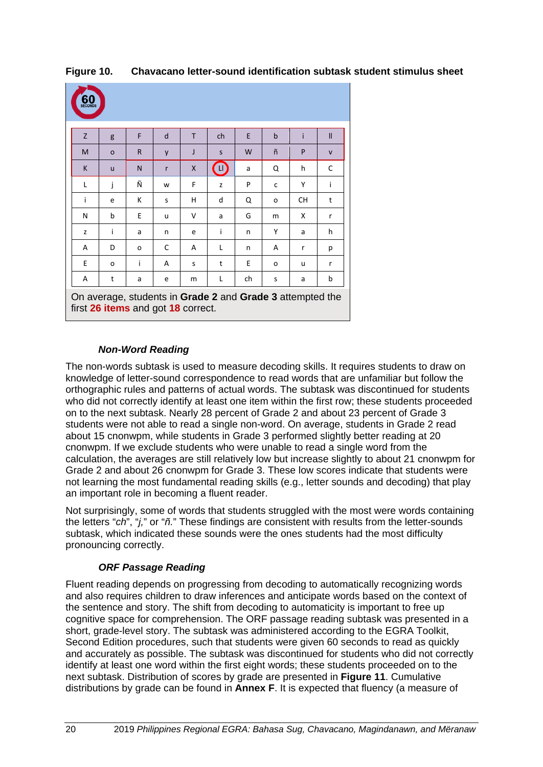**Figure 10. Chavacano letter-sound identification subtask student stimulus sheet**

60 SECONDS

| Z | g | F | d | T | ch | E | b | i | ll |
|---|---|---|---|---|---|---|---|---|---|
| M | o | R | y | J | s | W | ñ | P | v |
| K | u | N | r | X | Ll | a | Q | h | C |
| L | j | Ñ | w | F | z | P | c | Y | i |
| i | e | K | s | H | d | Q | o | CH | t |
| N | b | E | u | V | a | G | m | X | r |
| z | i | a | n | e | i | n | Y | a | h |
| A | D | o | C | A | L | n | A | r | p |
| E | o | i | A | s | t | E | o | u | r |
| A | t | a | e | m | L | ch | s | a | b |

On average, students in **Grade 2** and **Grade 3** attempted the first **26 items** and got **18** correct.

### *Non-Word Reading*

The non-words subtask is used to measure decoding skills. It requires students to draw on knowledge of letter-sound correspondence to read words that are unfamiliar but follow the orthographic rules and patterns of actual words. The subtask was discontinued for students who did not correctly identify at least one item within the first row; these students proceeded on to the next subtask. Nearly 28 percent of Grade 2 and about 23 percent of Grade 3 students were not able to read a single non-word. On average, students in Grade 2 read about 15 cnonwpm, while students in Grade 3 performed slightly better reading at 20 cnonwpm. If we exclude students who were unable to read a single word from the calculation, the averages are still relatively low but increase slightly to about 21 cnonwpm for Grade 2 and about 26 cnonwpm for Grade 3. These low scores indicate that students were not learning the most fundamental reading skills (e.g., letter sounds and decoding) that play an important role in becoming a fluent reader.

Not surprisingly, some of words that students struggled with the most were words containing the letters "*ch*", "*j,*" or "*ñ.*" These findings are consistent with results from the letter-sounds subtask, which indicated these sounds were the ones students had the most difficulty pronouncing correctly.

### *ORF Passage Reading*

Fluent reading depends on progressing from decoding to automatically recognizing words and also requires children to draw inferences and anticipate words based on the context of the sentence and story. The shift from decoding to automaticity is important to free up cognitive space for comprehension. The ORF passage reading subtask was presented in a short, grade-level story. The subtask was administered according to the EGRA Toolkit, Second Edition procedures, such that students were given 60 seconds to read as quickly and accurately as possible. The subtask was discontinued for students who did not correctly identify at least one word within the first eight words; these students proceeded on to the next subtask. Distribution of scores by grade are presented in **Figure 11**. Cumulative distributions by grade can be found in **Annex F**. It is expected that fluency (a measure of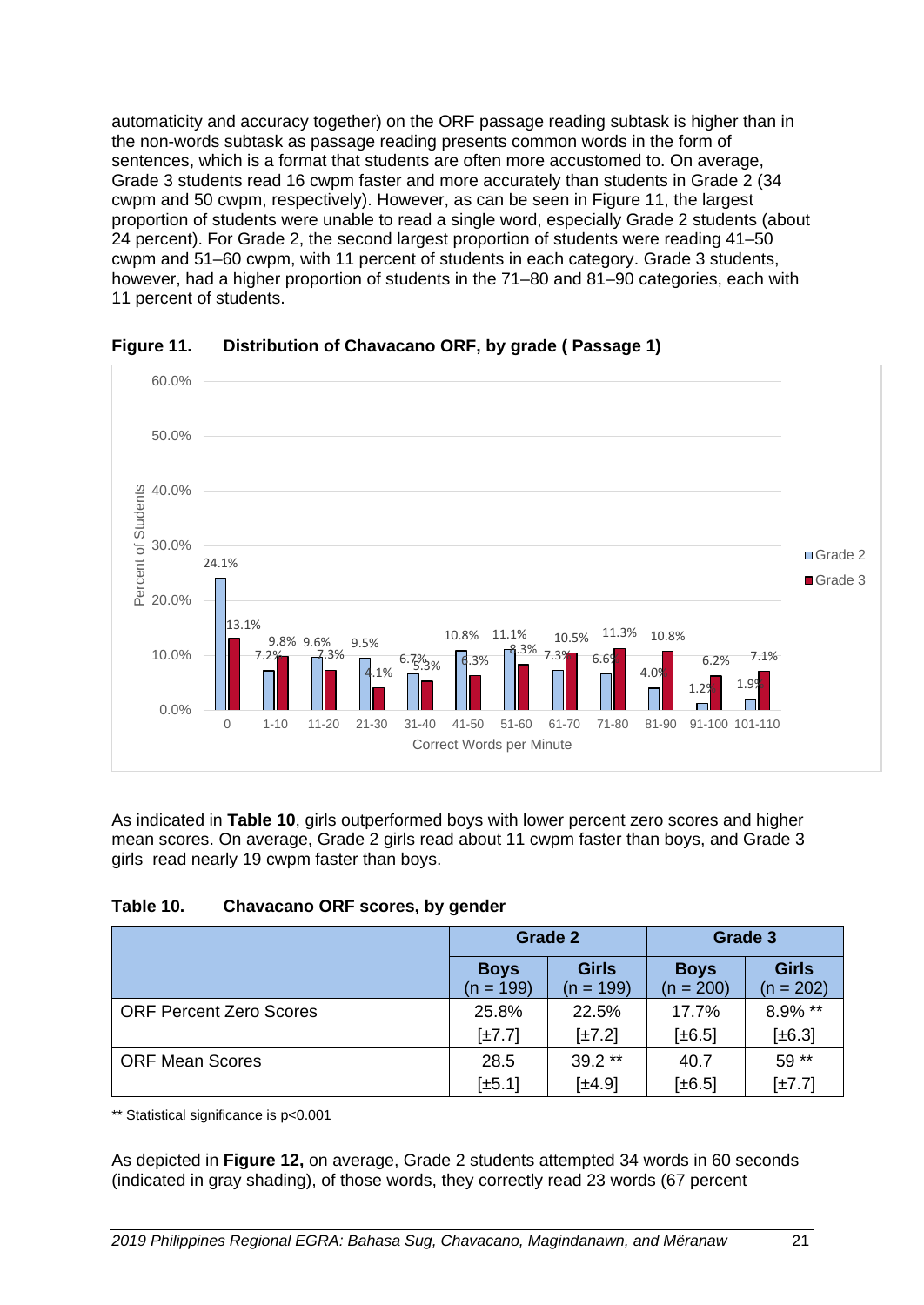automaticity and accuracy together) on the ORF passage reading subtask is higher than in the non-words subtask as passage reading presents common words in the form of sentences, which is a format that students are often more accustomed to. On average, Grade 3 students read 16 cwpm faster and more accurately than students in Grade 2 (34 cwpm and 50 cwpm, respectively). However, as can be seen in Figure 11, the largest proportion of students were unable to read a single word, especially Grade 2 students (about 24 percent). For Grade 2, the second largest proportion of students were reading 41–50 cwpm and 51–60 cwpm, with 11 percent of students in each category. Grade 3 students, however, had a higher proportion of students in the 71–80 and 81–90 categories, each with 11 percent of students.

**Figure 11. Distribution of Chavacano ORF, by grade ( Passage 1)**

| Correct Words per Minute | Grade 2 | Grade 3 |
|---|---|---|
| 0 | 24.1% | 13.1% |
| 1-10 | 7.2% | 9.8% |
| 11-20 | 9.6% | 7.3% |
| 21-30 | 9.5% | 4.1% |
| 31-40 | 6.7% | 5.3% |
| 41-50 | 10.8% | 6.3% |
| 51-60 | 11.1% | 8.3% |
| 61-70 | 7.3% | 10.5% |
| 71-80 | 6.6% | 11.3% |
| 81-90 | 4.0% | 10.8% |
| 91-100 | 1.2% | 6.2% |
| 101-110 | 1.9% | 7.1% |

As indicated in **Table 10**, girls outperformed boys with lower percent zero scores and higher mean scores. On average, Grade 2 girls read about 11 cwpm faster than boys, and Grade 3 girls read nearly 19 cwpm faster than boys.

**Table 10. Chavacano ORF scores, by gender**

| | Grade 2 | | Grade 3 | |
|---|---|---|---|---|
| | **Boys** (n = 199) | **Girls** (n = 199) | **Boys** (n = 200) | **Girls** (n = 202) |
| ORF Percent Zero Scores | 25.8% [±7.7] | 22.5% [±7.2] | 17.7% [±6.5] | 8.9% ** [±6.3] |
| ORF Mean Scores | 28.5 [±5.1] | 39.2 ** [±4.9] | 40.7 [±6.5] | 59 ** [±7.7] |

** Statistical significance is p<0.001

As depicted in **Figure 12,** on average, Grade 2 students attempted 34 words in 60 seconds (indicated in gray shading), of those words, they correctly read 23 words (67 percent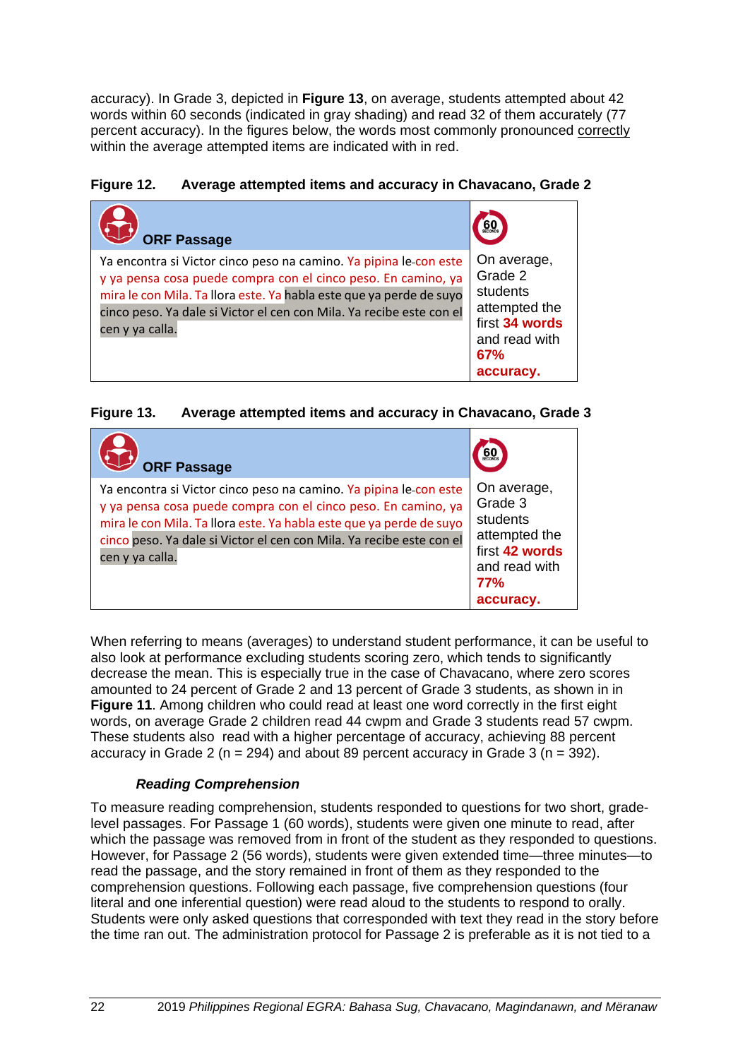accuracy). In Grade 3, depicted in **Figure 13**, on average, students attempted about 42 words within 60 seconds (indicated in gray shading) and read 32 of them accurately (77 percent accuracy). In the figures below, the words most commonly pronounced correctly within the average attempted items are indicated with in red.

**Figure 12. Average attempted items and accuracy in Chavacano, Grade 2**

| ORF Passage | 60 SECONDS |
|---|---|
| Ya encontra si Victor cinco peso na camino. Ya pipina le-con este y ya pensa cosa puede compra con el cinco peso. En camino, ya mira le con Mila. Ta llora este. Ya habla este que ya perde de suyo cinco peso. Ya dale si Victor el cen con Mila. Ya recibe este con el cen y ya calla. | On average, Grade 2 students attempted the first **34 words** and read with **67% accuracy.** |

**Figure 13. Average attempted items and accuracy in Chavacano, Grade 3**

| ORF Passage | 60 SECONDS |
|---|---|
| Ya encontra si Victor cinco peso na camino. Ya pipina le-con este y ya pensa cosa puede compra con el cinco peso. En camino, ya mira le con Mila. Ta llora este. Ya habla este que ya perde de suyo cinco peso. Ya dale si Victor el cen con Mila. Ya recibe este con el cen y ya calla. | On average, Grade 3 students attempted the first **42 words** and read with **77% accuracy.** |

When referring to means (averages) to understand student performance, it can be useful to also look at performance excluding students scoring zero, which tends to significantly decrease the mean. This is especially true in the case of Chavacano, where zero scores amounted to 24 percent of Grade 2 and 13 percent of Grade 3 students, as shown in in **Figure 11**. Among children who could read at least one word correctly in the first eight words, on average Grade 2 children read 44 cwpm and Grade 3 students read 57 cwpm. These students also read with a higher percentage of accuracy, achieving 88 percent accuracy in Grade 2 (n = 294) and about 89 percent accuracy in Grade 3 (n = 392).

### *Reading Comprehension*

To measure reading comprehension, students responded to questions for two short, grade-level passages. For Passage 1 (60 words), students were given one minute to read, after which the passage was removed from in front of the student as they responded to questions. However, for Passage 2 (56 words), students were given extended time—three minutes—to read the passage, and the story remained in front of them as they responded to the comprehension questions. Following each passage, five comprehension questions (four literal and one inferential question) were read aloud to the students to respond to orally. Students were only asked questions that corresponded with text they read in the story before the time ran out. The administration protocol for Passage 2 is preferable as it is not tied to a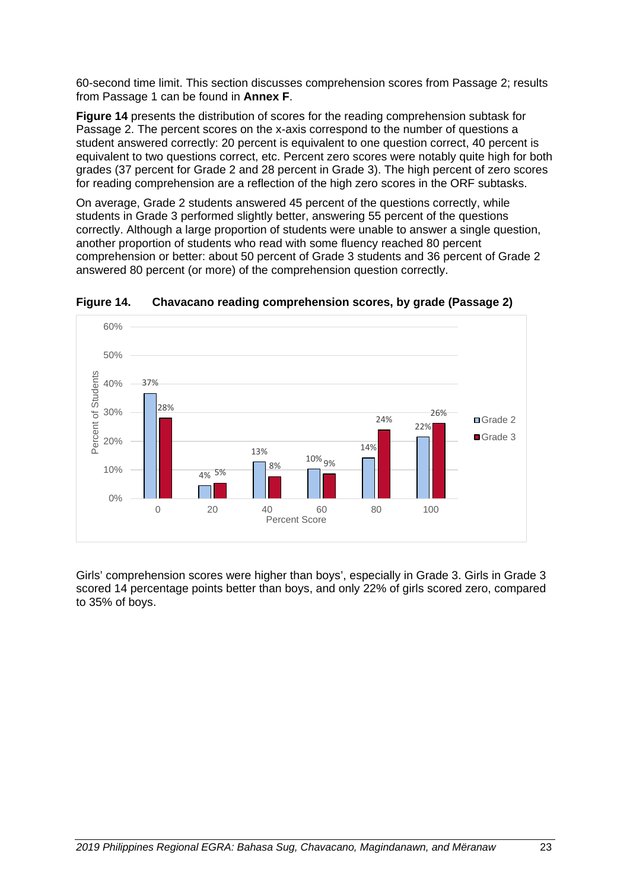60-second time limit. This section discusses comprehension scores from Passage 2; results from Passage 1 can be found in **Annex F**.

**Figure 14** presents the distribution of scores for the reading comprehension subtask for Passage 2. The percent scores on the x-axis correspond to the number of questions a student answered correctly: 20 percent is equivalent to one question correct, 40 percent is equivalent to two questions correct, etc. Percent zero scores were notably quite high for both grades (37 percent for Grade 2 and 28 percent in Grade 3). The high percent of zero scores for reading comprehension are a reflection of the high zero scores in the ORF subtasks.

On average, Grade 2 students answered 45 percent of the questions correctly, while students in Grade 3 performed slightly better, answering 55 percent of the questions correctly. Although a large proportion of students were unable to answer a single question, another proportion of students who read with some fluency reached 80 percent comprehension or better: about 50 percent of Grade 3 students and 36 percent of Grade 2 answered 80 percent (or more) of the comprehension question correctly.

**Figure 14. Chavacano reading comprehension scores, by grade (Passage 2)**

| Percent Score | Grade 2 | Grade 3 |
|---|---|---|
| 0 | 37% | 28% |
| 20 | 4% | 5% |
| 40 | 13% | 8% |
| 60 | 10% | 9% |
| 80 | 14% | 24% |
| 100 | 22% | 26% |

Girls' comprehension scores were higher than boys', especially in Grade 3. Girls in Grade 3 scored 14 percentage points better than boys, and only 22% of girls scored zero, compared to 35% of boys.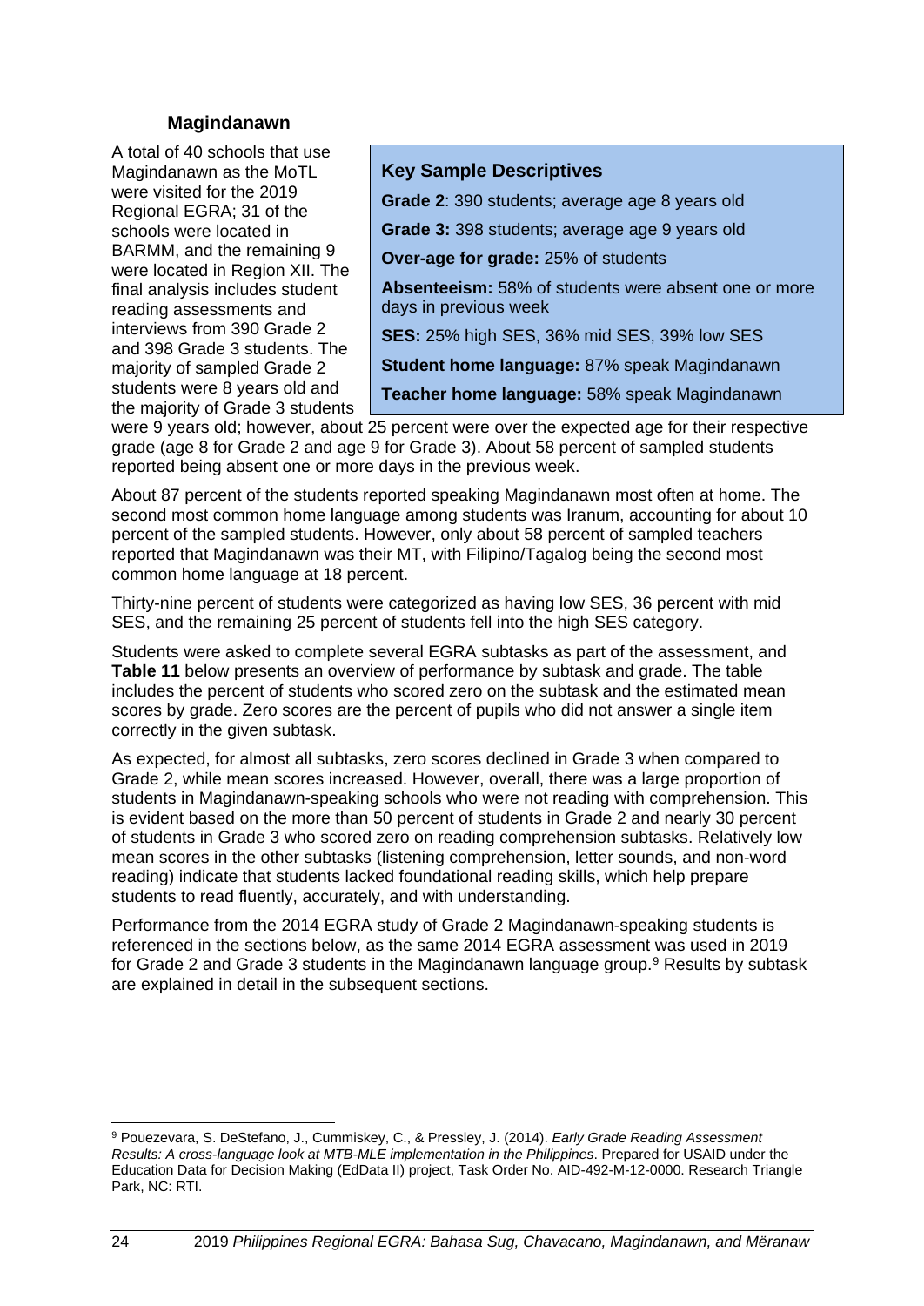### Magindanawn

> **Key Sample Descriptives**
>
> **Grade 2**: 390 students; average age 8 years old
>
> **Grade 3:** 398 students; average age 9 years old
>
> **Over-age for grade:** 25% of students
>
> **Absenteeism:** 58% of students were absent one or more days in previous week
>
> **SES:** 25% high SES, 36% mid SES, 39% low SES
>
> **Student home language:** 87% speak Magindanawn
>
> **Teacher home language:** 58% speak Magindanawn

A total of 40 schools that use Magindanawn as the MoTL were visited for the 2019 Regional EGRA; 31 of the schools were located in BARMM, and the remaining 9 were located in Region XII. The final analysis includes student reading assessments and interviews from 390 Grade 2 and 398 Grade 3 students. The majority of sampled Grade 2 students were 8 years old and the majority of Grade 3 students were 9 years old; however, about 25 percent were over the expected age for their respective grade (age 8 for Grade 2 and age 9 for Grade 3). About 58 percent of sampled students reported being absent one or more days in the previous week.

About 87 percent of the students reported speaking Magindanawn most often at home. The second most common home language among students was Iranum, accounting for about 10 percent of the sampled students. However, only about 58 percent of sampled teachers reported that Magindanawn was their MT, with Filipino/Tagalog being the second most common home language at 18 percent.

Thirty-nine percent of students were categorized as having low SES, 36 percent with mid SES, and the remaining 25 percent of students fell into the high SES category.

Students were asked to complete several EGRA subtasks as part of the assessment, and **Table 11** below presents an overview of performance by subtask and grade. The table includes the percent of students who scored zero on the subtask and the estimated mean scores by grade. Zero scores are the percent of pupils who did not answer a single item correctly in the given subtask.

As expected, for almost all subtasks, zero scores declined in Grade 3 when compared to Grade 2, while mean scores increased. However, overall, there was a large proportion of students in Magindanawn-speaking schools who were not reading with comprehension. This is evident based on the more than 50 percent of students in Grade 2 and nearly 30 percent of students in Grade 3 who scored zero on reading comprehension subtasks. Relatively low mean scores in the other subtasks (listening comprehension, letter sounds, and non-word reading) indicate that students lacked foundational reading skills, which help prepare students to read fluently, accurately, and with understanding.

Performance from the 2014 EGRA study of Grade 2 Magindanawn-speaking students is referenced in the sections below, as the same 2014 EGRA assessment was used in 2019 for Grade 2 and Grade 3 students in the Magindanawn language group.[9] Results by subtask are explained in detail in the subsequent sections.

[9] Pouezevara, S. DeStefano, J., Cummiskey, C., & Pressley, J. (2014). *Early Grade Reading Assessment Results: A cross-language look at MTB-MLE implementation in the Philippines*. Prepared for USAID under the Education Data for Decision Making (EdData II) project, Task Order No. AID-492-M-12-0000. Research Triangle Park, NC: RTI.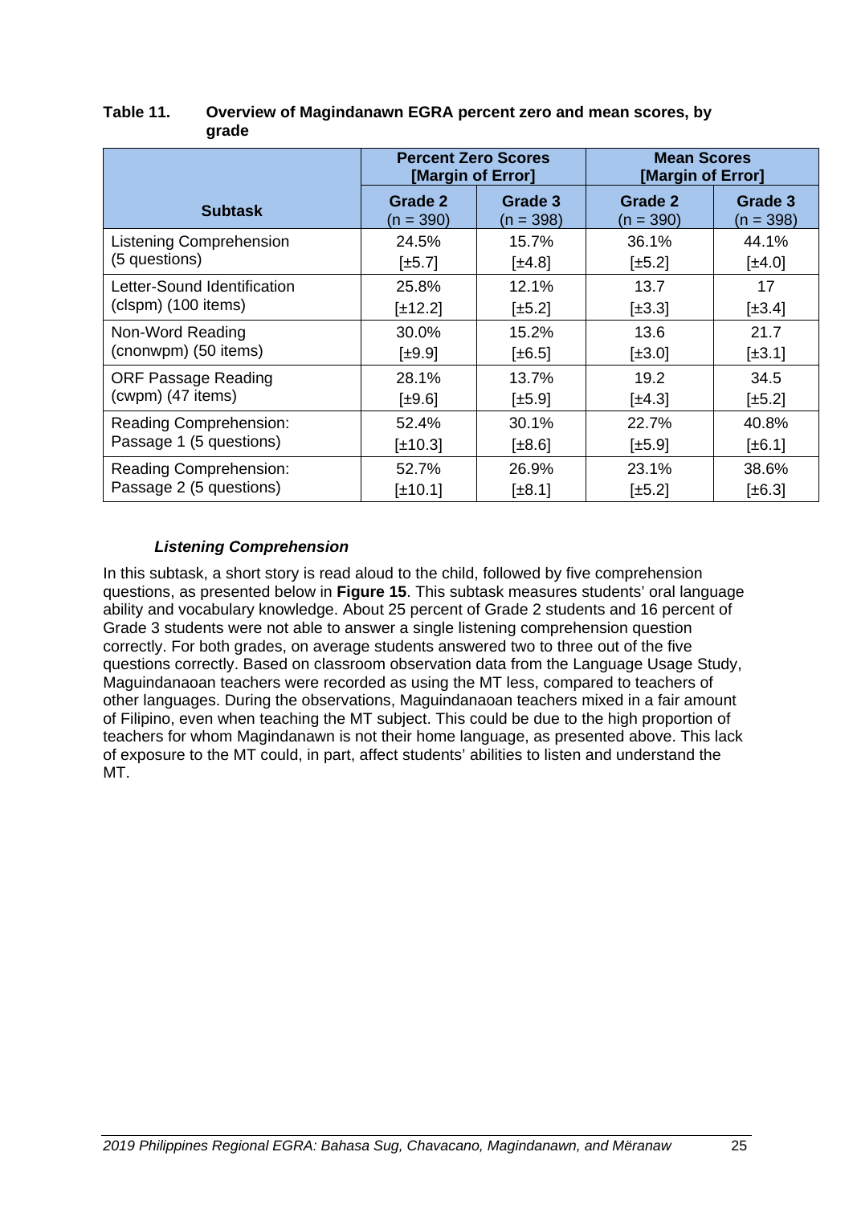**Table 11. Overview of Magindanawn EGRA percent zero and mean scores, by grade**

| Subtask | Percent Zero Scores [Margin of Error] | | Mean Scores [Margin of Error] | |
|---|---|---|---|---|
| | Grade 2 (n = 390) | Grade 3 (n = 398) | Grade 2 (n = 390) | Grade 3 (n = 398) |
| Listening Comprehension (5 questions) | 24.5% [±5.7] | 15.7% [±4.8] | 36.1% [±5.2] | 44.1% [±4.0] |
| Letter-Sound Identification (clspm) (100 items) | 25.8% [±12.2] | 12.1% [±5.2] | 13.7 [±3.3] | 17 [±3.4] |
| Non-Word Reading (cnonwpm) (50 items) | 30.0% [±9.9] | 15.2% [±6.5] | 13.6 [±3.0] | 21.7 [±3.1] |
| ORF Passage Reading (cwpm) (47 items) | 28.1% [±9.6] | 13.7% [±5.9] | 19.2 [±4.3] | 34.5 [±5.2] |
| Reading Comprehension: Passage 1 (5 questions) | 52.4% [±10.3] | 30.1% [±8.6] | 22.7% [±5.9] | 40.8% [±6.1] |
| Reading Comprehension: Passage 2 (5 questions) | 52.7% [±10.1] | 26.9% [±8.1] | 23.1% [±5.2] | 38.6% [±6.3] |

#### *Listening Comprehension*

In this subtask, a short story is read aloud to the child, followed by five comprehension questions, as presented below in **Figure 15**. This subtask measures students' oral language ability and vocabulary knowledge. About 25 percent of Grade 2 students and 16 percent of Grade 3 students were not able to answer a single listening comprehension question correctly. For both grades, on average students answered two to three out of the five questions correctly. Based on classroom observation data from the Language Usage Study, Maguindanaoan teachers were recorded as using the MT less, compared to teachers of other languages. During the observations, Maguindanaoan teachers mixed in a fair amount of Filipino, even when teaching the MT subject. This could be due to the high proportion of teachers for whom Magindanawn is not their home language, as presented above. This lack of exposure to the MT could, in part, affect students' abilities to listen and understand the MT.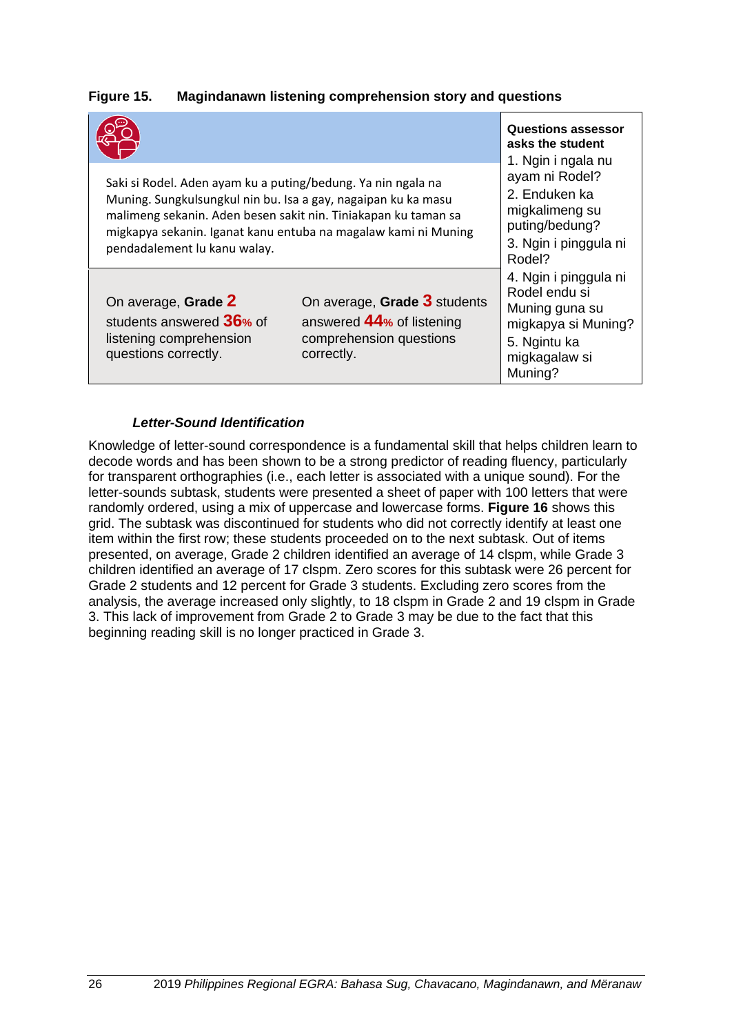**Figure 15. Magindanawn listening comprehension story and questions**

Saki si Rodel. Aden ayam ku a puting/bedung. Ya nin ngala na Muning. Sungkulsungkul nin bu. Isa a gay, nagaipan ku ka masu malimeng sekanin. Aden besen sakit nin. Tiniakapan ku taman sa migkapya sekanin. Iganat kanu entuba na magalaw kami ni Muning pendadalement lu kanu walay.

On average, **Grade 2** students answered **36%** of listening comprehension questions correctly.

On average, **Grade 3** students answered **44%** of listening comprehension questions correctly.

**Questions assessor asks the student**

1. Ngin i ngala nu ayam ni Rodel?
2. Enduken ka migkalimeng su puting/bedung?
3. Ngin i pinggula ni Rodel?
4. Ngin i pinggula ni Rodel endu si Muning guna su migkapya si Muning?
5. Ngintu ka migkagalaw si Muning?

### *Letter-Sound Identification*

Knowledge of letter-sound correspondence is a fundamental skill that helps children learn to decode words and has been shown to be a strong predictor of reading fluency, particularly for transparent orthographies (i.e., each letter is associated with a unique sound). For the letter-sounds subtask, students were presented a sheet of paper with 100 letters that were randomly ordered, using a mix of uppercase and lowercase forms. **Figure 16** shows this grid. The subtask was discontinued for students who did not correctly identify at least one item within the first row; these students proceeded on to the next subtask. Out of items presented, on average, Grade 2 children identified an average of 14 clspm, while Grade 3 children identified an average of 17 clspm. Zero scores for this subtask were 26 percent for Grade 2 students and 12 percent for Grade 3 students. Excluding zero scores from the analysis, the average increased only slightly, to 18 clspm in Grade 2 and 19 clspm in Grade 3. This lack of improvement from Grade 2 to Grade 3 may be due to the fact that this beginning reading skill is no longer practiced in Grade 3.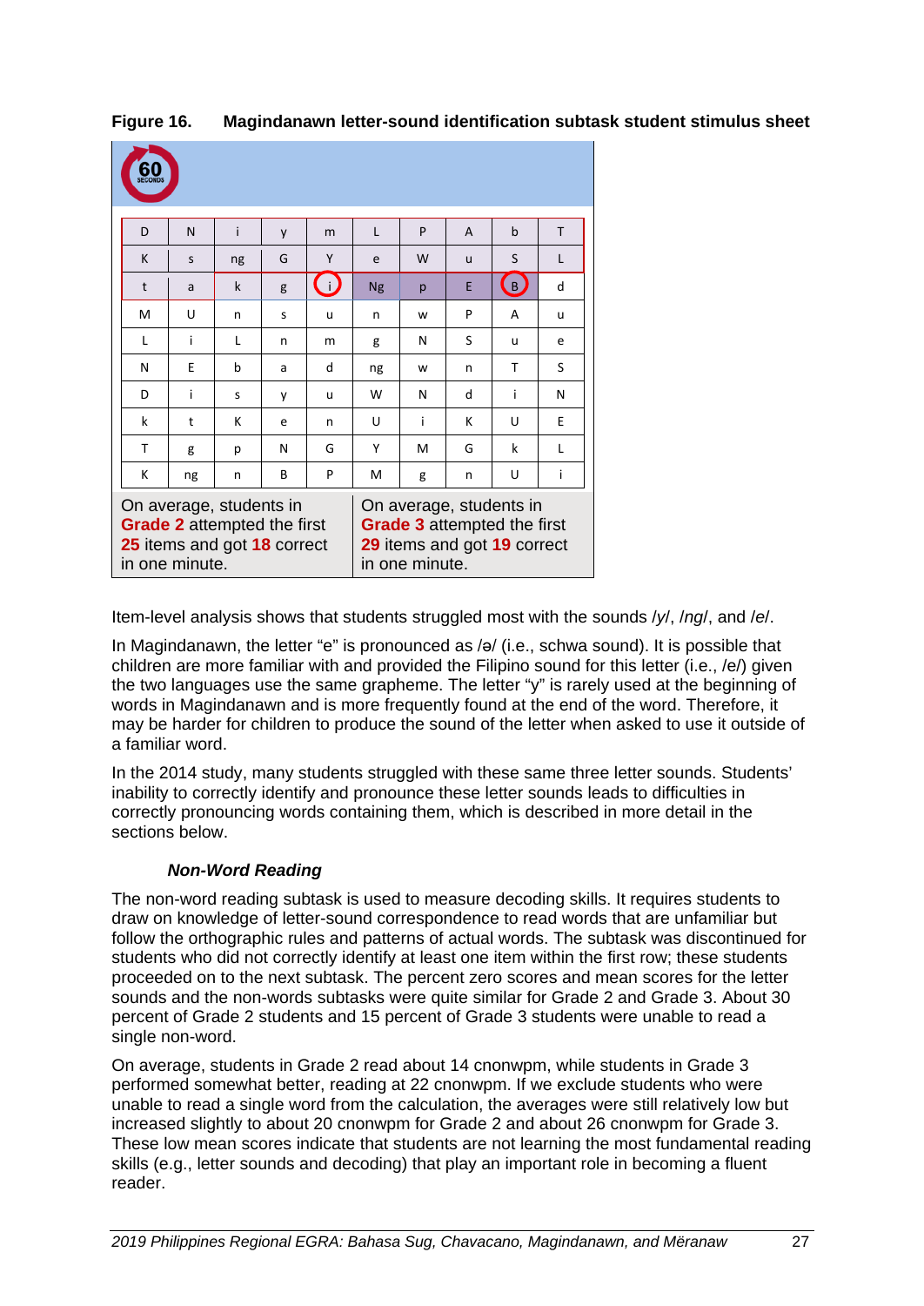**Figure 16. Magindanawn letter-sound identification subtask student stimulus sheet**

60 SECONDS

| D | N | i | y | m | L | P | A | b | T |
|---|---|---|---|---|---|---|---|---|---|
| K | s | ng | G | Y | e | W | u | S | L |
| t | a | k | g | i | Ng | p | E | B | d |
| M | U | n | s | u | n | w | P | A | u |
| L | i | L | n | m | g | N | S | u | e |
| N | E | b | a | d | ng | w | n | T | S |
| D | i | s | y | u | W | N | d | i | N |
| k | t | K | e | n | U | i | K | U | E |
| T | g | p | N | G | Y | M | G | k | L |
| K | ng | n | B | P | M | g | n | U | i |

| On average, students in **Grade 2** attempted the first **25** items and got **18** correct in one minute. | On average, students in **Grade 3** attempted the first **29** items and got **19** correct in one minute. |
|---|---|

Item-level analysis shows that students struggled most with the sounds /y/, /ng/, and /e/.

In Magindanawn, the letter "e" is pronounced as /ə/ (i.e., schwa sound). It is possible that children are more familiar with and provided the Filipino sound for this letter (i.e., /e/) given the two languages use the same grapheme. The letter "y" is rarely used at the beginning of words in Magindanawn and is more frequently found at the end of the word. Therefore, it may be harder for children to produce the sound of the letter when asked to use it outside of a familiar word.

In the 2014 study, many students struggled with these same three letter sounds. Students' inability to correctly identify and pronounce these letter sounds leads to difficulties in correctly pronouncing words containing them, which is described in more detail in the sections below.

***Non-Word Reading***

The non-word reading subtask is used to measure decoding skills. It requires students to draw on knowledge of letter-sound correspondence to read words that are unfamiliar but follow the orthographic rules and patterns of actual words. The subtask was discontinued for students who did not correctly identify at least one item within the first row; these students proceeded on to the next subtask. The percent zero scores and mean scores for the letter sounds and the non-words subtasks were quite similar for Grade 2 and Grade 3. About 30 percent of Grade 2 students and 15 percent of Grade 3 students were unable to read a single non-word.

On average, students in Grade 2 read about 14 cnonwpm, while students in Grade 3 performed somewhat better, reading at 22 cnonwpm. If we exclude students who were unable to read a single word from the calculation, the averages were still relatively low but increased slightly to about 20 cnonwpm for Grade 2 and about 26 cnonwpm for Grade 3. These low mean scores indicate that students are not learning the most fundamental reading skills (e.g., letter sounds and decoding) that play an important role in becoming a fluent reader.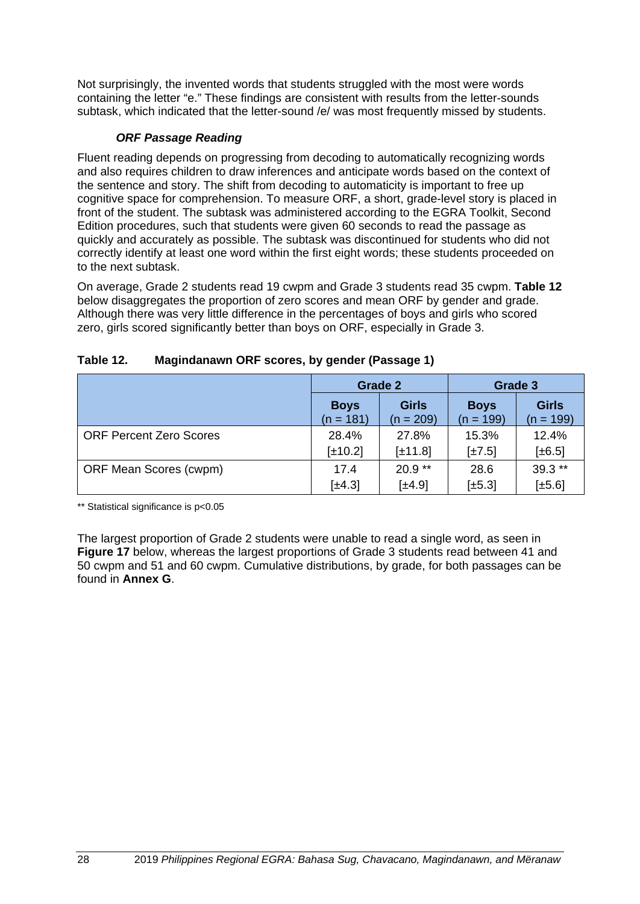Not surprisingly, the invented words that students struggled with the most were words containing the letter "e." These findings are consistent with results from the letter-sounds subtask, which indicated that the letter-sound /e/ was most frequently missed by students.

#### ***ORF Passage Reading***

Fluent reading depends on progressing from decoding to automatically recognizing words and also requires children to draw inferences and anticipate words based on the context of the sentence and story. The shift from decoding to automaticity is important to free up cognitive space for comprehension. To measure ORF, a short, grade-level story is placed in front of the student. The subtask was administered according to the EGRA Toolkit, Second Edition procedures, such that students were given 60 seconds to read the passage as quickly and accurately as possible. The subtask was discontinued for students who did not correctly identify at least one word within the first eight words; these students proceeded on to the next subtask.

On average, Grade 2 students read 19 cwpm and Grade 3 students read 35 cwpm. **Table 12** below disaggregates the proportion of zero scores and mean ORF by gender and grade. Although there was very little difference in the percentages of boys and girls who scored zero, girls scored significantly better than boys on ORF, especially in Grade 3.

**Table 12. Magindanawn ORF scores, by gender (Passage 1)**

| | Grade 2 | | Grade 3 | |
|---|---|---|---|---|
| | **Boys** (n = 181) | **Girls** (n = 209) | **Boys** (n = 199) | **Girls** (n = 199) |
| ORF Percent Zero Scores | 28.4% [±10.2] | 27.8% [±11.8] | 15.3% [±7.5] | 12.4% [±6.5] |
| ORF Mean Scores (cwpm) | 17.4 [±4.3] | 20.9 ** [±4.9] | 28.6 [±5.3] | 39.3 ** [±5.6] |

** Statistical significance is $p<0.05$

The largest proportion of Grade 2 students were unable to read a single word, as seen in **Figure 17** below, whereas the largest proportions of Grade 3 students read between 41 and 50 cwpm and 51 and 60 cwpm. Cumulative distributions, by grade, for both passages can be found in **Annex G**.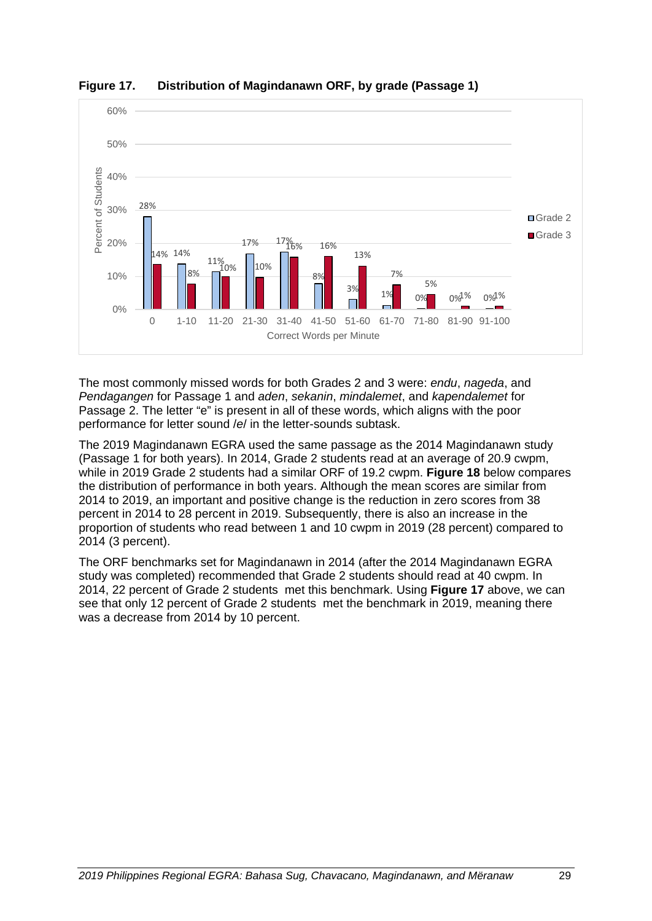**Figure 17. Distribution of Magindanawn ORF, by grade (Passage 1)**

| Correct Words per Minute | Grade 2 | Grade 3 |
|---|---|---|
| 0 | 28% | 14% |
| 1-10 | 14% | 8% |
| 11-20 | 11% | 10% |
| 21-30 | 17% | 10% |
| 31-40 | 17% | 16% |
| 41-50 | 8% | 16% |
| 51-60 | 3% | 13% |
| 61-70 | 1% | 7% |
| 71-80 | 0% | 5% |
| 81-90 | 0% | 1% |
| 91-100 | 0% | 1% |

The most commonly missed words for both Grades 2 and 3 were: *endu*, *nageda*, and *Pendagangen* for Passage 1 and *aden*, *sekanin*, *mindalemet*, and *kapendalemet* for Passage 2. The letter "e" is present in all of these words, which aligns with the poor performance for letter sound /e/ in the letter-sounds subtask.

The 2019 Magindanawn EGRA used the same passage as the 2014 Magindanawn study (Passage 1 for both years). In 2014, Grade 2 students read at an average of 20.9 cwpm, while in 2019 Grade 2 students had a similar ORF of 19.2 cwpm. **Figure 18** below compares the distribution of performance in both years. Although the mean scores are similar from 2014 to 2019, an important and positive change is the reduction in zero scores from 38 percent in 2014 to 28 percent in 2019. Subsequently, there is also an increase in the proportion of students who read between 1 and 10 cwpm in 2019 (28 percent) compared to 2014 (3 percent).

The ORF benchmarks set for Magindanawn in 2014 (after the 2014 Magindanawn EGRA study was completed) recommended that Grade 2 students should read at 40 cwpm. In 2014, 22 percent of Grade 2 students met this benchmark. Using **Figure 17** above, we can see that only 12 percent of Grade 2 students met the benchmark in 2019, meaning there was a decrease from 2014 by 10 percent.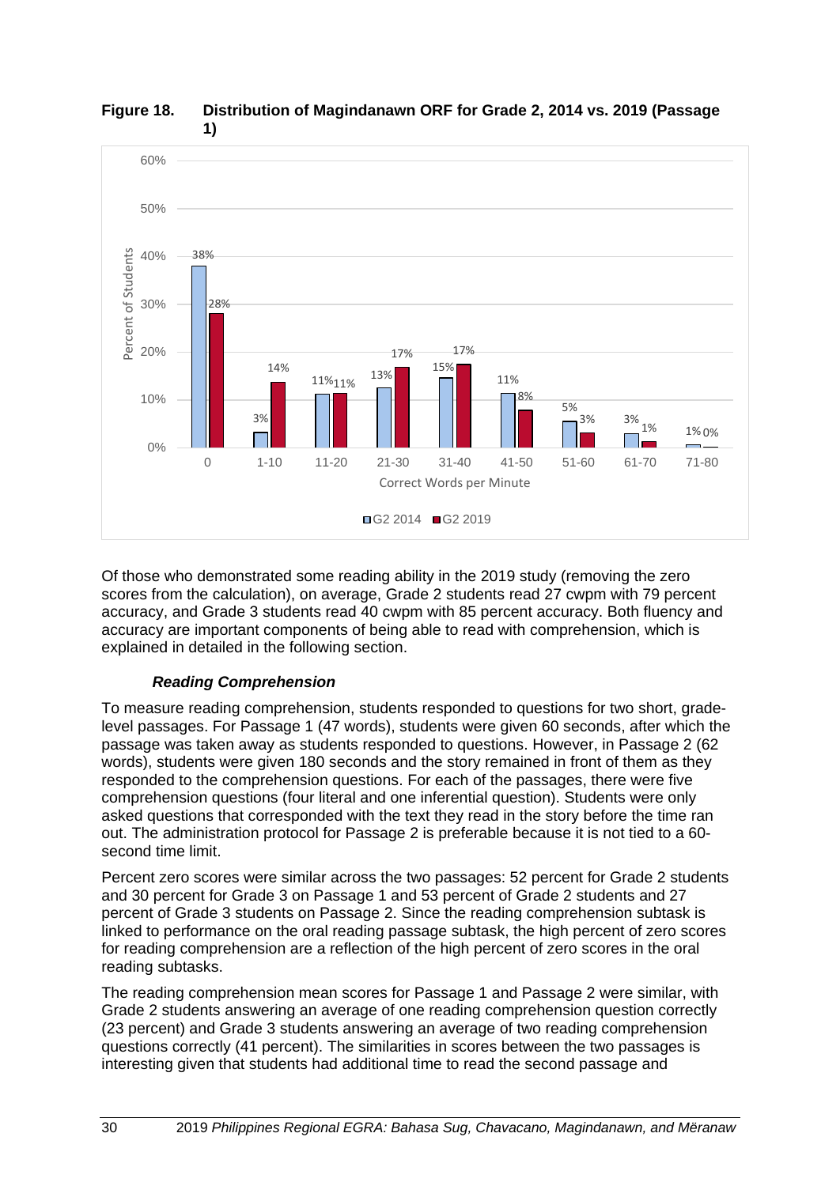**Figure 18. Distribution of Magindanawn ORF for Grade 2, 2014 vs. 2019 (Passage 1)**

| Correct Words per Minute | G2 2014 | G2 2019 |
|---|---|---|
| 0 | 38% | 28% |
| 1-10 | 3% | 14% |
| 11-20 | 11% | 11% |
| 21-30 | 13% | 17% |
| 31-40 | 15% | 17% |
| 41-50 | 11% | 8% |
| 51-60 | 5% | 3% |
| 61-70 | 3% | 1% |
| 71-80 | 1% | 0% |

Of those who demonstrated some reading ability in the 2019 study (removing the zero scores from the calculation), on average, Grade 2 students read 27 cwpm with 79 percent accuracy, and Grade 3 students read 40 cwpm with 85 percent accuracy. Both fluency and accuracy are important components of being able to read with comprehension, which is explained in detailed in the following section.

***Reading Comprehension***

To measure reading comprehension, students responded to questions for two short, grade-level passages. For Passage 1 (47 words), students were given 60 seconds, after which the passage was taken away as students responded to questions. However, in Passage 2 (62 words), students were given 180 seconds and the story remained in front of them as they responded to the comprehension questions. For each of the passages, there were five comprehension questions (four literal and one inferential question). Students were only asked questions that corresponded with the text they read in the story before the time ran out. The administration protocol for Passage 2 is preferable because it is not tied to a 60-second time limit.

Percent zero scores were similar across the two passages: 52 percent for Grade 2 students and 30 percent for Grade 3 on Passage 1 and 53 percent of Grade 2 students and 27 percent of Grade 3 students on Passage 2. Since the reading comprehension subtask is linked to performance on the oral reading passage subtask, the high percent of zero scores for reading comprehension are a reflection of the high percent of zero scores in the oral reading subtasks.

The reading comprehension mean scores for Passage 1 and Passage 2 were similar, with Grade 2 students answering an average of one reading comprehension question correctly (23 percent) and Grade 3 students answering an average of two reading comprehension questions correctly (41 percent). The similarities in scores between the two passages is interesting given that students had additional time to read the second passage and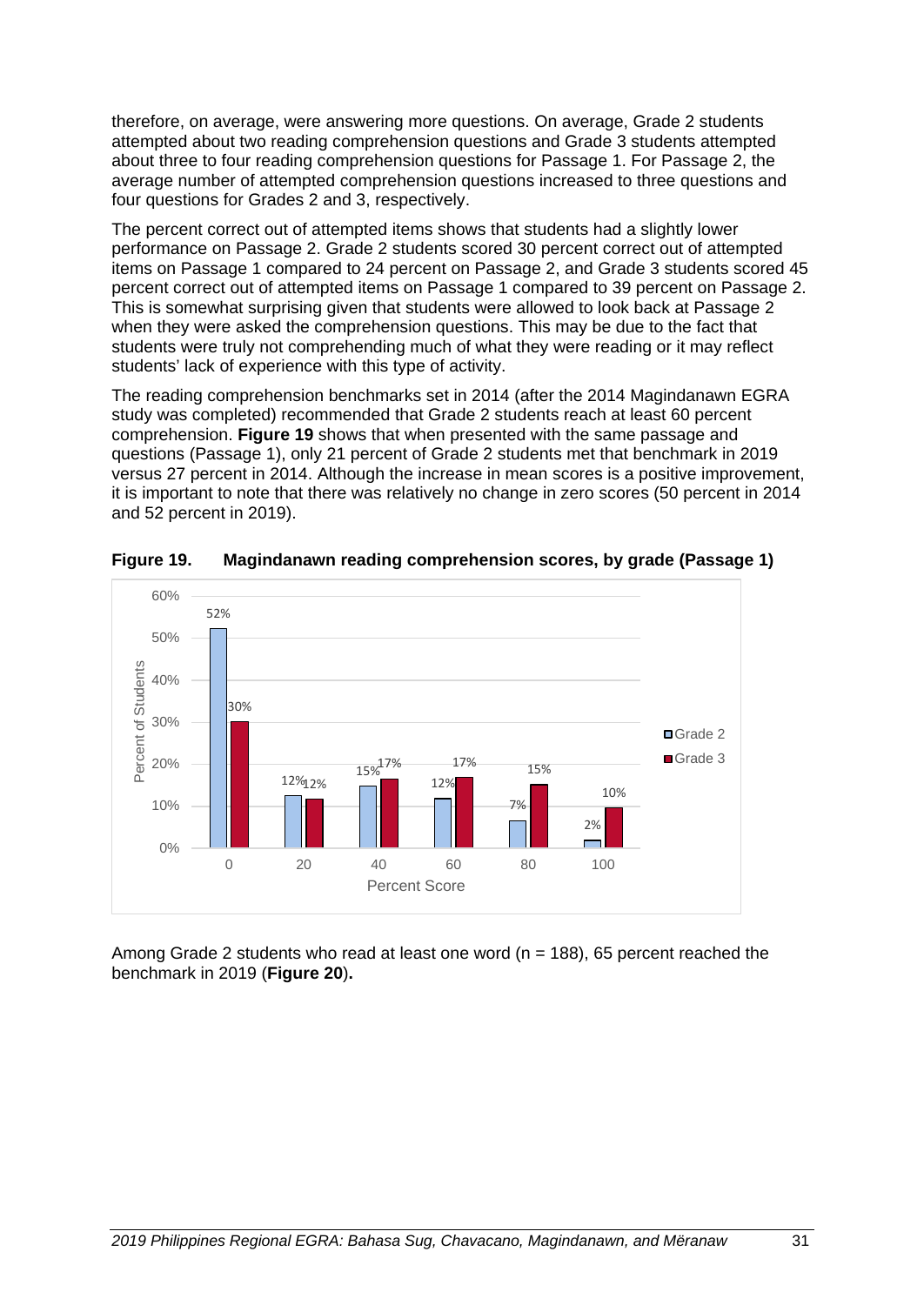therefore, on average, were answering more questions. On average, Grade 2 students attempted about two reading comprehension questions and Grade 3 students attempted about three to four reading comprehension questions for Passage 1. For Passage 2, the average number of attempted comprehension questions increased to three questions and four questions for Grades 2 and 3, respectively.

The percent correct out of attempted items shows that students had a slightly lower performance on Passage 2. Grade 2 students scored 30 percent correct out of attempted items on Passage 1 compared to 24 percent on Passage 2, and Grade 3 students scored 45 percent correct out of attempted items on Passage 1 compared to 39 percent on Passage 2. This is somewhat surprising given that students were allowed to look back at Passage 2 when they were asked the comprehension questions. This may be due to the fact that students were truly not comprehending much of what they were reading or it may reflect students' lack of experience with this type of activity.

The reading comprehension benchmarks set in 2014 (after the 2014 Magindanawn EGRA study was completed) recommended that Grade 2 students reach at least 60 percent comprehension. **Figure 19** shows that when presented with the same passage and questions (Passage 1), only 21 percent of Grade 2 students met that benchmark in 2019 versus 27 percent in 2014. Although the increase in mean scores is a positive improvement, it is important to note that there was relatively no change in zero scores (50 percent in 2014 and 52 percent in 2019).

**Figure 19. Magindanawn reading comprehension scores, by grade (Passage 1)**

60%
50%
40%
30%
20%
10%
0%

Percent of Students

52%
30%
12%
12%
15%
17%
12%
17%
7%
15%
2%
10%

0
20
40
60
80
100

Percent Score

Grade 2
Grade 3

Among Grade 2 students who read at least one word (n = 188), 65 percent reached the benchmark in 2019 (**Figure 20**).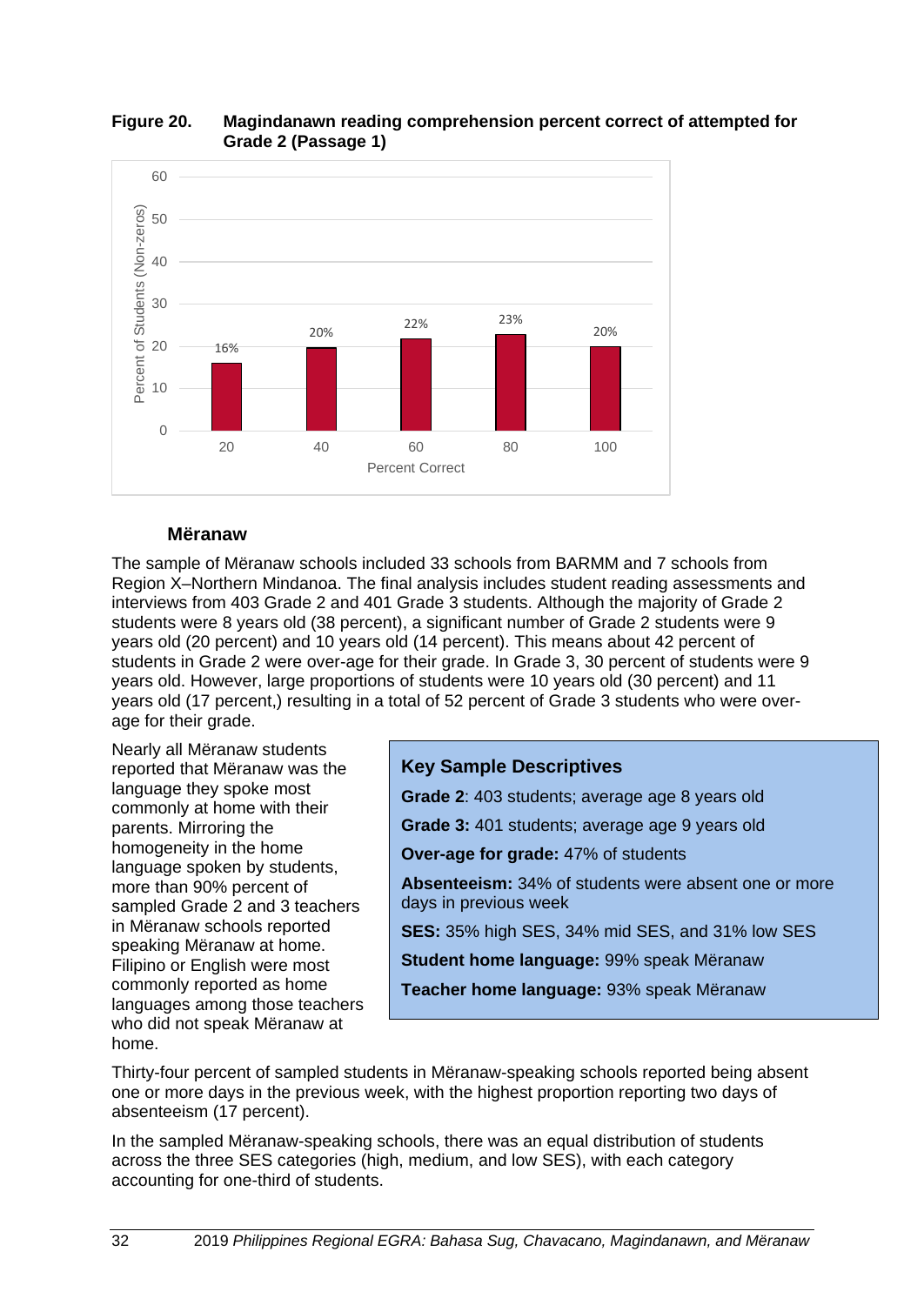**Figure 20. Magindanawn reading comprehension percent correct of attempted for Grade 2 (Passage 1)**

Percent of Students (Non-zeros)

60
50
40
30
20
10
0

16%
20%
22%
23%
20%

20
40
60
80
100

Percent Correct

### Mëranaw

The sample of Mëranaw schools included 33 schools from BARMM and 7 schools from Region X–Northern Mindanoa. The final analysis includes student reading assessments and interviews from 403 Grade 2 and 401 Grade 3 students. Although the majority of Grade 2 students were 8 years old (38 percent), a significant number of Grade 2 students were 9 years old (20 percent) and 10 years old (14 percent). This means about 42 percent of students in Grade 2 were over-age for their grade. In Grade 3, 30 percent of students were 9 years old. However, large proportions of students were 10 years old (30 percent) and 11 years old (17 percent,) resulting in a total of 52 percent of Grade 3 students who were over-age for their grade.

Nearly all Mëranaw students reported that Mëranaw was the language they spoke most commonly at home with their parents. Mirroring the homogeneity in the home language spoken by students, more than 90% percent of sampled Grade 2 and 3 teachers in Mëranaw schools reported speaking Mëranaw at home. Filipino or English were most commonly reported as home languages among those teachers who did not speak Mëranaw at home.

**Key Sample Descriptives**

**Grade 2**: 403 students; average age 8 years old

**Grade 3:** 401 students; average age 9 years old

**Over-age for grade:** 47% of students

**Absenteeism:** 34% of students were absent one or more days in previous week

**SES:** 35% high SES, 34% mid SES, and 31% low SES

**Student home language:** 99% speak Mëranaw

**Teacher home language:** 93% speak Mëranaw

Thirty-four percent of sampled students in Mëranaw-speaking schools reported being absent one or more days in the previous week, with the highest proportion reporting two days of absenteeism (17 percent).

In the sampled Mëranaw-speaking schools, there was an equal distribution of students across the three SES categories (high, medium, and low SES), with each category accounting for one-third of students.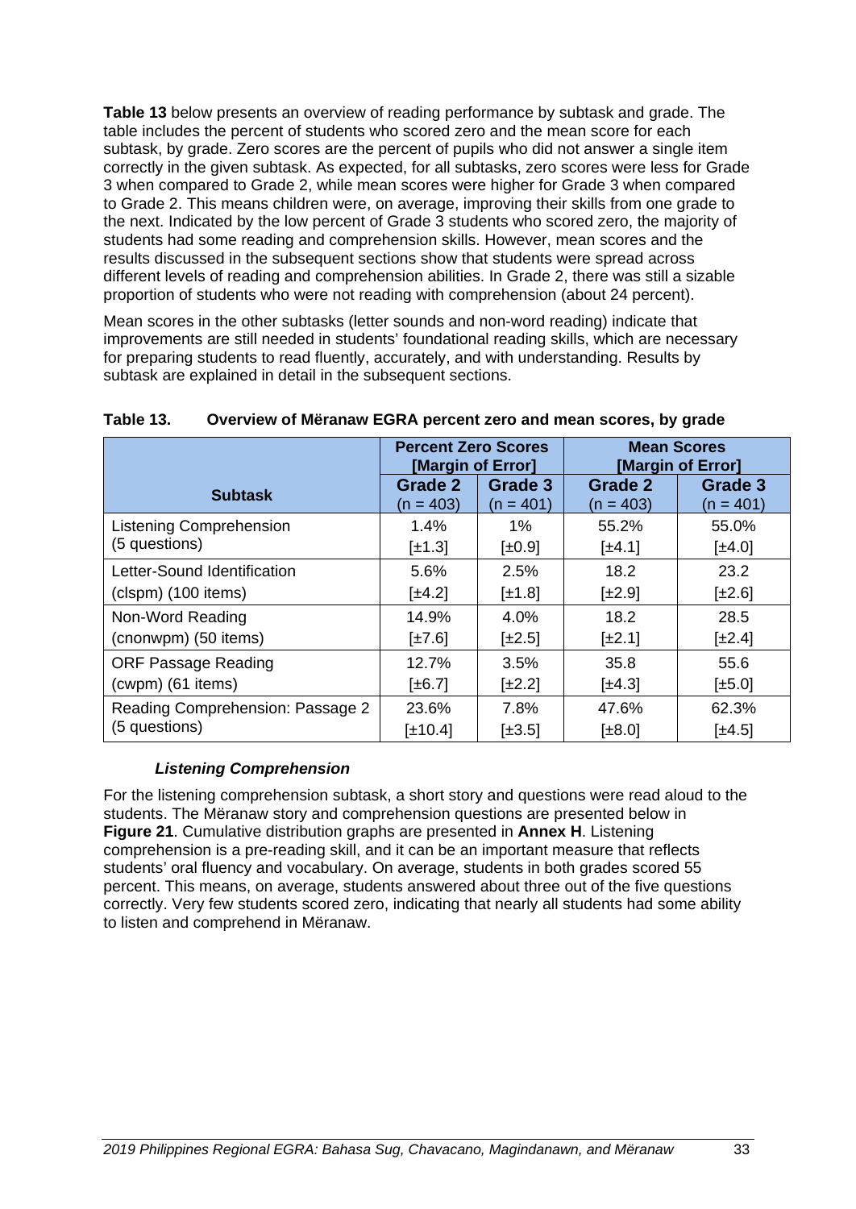**Table 13** below presents an overview of reading performance by subtask and grade. The table includes the percent of students who scored zero and the mean score for each subtask, by grade. Zero scores are the percent of pupils who did not answer a single item correctly in the given subtask. As expected, for all subtasks, zero scores were less for Grade 3 when compared to Grade 2, while mean scores were higher for Grade 3 when compared to Grade 2. This means children were, on average, improving their skills from one grade to the next. Indicated by the low percent of Grade 3 students who scored zero, the majority of students had some reading and comprehension skills. However, mean scores and the results discussed in the subsequent sections show that students were spread across different levels of reading and comprehension abilities. In Grade 2, there was still a sizable proportion of students who were not reading with comprehension (about 24 percent).

Mean scores in the other subtasks (letter sounds and non-word reading) indicate that improvements are still needed in students' foundational reading skills, which are necessary for preparing students to read fluently, accurately, and with understanding. Results by subtask are explained in detail in the subsequent sections.

**Table 13. Overview of Mëranaw EGRA percent zero and mean scores, by grade**

| Subtask | Percent Zero Scores [Margin of Error] | | Mean Scores [Margin of Error] | |
|---|---|---|---|---|
| | Grade 2 (n = 403) | Grade 3 (n = 401) | Grade 2 (n = 403) | Grade 3 (n = 401) |
| Listening Comprehension (5 questions) | 1.4% [±1.3] | 1% [±0.9] | 55.2% [±4.1] | 55.0% [±4.0] |
| Letter-Sound Identification (clspm) (100 items) | 5.6% [±4.2] | 2.5% [±1.8] | 18.2 [±2.9] | 23.2 [±2.6] |
| Non-Word Reading (cnonwpm) (50 items) | 14.9% [±7.6] | 4.0% [±2.5] | 18.2 [±2.1] | 28.5 [±2.4] |
| ORF Passage Reading (cwpm) (61 items) | 12.7% [±6.7] | 3.5% [±2.2] | 35.8 [±4.3] | 55.6 [±5.0] |
| Reading Comprehension: Passage 2 (5 questions) | 23.6% [±10.4] | 7.8% [±3.5] | 47.6% [±8.0] | 62.3% [±4.5] |

#### *Listening Comprehension*

For the listening comprehension subtask, a short story and questions were read aloud to the students. The Mëranaw story and comprehension questions are presented below in **Figure 21**. Cumulative distribution graphs are presented in **Annex H**. Listening comprehension is a pre-reading skill, and it can be an important measure that reflects students' oral fluency and vocabulary. On average, students in both grades scored 55 percent. This means, on average, students answered about three out of the five questions correctly. Very few students scored zero, indicating that nearly all students had some ability to listen and comprehend in Mëranaw.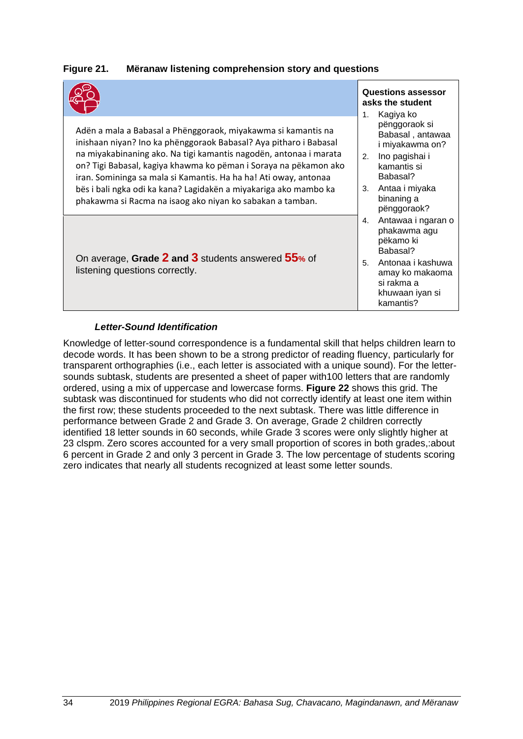**Figure 21. Mëranaw listening comprehension story and questions**

| | Questions assessor asks the student |
|---|---|
| Adën a mala a Babasal a Phënggoraok, miyakawma si kamantis na inishaan niyan? Ino ka phënggoraok Babasal? Aya pitharo i Babasal na miyakabinaning ako. Na tigi kamantis nagodën, antonaa i marata on? Tigi Babasal, kagiya khawma ko pëman i Soraya na pëkamon ako iran. Sominingа sa mala si Kamantis. Ha ha ha! Ati oway, antonaa bës i bali ngka odi ka kana? Lagidakën a miyakariga ako mambo ka phakawma si Racma na isaog ako niyan ko sabakan a tamban. | 1. Kagiya ko pënggoraok si Babasal , antawaa i miyakawma on?<br>2. Ino pagishai i kamantis si Babasal?<br>3. Antaa i miyaka binaning a pënggoraok?<br>4. Antawaa i ngaran o phakawma agu pëkamo ki Babasal?<br>5. Antonaa i kashuwa amay ko makaoma si rakma a khuwaan iyan si kamantis? |
| On average, **Grade 2 and 3** students answered **55%** of listening questions correctly. | |

***Letter-Sound Identification***

Knowledge of letter-sound correspondence is a fundamental skill that helps children learn to decode words. It has been shown to be a strong predictor of reading fluency, particularly for transparent orthographies (i.e., each letter is associated with a unique sound). For the letter-sounds subtask, students are presented a sheet of paper with100 letters that are randomly ordered, using a mix of uppercase and lowercase forms. **Figure 22** shows this grid. The subtask was discontinued for students who did not correctly identify at least one item within the first row; these students proceeded to the next subtask. There was little difference in performance between Grade 2 and Grade 3. On average, Grade 2 children correctly identified 18 letter sounds in 60 seconds, while Grade 3 scores were only slightly higher at 23 clspm. Zero scores accounted for a very small proportion of scores in both grades,:about 6 percent in Grade 2 and only 3 percent in Grade 3. The low percentage of students scoring zero indicates that nearly all students recognized at least some letter sounds.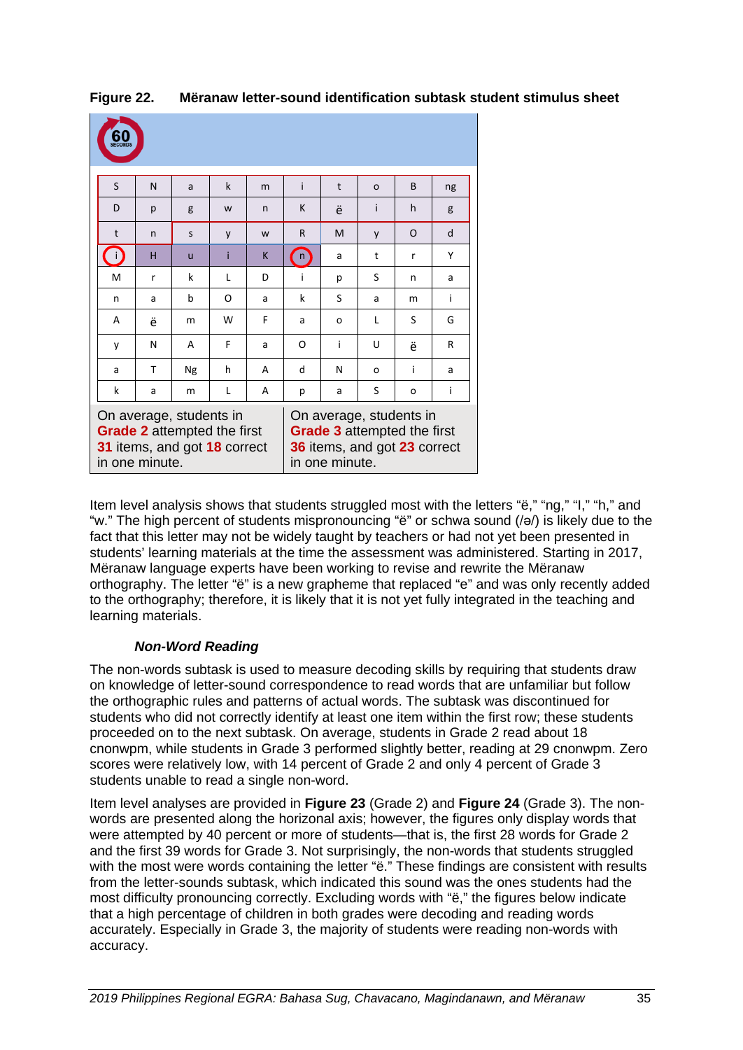**Figure 22. Mëranaw letter-sound identification subtask student stimulus sheet**

60 SECONDS

| | | | | | | | | | |
|---|---|---|---|---|---|---|---|---|---|
| S | N | a | k | m | i | t | o | B | ng |
| D | p | g | w | n | K | ë | i | h | g |
| t | n | s | y | w | R | M | y | O | d |
| i | H | u | i | K | n | a | t | r | Y |
| M | r | k | L | D | i | p | S | n | a |
| n | a | b | O | a | k | S | a | m | i |
| A | ë | m | W | F | a | o | L | S | G |
| y | N | A | F | a | O | i | U | ë | R |
| a | T | Ng | h | A | d | N | o | i | a |
| k | a | m | L | A | p | a | S | o | i |

On average, students in **Grade 2** attempted the first **31** items, and got **18** correct in one minute.

On average, students in **Grade 3** attempted the first **36** items, and got **23** correct in one minute.

Item level analysis shows that students struggled most with the letters "ë," "ng," "I," "h," and "w." The high percent of students mispronouncing "ë" or schwa sound (/ə/) is likely due to the fact that this letter may not be widely taught by teachers or had not yet been presented in students' learning materials at the time the assessment was administered. Starting in 2017, Mëranaw language experts have been working to revise and rewrite the Mëranaw orthography. The letter "ë" is a new grapheme that replaced "e" and was only recently added to the orthography; therefore, it is likely that it is not yet fully integrated in the teaching and learning materials.

#### *Non-Word Reading*

The non-words subtask is used to measure decoding skills by requiring that students draw on knowledge of letter-sound correspondence to read words that are unfamiliar but follow the orthographic rules and patterns of actual words. The subtask was discontinued for students who did not correctly identify at least one item within the first row; these students proceeded on to the next subtask. On average, students in Grade 2 read about 18 cnonwpm, while students in Grade 3 performed slightly better, reading at 29 cnonwpm. Zero scores were relatively low, with 14 percent of Grade 2 and only 4 percent of Grade 3 students unable to read a single non-word.

Item level analyses are provided in **Figure 23** (Grade 2) and **Figure 24** (Grade 3). The non-words are presented along the horizonal axis; however, the figures only display words that were attempted by 40 percent or more of students—that is, the first 28 words for Grade 2 and the first 39 words for Grade 3. Not surprisingly, the non-words that students struggled with the most were words containing the letter "ë." These findings are consistent with results from the letter-sounds subtask, which indicated this sound was the ones students had the most difficulty pronouncing correctly. Excluding words with "ë," the figures below indicate that a high percentage of children in both grades were decoding and reading words accurately. Especially in Grade 3, the majority of students were reading non-words with accuracy.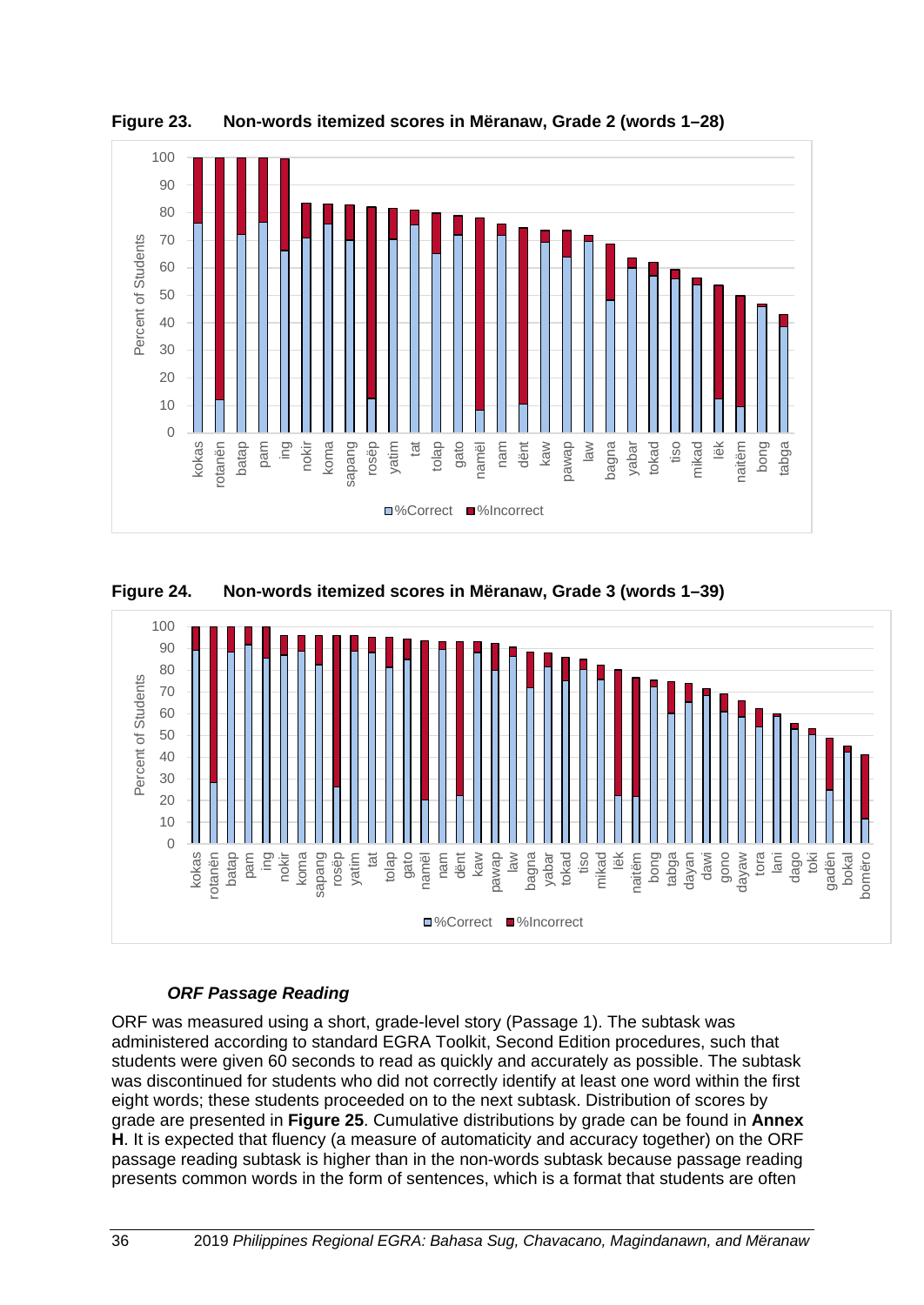**Figure 23. Non-words itemized scores in Mëranaw, Grade 2 (words 1–28)**

Percent of Students

100
90
80
70
60
50
40
30
20
10
0

kokas rotanën batap pam ing nokir koma sapang rosëp yatim tat tolap gato namël nam dënt kaw pawap law bagna yabar tokad tiso mikad lëk naitëm bong tabga

%Correct %Incorrect

**Figure 24. Non-words itemized scores in Mëranaw, Grade 3 (words 1–39)**

Percent of Students

100
90
80
70
60
50
40
30
20
10
0

kokas rotanën batap pam ing nokir koma sapang rosëp yatim tat tolap gato namël nam dënt kaw pawap law bagna yabar tokad tiso mikad lëk naitëm bong tabga dayan dawi gono dayaw tora lani dago toki gadën bokal bomëro

%Correct %Incorrect

***ORF Passage Reading***

ORF was measured using a short, grade-level story (Passage 1). The subtask was administered according to standard EGRA Toolkit, Second Edition procedures, such that students were given 60 seconds to read as quickly and accurately as possible. The subtask was discontinued for students who did not correctly identify at least one word within the first eight words; these students proceeded on to the next subtask. Distribution of scores by grade are presented in **Figure 25**. Cumulative distributions by grade can be found in **Annex H**. It is expected that fluency (a measure of automaticity and accuracy together) on the ORF passage reading subtask is higher than in the non-words subtask because passage reading presents common words in the form of sentences, which is a format that students are often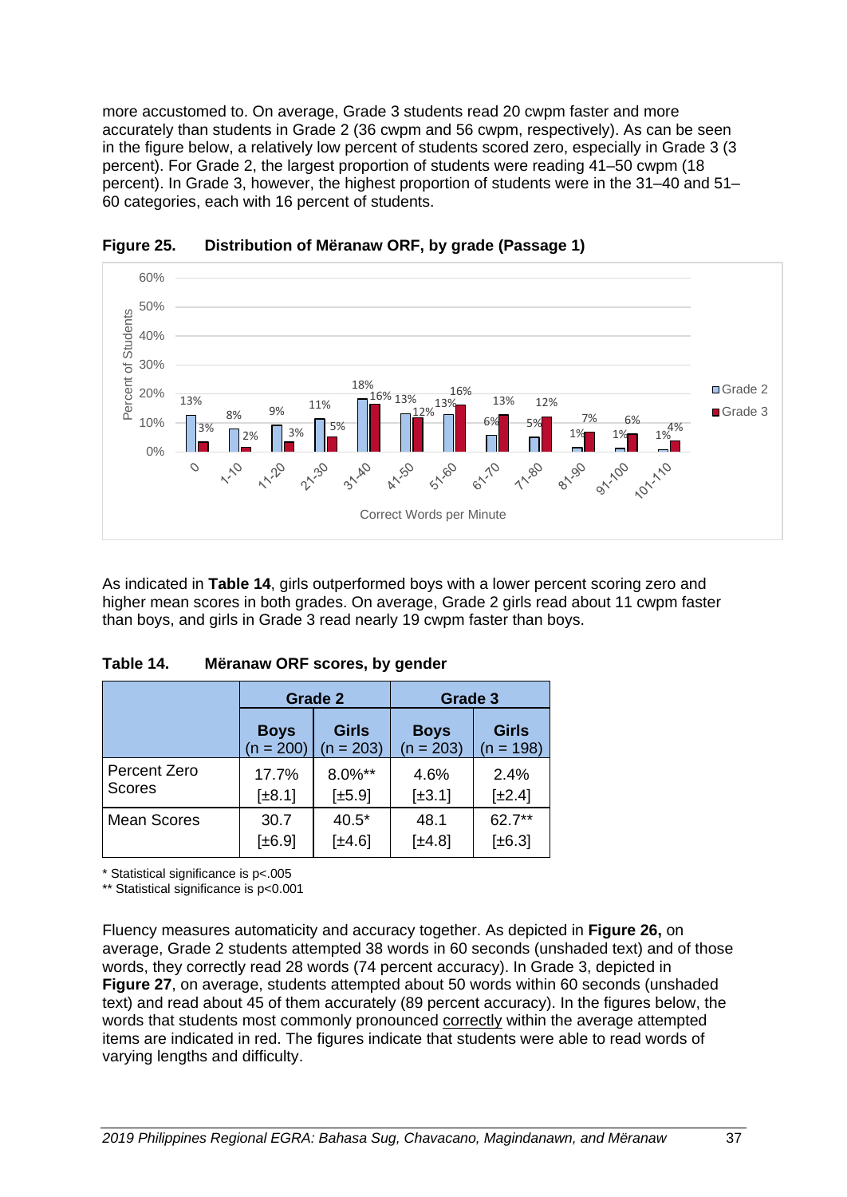more accustomed to. On average, Grade 3 students read 20 cwpm faster and more accurately than students in Grade 2 (36 cwpm and 56 cwpm, respectively). As can be seen in the figure below, a relatively low percent of students scored zero, especially in Grade 3 (3 percent). For Grade 2, the largest proportion of students were reading 41–50 cwpm (18 percent). In Grade 3, however, the highest proportion of students were in the 31–40 and 51–60 categories, each with 16 percent of students.

**Figure 25. Distribution of Mëranaw ORF, by grade (Passage 1)**

60%
50%
40%
30%
20%
10%
0%

Percent of Students

13% 3% 8% 2% 9% 3% 11% 5% 18% 16% 13% 12% 13% 16% 6% 13% 5% 12% 1% 7% 1% 6% 1% 4%

0 1-10 11-20 21-30 31-40 41-50 51-60 61-70 71-80 81-90 91-100 101-110

Correct Words per Minute

Grade 2
Grade 3

As indicated in **Table 14**, girls outperformed boys with a lower percent scoring zero and higher mean scores in both grades. On average, Grade 2 girls read about 11 cwpm faster than boys, and girls in Grade 3 read nearly 19 cwpm faster than boys.

**Table 14. Mëranaw ORF scores, by gender**

| | Grade 2 | | Grade 3 | |
|---|---|---|---|---|
| | **Boys** (n = 200) | **Girls** (n = 203) | **Boys** (n = 203) | **Girls** (n = 198) |
| Percent Zero Scores | 17.7% [±8.1] | 8.0%** [±5.9] | 4.6% [±3.1] | 2.4% [±2.4] |
| Mean Scores | 30.7 [±6.9] | 40.5* [±4.6] | 48.1 [±4.8] | 62.7** [±6.3] |

\* Statistical significance is p<.005
** Statistical significance is p<0.001

Fluency measures automaticity and accuracy together. As depicted in **Figure 26,** on average, Grade 2 students attempted 38 words in 60 seconds (unshaded text) and of those words, they correctly read 28 words (74 percent accuracy). In Grade 3, depicted in **Figure 27**, on average, students attempted about 50 words within 60 seconds (unshaded text) and read about 45 of them accurately (89 percent accuracy). In the figures below, the words that students most commonly pronounced correctly within the average attempted items are indicated in red. The figures indicate that students were able to read words of varying lengths and difficulty.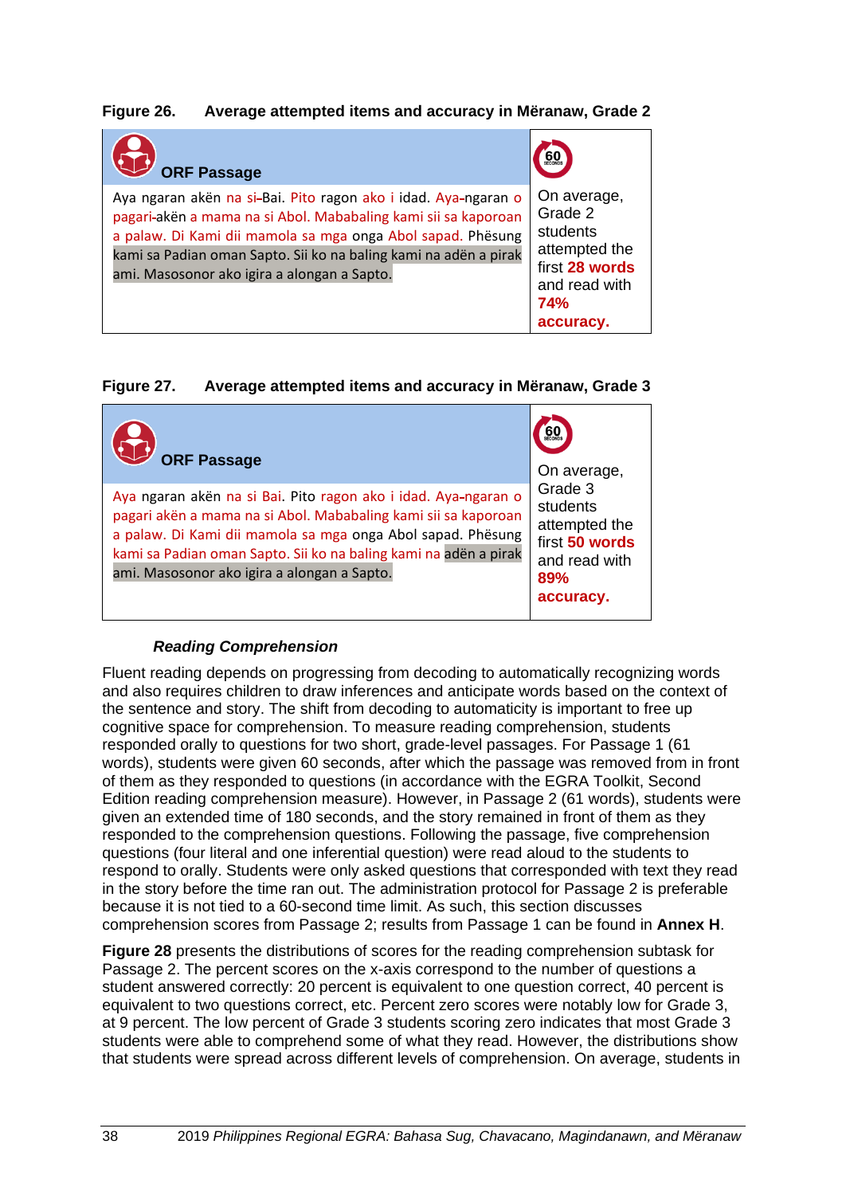**Figure 26. Average attempted items and accuracy in Mëranaw, Grade 2**

| ORF Passage | 60 SECONDS |
|---|---|
| Aya ngaran akën na si-Bai. Pito ragon ako i idad. Aya-ngaran o pagari-akën a mama na si Abol. Mababaling kami sii sa kaporoan a palaw. Di Kami dii mamola sa mga onga Abol sapad. Phësung kami sa Padian oman Sapto. Sii ko na baling kami na adën a pirak ami. Masosonor ako igira a alongan a Sapto. | On average, Grade 2 students attempted the first **28 words** and read with **74% accuracy.** |

**Figure 27. Average attempted items and accuracy in Mëranaw, Grade 3**

| ORF Passage | 60 SECONDS |
|---|---|
| Aya ngaran akën na si Bai. Pito ragon ako i idad. Aya-ngaran o pagari akën a mama na si Abol. Mababaling kami sii sa kaporoan a palaw. Di Kami dii mamola sa mga onga Abol sapad. Phësung kami sa Padian oman Sapto. Sii ko na baling kami na adën a pirak ami. Masosonor ako igira a alongan a Sapto. | On average, Grade 3 students attempted the first **50 words** and read with **89% accuracy.** |

***Reading Comprehension***

Fluent reading depends on progressing from decoding to automatically recognizing words and also requires children to draw inferences and anticipate words based on the context of the sentence and story. The shift from decoding to automaticity is important to free up cognitive space for comprehension. To measure reading comprehension, students responded orally to questions for two short, grade-level passages. For Passage 1 (61 words), students were given 60 seconds, after which the passage was removed from in front of them as they responded to questions (in accordance with the EGRA Toolkit, Second Edition reading comprehension measure). However, in Passage 2 (61 words), students were given an extended time of 180 seconds, and the story remained in front of them as they responded to the comprehension questions. Following the passage, five comprehension questions (four literal and one inferential question) were read aloud to the students to respond to orally. Students were only asked questions that corresponded with text they read in the story before the time ran out. The administration protocol for Passage 2 is preferable because it is not tied to a 60-second time limit. As such, this section discusses comprehension scores from Passage 2; results from Passage 1 can be found in **Annex H**.

**Figure 28** presents the distributions of scores for the reading comprehension subtask for Passage 2. The percent scores on the x-axis correspond to the number of questions a student answered correctly: 20 percent is equivalent to one question correct, 40 percent is equivalent to two questions correct, etc. Percent zero scores were notably low for Grade 3, at 9 percent. The low percent of Grade 3 students scoring zero indicates that most Grade 3 students were able to comprehend some of what they read. However, the distributions show that students were spread across different levels of comprehension. On average, students in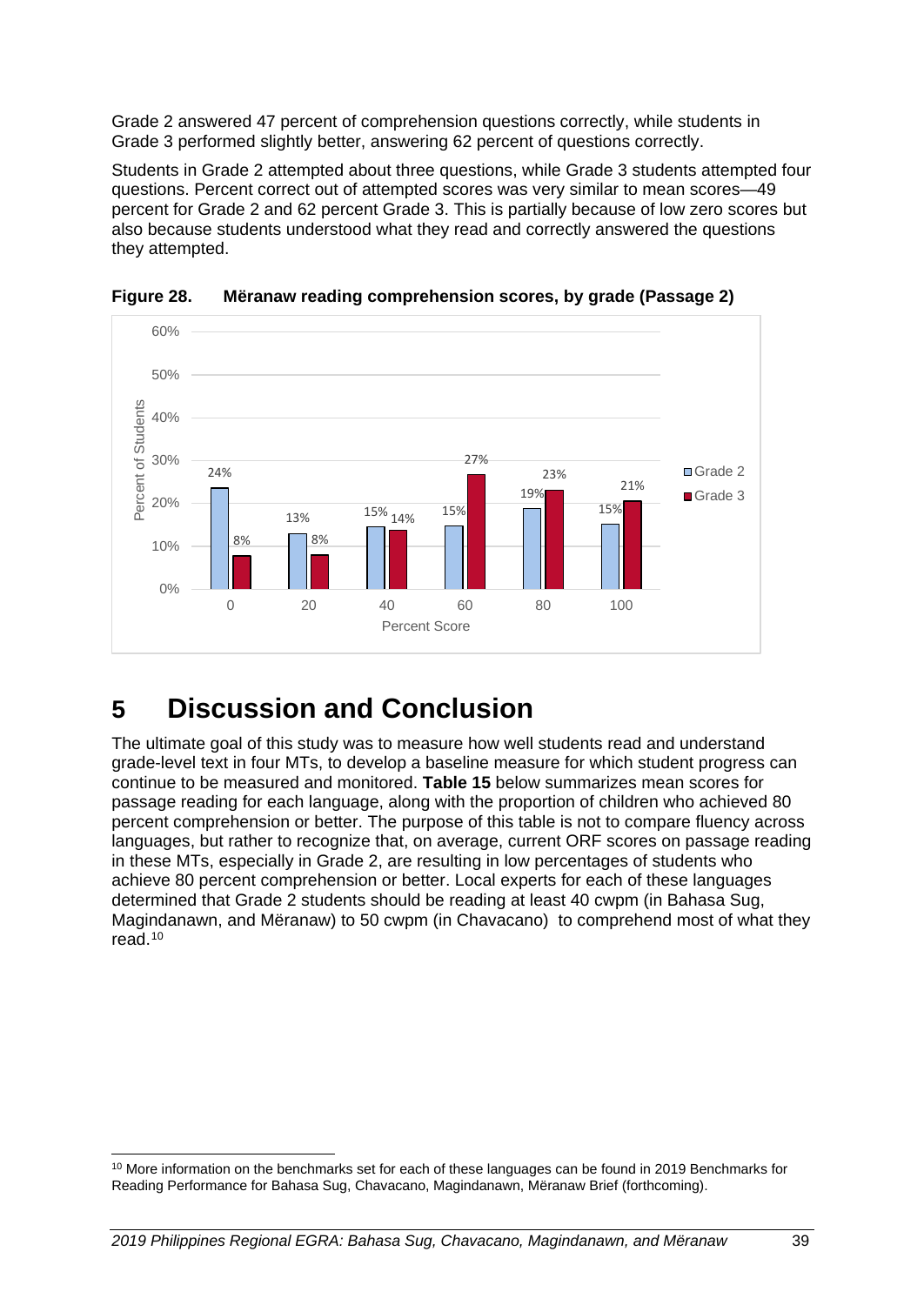Grade 2 answered 47 percent of comprehension questions correctly, while students in Grade 3 performed slightly better, answering 62 percent of questions correctly.

Students in Grade 2 attempted about three questions, while Grade 3 students attempted four questions. Percent correct out of attempted scores was very similar to mean scores—49 percent for Grade 2 and 62 percent Grade 3. This is partially because of low zero scores but also because students understood what they read and correctly answered the questions they attempted.

**Figure 28. Mëranaw reading comprehension scores, by grade (Passage 2)**

60%
50%
40%
30%
20%
10%
0%
Percent of Students
24%
8%
13%
8%
15%
14%
15%
27%
19%
23%
15%
21%
0
20
40
60
80
100
Percent Score
Grade 2
Grade 3

# 5 Discussion and Conclusion

The ultimate goal of this study was to measure how well students read and understand grade-level text in four MTs, to develop a baseline measure for which student progress can continue to be measured and monitored. **Table 15** below summarizes mean scores for passage reading for each language, along with the proportion of children who achieved 80 percent comprehension or better. The purpose of this table is not to compare fluency across languages, but rather to recognize that, on average, current ORF scores on passage reading in these MTs, especially in Grade 2, are resulting in low percentages of students who achieve 80 percent comprehension or better. Local experts for each of these languages determined that Grade 2 students should be reading at least 40 cwpm (in Bahasa Sug, Magindanawn, and Mëranaw) to 50 cwpm (in Chavacano) to comprehend most of what they read.[10]

[10] More information on the benchmarks set for each of these languages can be found in 2019 Benchmarks for Reading Performance for Bahasa Sug, Chavacano, Magindanawn, Mëranaw Brief (forthcoming).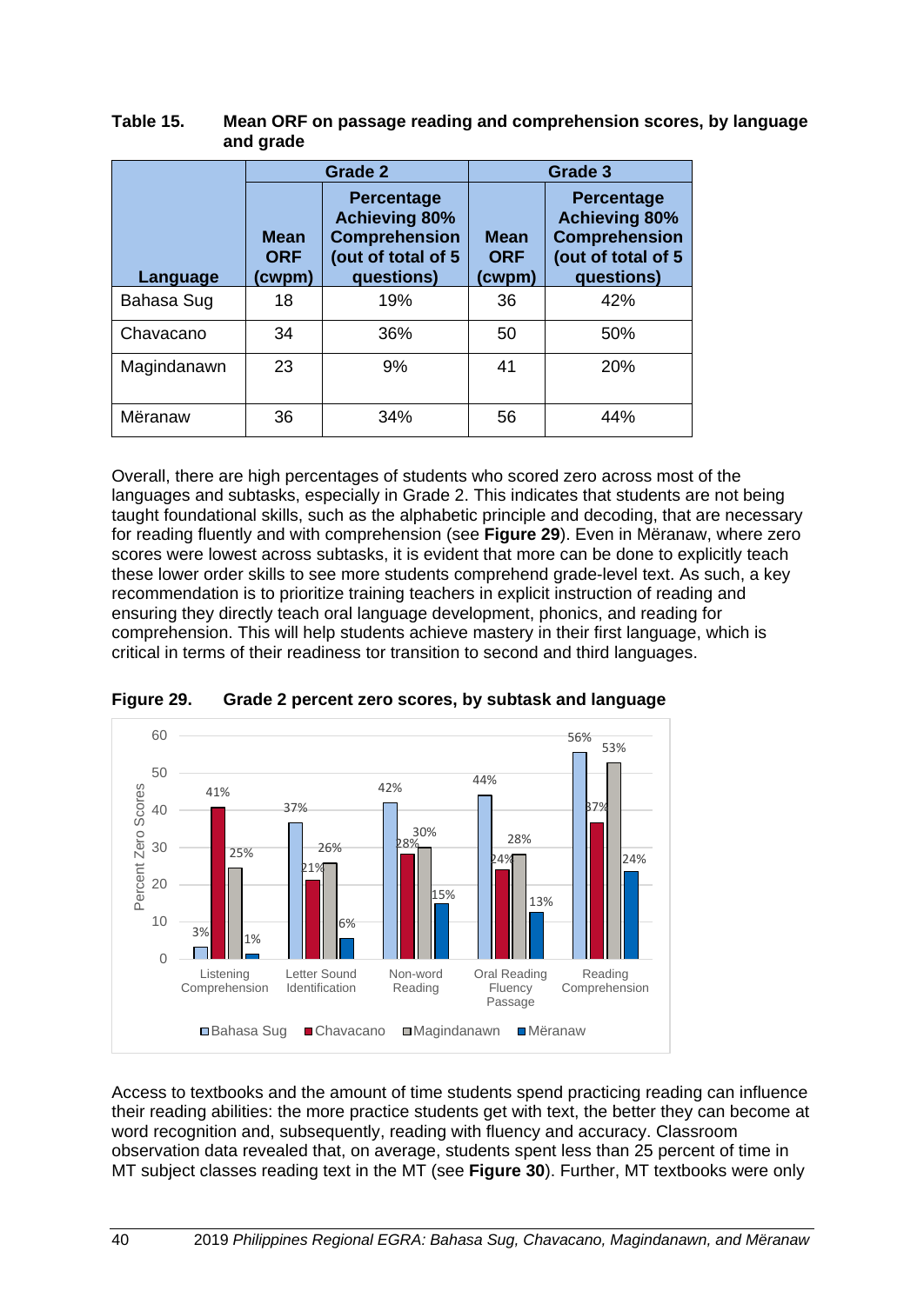**Table 15. Mean ORF on passage reading and comprehension scores, by language and grade**

| Language | Grade 2 | | Grade 3 | |
|---|---|---|---|---|
| | Mean ORF (cwpm) | Percentage Achieving 80% Comprehension (out of total of 5 questions) | Mean ORF (cwpm) | Percentage Achieving 80% Comprehension (out of total of 5 questions) |
| Bahasa Sug | 18 | 19% | 36 | 42% |
| Chavacano | 34 | 36% | 50 | 50% |
| Magindanawn | 23 | 9% | 41 | 20% |
| Mëranaw | 36 | 34% | 56 | 44% |

Overall, there are high percentages of students who scored zero across most of the languages and subtasks, especially in Grade 2. This indicates that students are not being taught foundational skills, such as the alphabetic principle and decoding, that are necessary for reading fluently and with comprehension (see **Figure 29**). Even in Mëranaw, where zero scores were lowest across subtasks, it is evident that more can be done to explicitly teach these lower order skills to see more students comprehend grade-level text. As such, a key recommendation is to prioritize training teachers in explicit instruction of reading and ensuring they directly teach oral language development, phonics, and reading for comprehension. This will help students achieve mastery in their first language, which is critical in terms of their readiness tor transition to second and third languages.

**Figure 29. Grade 2 percent zero scores, by subtask and language**

Percent Zero Scores

0
10
20
30
40
50
60

Listening Comprehension: 3%, 41%, 25%, 1%
Letter Sound Identification: 37%, 21%, 26%, 6%
Non-word Reading: 42%, 28%, 30%, 15%
Oral Reading Fluency Passage: 44%, 24%, 28%, 13%
Reading Comprehension: 56%, 37%, 53%, 24%

Bahasa Sug | Chavacano | Magindanawn | Mëranaw

Access to textbooks and the amount of time students spend practicing reading can influence their reading abilities: the more practice students get with text, the better they can become at word recognition and, subsequently, reading with fluency and accuracy. Classroom observation data revealed that, on average, students spent less than 25 percent of time in MT subject classes reading text in the MT (see **Figure 30**). Further, MT textbooks were only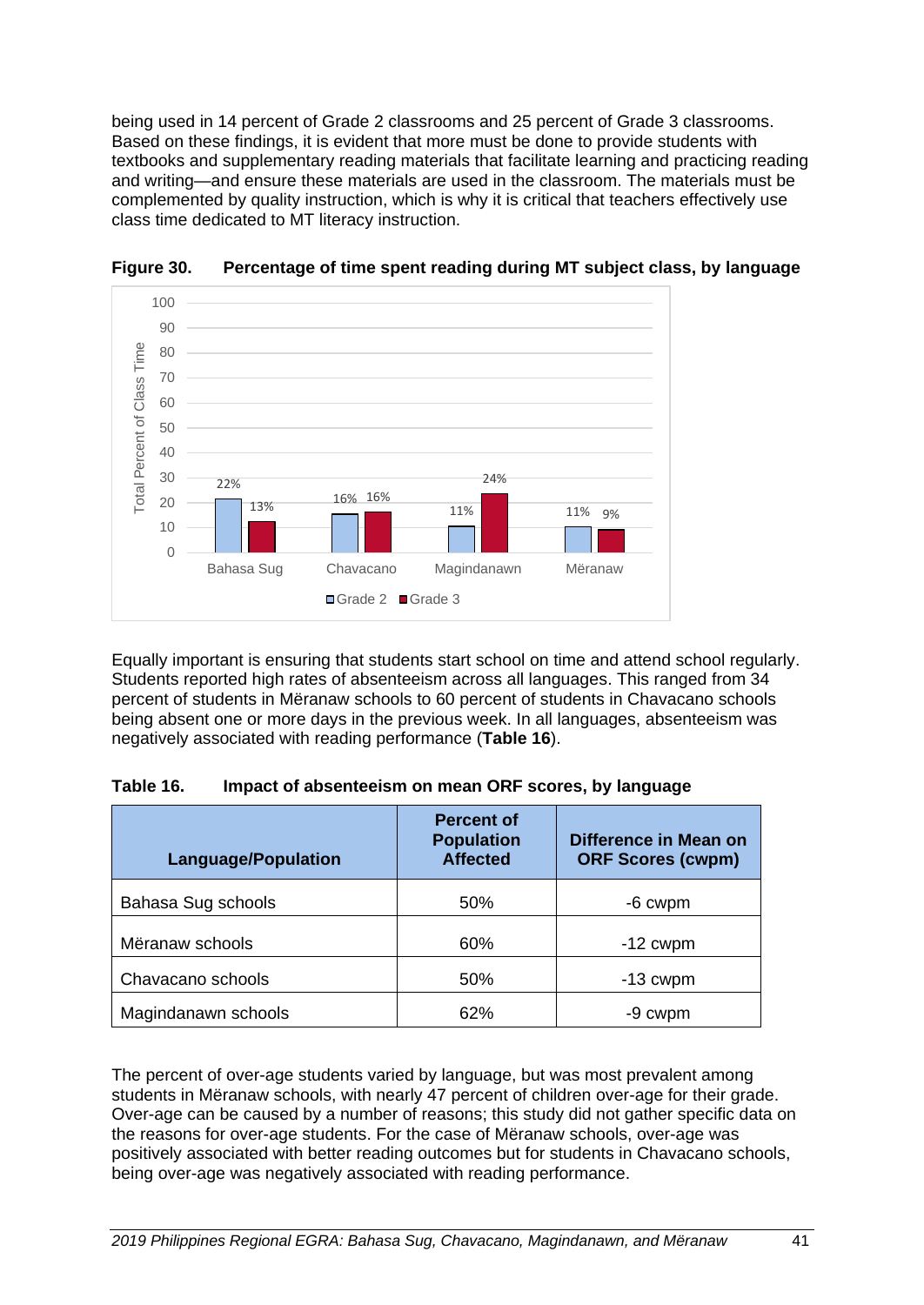being used in 14 percent of Grade 2 classrooms and 25 percent of Grade 3 classrooms. Based on these findings, it is evident that more must be done to provide students with textbooks and supplementary reading materials that facilitate learning and practicing reading and writing—and ensure these materials are used in the classroom. The materials must be complemented by quality instruction, which is why it is critical that teachers effectively use class time dedicated to MT literacy instruction.

**Figure 30. Percentage of time spent reading during MT subject class, by language**

Total Percent of Class Time

100
90
80
70
60
50
40
30
20
10
0

Bahasa Sug: 22% 13%
Chavacano: 16% 16%
Magindanawn: 11% 24%
Mëranaw: 11% 9%

Grade 2 Grade 3

Equally important is ensuring that students start school on time and attend school regularly. Students reported high rates of absenteeism across all languages. This ranged from 34 percent of students in Mëranaw schools to 60 percent of students in Chavacano schools being absent one or more days in the previous week. In all languages, absenteeism was negatively associated with reading performance (**Table 16**).

**Table 16. Impact of absenteeism on mean ORF scores, by language**

| Language/Population | Percent of Population Affected | Difference in Mean on ORF Scores (cwpm) |
|---|---|---|
| Bahasa Sug schools | 50% | -6 cwpm |
| Mëranaw schools | 60% | -12 cwpm |
| Chavacano schools | 50% | -13 cwpm |
| Magindanawn schools | 62% | -9 cwpm |

The percent of over-age students varied by language, but was most prevalent among students in Mëranaw schools, with nearly 47 percent of children over-age for their grade. Over-age can be caused by a number of reasons; this study did not gather specific data on the reasons for over-age students. For the case of Mëranaw schools, over-age was positively associated with better reading outcomes but for students in Chavacano schools, being over-age was negatively associated with reading performance.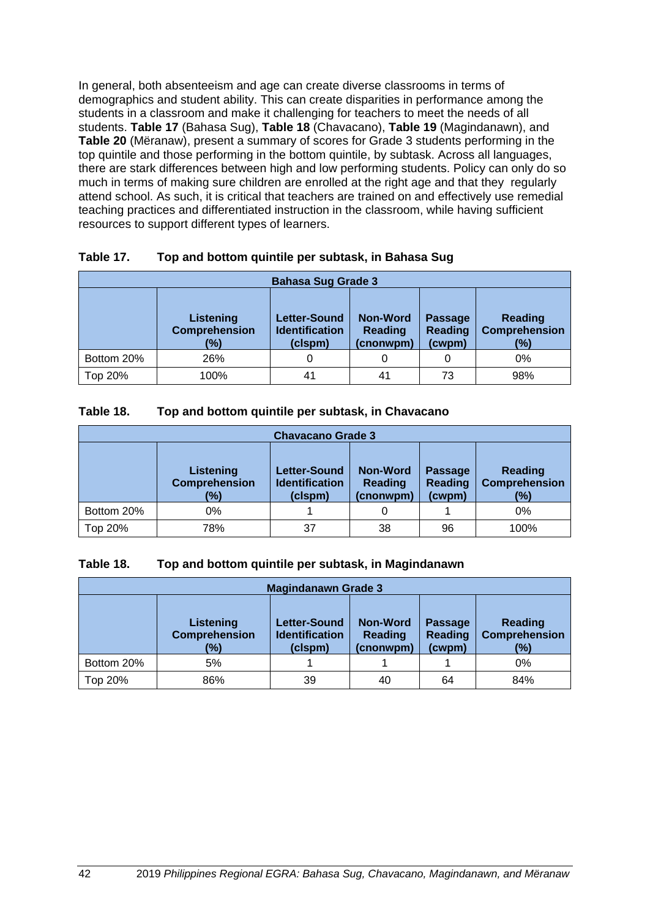In general, both absenteeism and age can create diverse classrooms in terms of demographics and student ability. This can create disparities in performance among the students in a classroom and make it challenging for teachers to meet the needs of all students. **Table 17** (Bahasa Sug), **Table 18** (Chavacano), **Table 19** (Magindanawn), and **Table 20** (Mëranaw), present a summary of scores for Grade 3 students performing in the top quintile and those performing in the bottom quintile, by subtask. Across all languages, there are stark differences between high and low performing students. Policy can only do so much in terms of making sure children are enrolled at the right age and that they regularly attend school. As such, it is critical that teachers are trained on and effectively use remedial teaching practices and differentiated instruction in the classroom, while having sufficient resources to support different types of learners.

**Table 17. Top and bottom quintile per subtask, in Bahasa Sug**

| Bahasa Sug Grade 3 | | | | | |
|---|---|---|---|---|---|
| | **Listening Comprehension (%)** | **Letter-Sound Identification (clspm)** | **Non-Word Reading (cnonwpm)** | **Passage Reading (cwpm)** | **Reading Comprehension (%)** |
| Bottom 20% | 26% | 0 | 0 | 0 | 0% |
| Top 20% | 100% | 41 | 41 | 73 | 98% |

**Table 18. Top and bottom quintile per subtask, in Chavacano**

| Chavacano Grade 3 | | | | | |
|---|---|---|---|---|---|
| | **Listening Comprehension (%)** | **Letter-Sound Identification (clspm)** | **Non-Word Reading (cnonwpm)** | **Passage Reading (cwpm)** | **Reading Comprehension (%)** |
| Bottom 20% | 0% | 1 | 0 | 1 | 0% |
| Top 20% | 78% | 37 | 38 | 96 | 100% |

**Table 18. Top and bottom quintile per subtask, in Magindanawn**

| Magindanawn Grade 3 | | | | | |
|---|---|---|---|---|---|
| | **Listening Comprehension (%)** | **Letter-Sound Identification (clspm)** | **Non-Word Reading (cnonwpm)** | **Passage Reading (cwpm)** | **Reading Comprehension (%)** |
| Bottom 20% | 5% | 1 | 1 | 1 | 0% |
| Top 20% | 86% | 39 | 40 | 64 | 84% |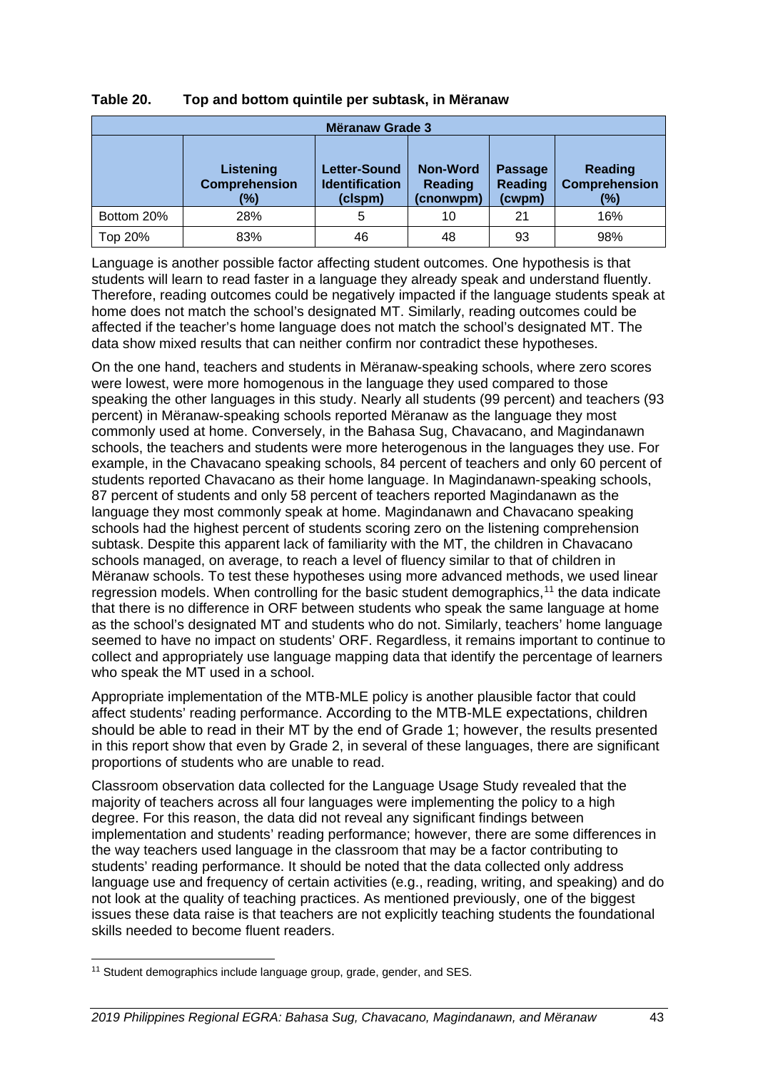**Table 20. Top and bottom quintile per subtask, in Mëranaw**

| Mëranaw Grade 3 | | | | | |
|---|---|---|---|---|---|
| | **Listening Comprehension (%)** | **Letter-Sound Identification (clspm)** | **Non-Word Reading (cnonwpm)** | **Passage Reading (cwpm)** | **Reading Comprehension (%)** |
| Bottom 20% | 28% | 5 | 10 | 21 | 16% |
| Top 20% | 83% | 46 | 48 | 93 | 98% |

Language is another possible factor affecting student outcomes. One hypothesis is that students will learn to read faster in a language they already speak and understand fluently. Therefore, reading outcomes could be negatively impacted if the language students speak at home does not match the school's designated MT. Similarly, reading outcomes could be affected if the teacher's home language does not match the school's designated MT. The data show mixed results that can neither confirm nor contradict these hypotheses.

On the one hand, teachers and students in Mëranaw-speaking schools, where zero scores were lowest, were more homogenous in the language they used compared to those speaking the other languages in this study. Nearly all students (99 percent) and teachers (93 percent) in Mëranaw-speaking schools reported Mëranaw as the language they most commonly used at home. Conversely, in the Bahasa Sug, Chavacano, and Magindanawn schools, the teachers and students were more heterogenous in the languages they use. For example, in the Chavacano speaking schools, 84 percent of teachers and only 60 percent of students reported Chavacano as their home language. In Magindanawn-speaking schools, 87 percent of students and only 58 percent of teachers reported Magindanawn as the language they most commonly speak at home. Magindanawn and Chavacano speaking schools had the highest percent of students scoring zero on the listening comprehension subtask. Despite this apparent lack of familiarity with the MT, the children in Chavacano schools managed, on average, to reach a level of fluency similar to that of children in Mëranaw schools. To test these hypotheses using more advanced methods, we used linear regression models. When controlling for the basic student demographics,[11] the data indicate that there is no difference in ORF between students who speak the same language at home as the school's designated MT and students who do not. Similarly, teachers' home language seemed to have no impact on students' ORF. Regardless, it remains important to continue to collect and appropriately use language mapping data that identify the percentage of learners who speak the MT used in a school.

Appropriate implementation of the MTB-MLE policy is another plausible factor that could affect students' reading performance. According to the MTB-MLE expectations, children should be able to read in their MT by the end of Grade 1; however, the results presented in this report show that even by Grade 2, in several of these languages, there are significant proportions of students who are unable to read.

Classroom observation data collected for the Language Usage Study revealed that the majority of teachers across all four languages were implementing the policy to a high degree. For this reason, the data did not reveal any significant findings between implementation and students' reading performance; however, there are some differences in the way teachers used language in the classroom that may be a factor contributing to students' reading performance. It should be noted that the data collected only address language use and frequency of certain activities (e.g., reading, writing, and speaking) and do not look at the quality of teaching practices. As mentioned previously, one of the biggest issues these data raise is that teachers are not explicitly teaching students the foundational skills needed to become fluent readers.

[11] Student demographics include language group, grade, gender, and SES.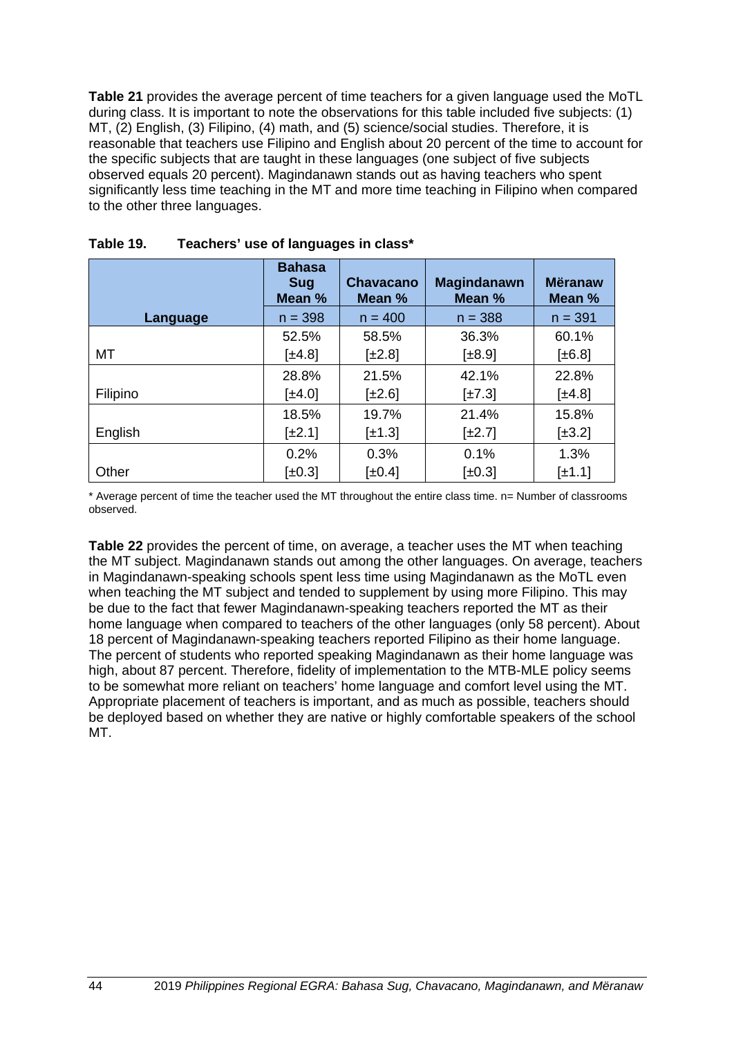**Table 21** provides the average percent of time teachers for a given language used the MoTL during class. It is important to note the observations for this table included five subjects: (1) MT, (2) English, (3) Filipino, (4) math, and (5) science/social studies. Therefore, it is reasonable that teachers use Filipino and English about 20 percent of the time to account for the specific subjects that are taught in these languages (one subject of five subjects observed equals 20 percent). Magindanawn stands out as having teachers who spent significantly less time teaching in the MT and more time teaching in Filipino when compared to the other three languages.

**Table 19. Teachers' use of languages in class***

| Language | Bahasa Sug Mean % n = 398 | Chavacano Mean % n = 400 | Magindanawn Mean % n = 388 | Mëranaw Mean % n = 391 |
|---|---|---|---|---|
| MT | 52.5% [±4.8] | 58.5% [±2.8] | 36.3% [±8.9] | 60.1% [±6.8] |
| Filipino | 28.8% [±4.0] | 21.5% [±2.6] | 42.1% [±7.3] | 22.8% [±4.8] |
| English | 18.5% [±2.1] | 19.7% [±1.3] | 21.4% [±2.7] | 15.8% [±3.2] |
| Other | 0.2% [±0.3] | 0.3% [±0.4] | 0.1% [±0.3] | 1.3% [±1.1] |

* Average percent of time the teacher used the MT throughout the entire class time. n= Number of classrooms observed.

**Table 22** provides the percent of time, on average, a teacher uses the MT when teaching the MT subject. Magindanawn stands out among the other languages. On average, teachers in Magindanawn-speaking schools spent less time using Magindanawn as the MoTL even when teaching the MT subject and tended to supplement by using more Filipino. This may be due to the fact that fewer Magindanawn-speaking teachers reported the MT as their home language when compared to teachers of the other languages (only 58 percent). About 18 percent of Magindanawn-speaking teachers reported Filipino as their home language. The percent of students who reported speaking Magindanawn as their home language was high, about 87 percent. Therefore, fidelity of implementation to the MTB-MLE policy seems to be somewhat more reliant on teachers' home language and comfort level using the MT. Appropriate placement of teachers is important, and as much as possible, teachers should be deployed based on whether they are native or highly comfortable speakers of the school MT.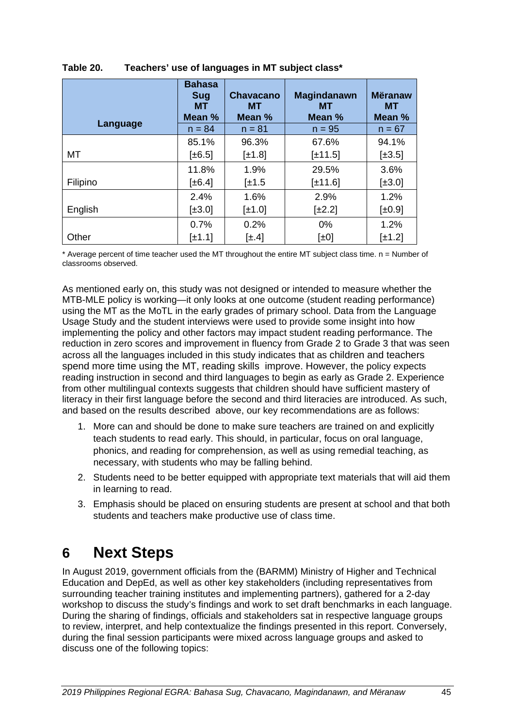**Table 20. Teachers' use of languages in MT subject class***

| Language | Bahasa Sug MT Mean % | Chavacano MT Mean % | Magindanawn MT Mean % | Mëranaw MT Mean % |
|---|---|---|---|---|
| | n = 84 | n = 81 | n = 95 | n = 67 |
| MT | 85.1% [±6.5] | 96.3% [±1.8] | 67.6% [±11.5] | 94.1% [±3.5] |
| Filipino | 11.8% [±6.4] | 1.9% [±1.5 | 29.5% [±11.6] | 3.6% [±3.0] |
| English | 2.4% [±3.0] | 1.6% [±1.0] | 2.9% [±2.2] | 1.2% [±0.9] |
| Other | 0.7% [±1.1] | 0.2% [±.4] | 0% [±0] | 1.2% [±1.2] |

\* Average percent of time teacher used the MT throughout the entire MT subject class time. n = Number of classrooms observed.

As mentioned early on, this study was not designed or intended to measure whether the MTB-MLE policy is working—it only looks at one outcome (student reading performance) using the MT as the MoTL in the early grades of primary school. Data from the Language Usage Study and the student interviews were used to provide some insight into how implementing the policy and other factors may impact student reading performance. The reduction in zero scores and improvement in fluency from Grade 2 to Grade 3 that was seen across all the languages included in this study indicates that as children and teachers spend more time using the MT, reading skills improve. However, the policy expects reading instruction in second and third languages to begin as early as Grade 2. Experience from other multilingual contexts suggests that children should have sufficient mastery of literacy in their first language before the second and third literacies are introduced. As such, and based on the results described above, our key recommendations are as follows:

1. More can and should be done to make sure teachers are trained on and explicitly teach students to read early. This should, in particular, focus on oral language, phonics, and reading for comprehension, as well as using remedial teaching, as necessary, with students who may be falling behind.
2. Students need to be better equipped with appropriate text materials that will aid them in learning to read.
3. Emphasis should be placed on ensuring students are present at school and that both students and teachers make productive use of class time.

# 6 Next Steps

In August 2019, government officials from the (BARMM) Ministry of Higher and Technical Education and DepEd, as well as other key stakeholders (including representatives from surrounding teacher training institutes and implementing partners), gathered for a 2-day workshop to discuss the study's findings and work to set draft benchmarks in each language. During the sharing of findings, officials and stakeholders sat in respective language groups to review, interpret, and help contextualize the findings presented in this report. Conversely, during the final session participants were mixed across language groups and asked to discuss one of the following topics: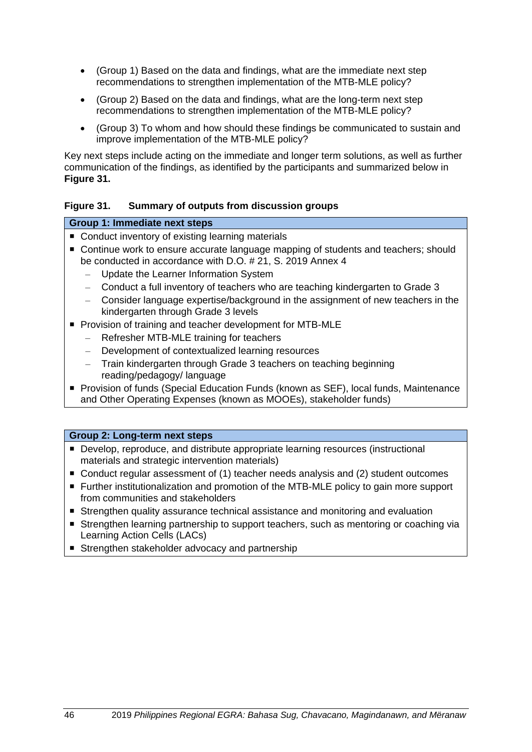- (Group 1) Based on the data and findings, what are the immediate next step recommendations to strengthen implementation of the MTB-MLE policy?
- (Group 2) Based on the data and findings, what are the long-term next step recommendations to strengthen implementation of the MTB-MLE policy?
- (Group 3) To whom and how should these findings be communicated to sustain and improve implementation of the MTB-MLE policy?

Key next steps include acting on the immediate and longer term solutions, as well as further communication of the findings, as identified by the participants and summarized below in **Figure 31.**

**Figure 31. Summary of outputs from discussion groups**

**Group 1: Immediate next steps**

- Conduct inventory of existing learning materials
- Continue work to ensure accurate language mapping of students and teachers; should be conducted in accordance with D.O. # 21, S. 2019 Annex 4
  - Update the Learner Information System
  - Conduct a full inventory of teachers who are teaching kindergarten to Grade 3
  - Consider language expertise/background in the assignment of new teachers in the kindergarten through Grade 3 levels
- Provision of training and teacher development for MTB-MLE
  - Refresher MTB-MLE training for teachers
  - Development of contextualized learning resources
  - Train kindergarten through Grade 3 teachers on teaching beginning reading/pedagogy/ language
- Provision of funds (Special Education Funds (known as SEF), local funds, Maintenance and Other Operating Expenses (known as MOOEs), stakeholder funds)

**Group 2: Long-term next steps**

- Develop, reproduce, and distribute appropriate learning resources (instructional materials and strategic intervention materials)
- Conduct regular assessment of (1) teacher needs analysis and (2) student outcomes
- Further institutionalization and promotion of the MTB-MLE policy to gain more support from communities and stakeholders
- Strengthen quality assurance technical assistance and monitoring and evaluation
- Strengthen learning partnership to support teachers, such as mentoring or coaching via Learning Action Cells (LACs)
- Strengthen stakeholder advocacy and partnership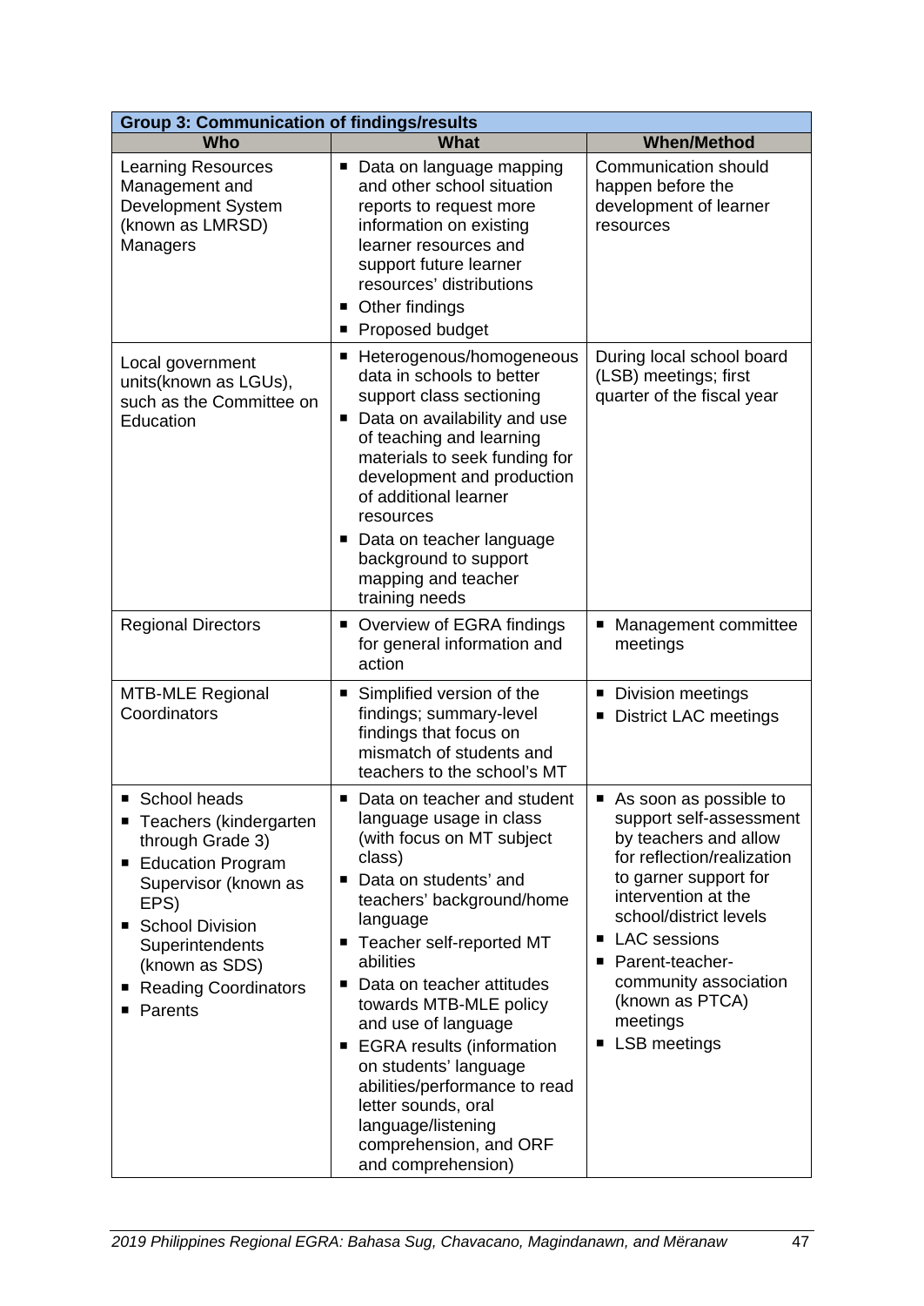| Group 3: Communication of findings/results | | |
|---|---|---|
| **Who** | **What** | **When/Method** |
| Learning Resources Management and Development System (known as LMRSD) Managers | ▪ Data on language mapping and other school situation reports to request more information on existing learner resources and support future learner resources' distributions<br>▪ Other findings<br>▪ Proposed budget | Communication should happen before the development of learner resources |
| Local government units(known as LGUs), such as the Committee on Education | ▪ Heterogenous/homogeneous data in schools to better support class sectioning<br>▪ Data on availability and use of teaching and learning materials to seek funding for development and production of additional learner resources<br>▪ Data on teacher language background to support mapping and teacher training needs | During local school board (LSB) meetings; first quarter of the fiscal year |
| Regional Directors | ▪ Overview of EGRA findings for general information and action | ▪ Management committee meetings |
| MTB-MLE Regional Coordinators | ▪ Simplified version of the findings; summary-level findings that focus on mismatch of students and teachers to the school's MT | ▪ Division meetings<br>▪ District LAC meetings |
| ▪ School heads<br>▪ Teachers (kindergarten through Grade 3)<br>▪ Education Program Supervisor (known as EPS)<br>▪ School Division Superintendents (known as SDS)<br>▪ Reading Coordinators<br>▪ Parents | ▪ Data on teacher and student language usage in class (with focus on MT subject class)<br>▪ Data on students' and teachers' background/home language<br>▪ Teacher self-reported MT abilities<br>▪ Data on teacher attitudes towards MTB-MLE policy and use of language<br>▪ EGRA results (information on students' language abilities/performance to read letter sounds, oral language/listening comprehension, and ORF and comprehension) | ▪ As soon as possible to support self-assessment by teachers and allow for reflection/realization to garner support for intervention at the school/district levels<br>▪ LAC sessions<br>▪ Parent-teacher-community association (known as PTCA) meetings<br>▪ LSB meetings |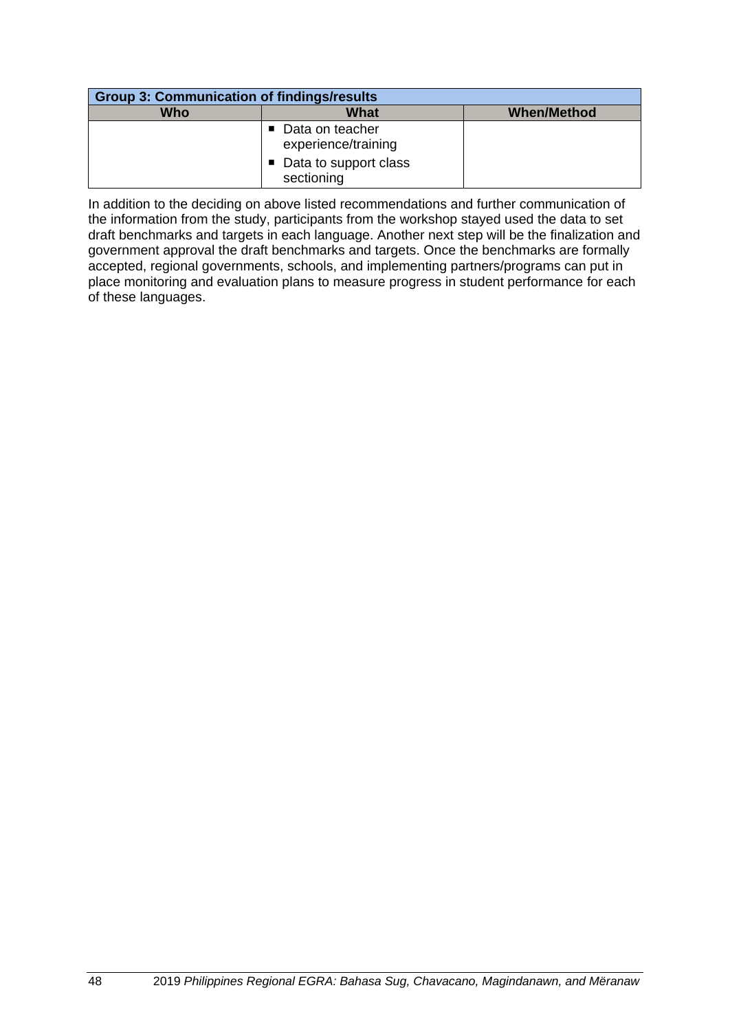| Group 3: Communication of findings/results | | |
|---|---|---|
| **Who** | **What** | **When/Method** |
| | ▪ Data on teacher experience/training<br>▪ Data to support class sectioning | |

In addition to the deciding on above listed recommendations and further communication of the information from the study, participants from the workshop stayed used the data to set draft benchmarks and targets in each language. Another next step will be the finalization and government approval the draft benchmarks and targets. Once the benchmarks are formally accepted, regional governments, schools, and implementing partners/programs can put in place monitoring and evaluation plans to measure progress in student performance for each of these languages.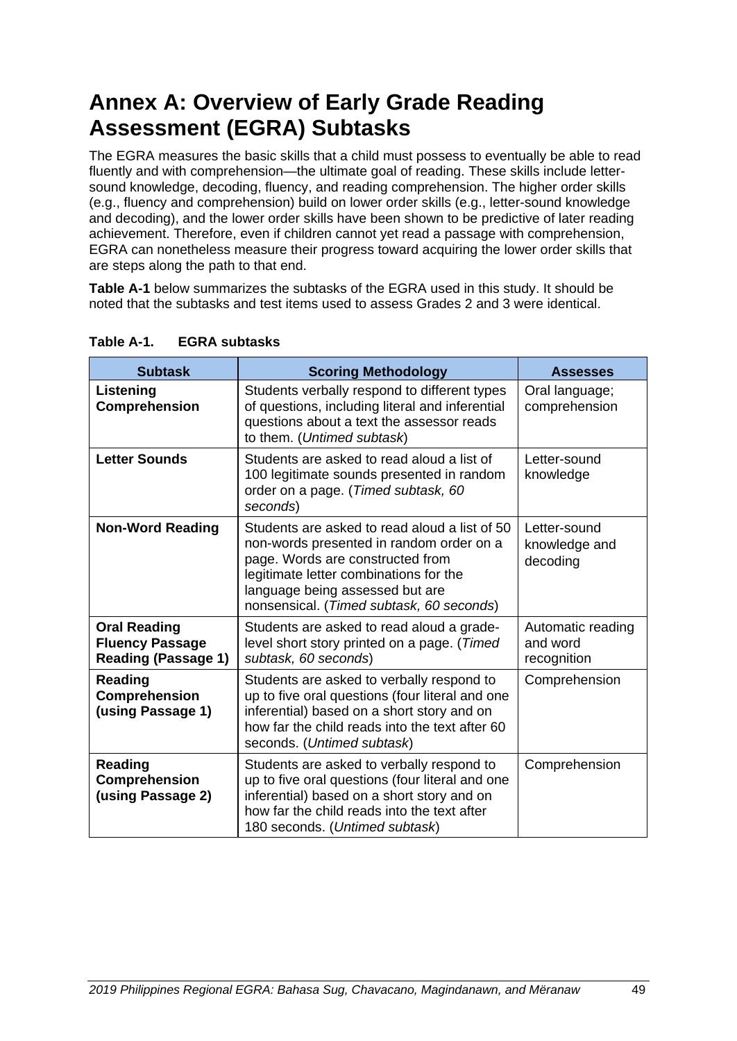# Annex A: Overview of Early Grade Reading Assessment (EGRA) Subtasks

The EGRA measures the basic skills that a child must possess to eventually be able to read fluently and with comprehension—the ultimate goal of reading. These skills include letter-sound knowledge, decoding, fluency, and reading comprehension. The higher order skills (e.g., fluency and comprehension) build on lower order skills (e.g., letter-sound knowledge and decoding), and the lower order skills have been shown to be predictive of later reading achievement. Therefore, even if children cannot yet read a passage with comprehension, EGRA can nonetheless measure their progress toward acquiring the lower order skills that are steps along the path to that end.

**Table A-1** below summarizes the subtasks of the EGRA used in this study. It should be noted that the subtasks and test items used to assess Grades 2 and 3 were identical.

**Table A-1. EGRA subtasks**

| Subtask | Scoring Methodology | Assesses |
|---|---|---|
| **Listening Comprehension** | Students verbally respond to different types of questions, including literal and inferential questions about a text the assessor reads to them. (*Untimed subtask*) | Oral language; comprehension |
| **Letter Sounds** | Students are asked to read aloud a list of 100 legitimate sounds presented in random order on a page. (*Timed subtask, 60 seconds*) | Letter-sound knowledge |
| **Non-Word Reading** | Students are asked to read aloud a list of 50 non-words presented in random order on a page. Words are constructed from legitimate letter combinations for the language being assessed but are nonsensical. (*Timed subtask, 60 seconds*) | Letter-sound knowledge and decoding |
| **Oral Reading Fluency Passage Reading (Passage 1)** | Students are asked to read aloud a grade-level short story printed on a page. (*Timed subtask, 60 seconds*) | Automatic reading and word recognition |
| **Reading Comprehension (using Passage 1)** | Students are asked to verbally respond to up to five oral questions (four literal and one inferential) based on a short story and on how far the child reads into the text after 60 seconds. (*Untimed subtask*) | Comprehension |
| **Reading Comprehension (using Passage 2)** | Students are asked to verbally respond to up to five oral questions (four literal and one inferential) based on a short story and on how far the child reads into the text after 180 seconds. (*Untimed subtask*) | Comprehension |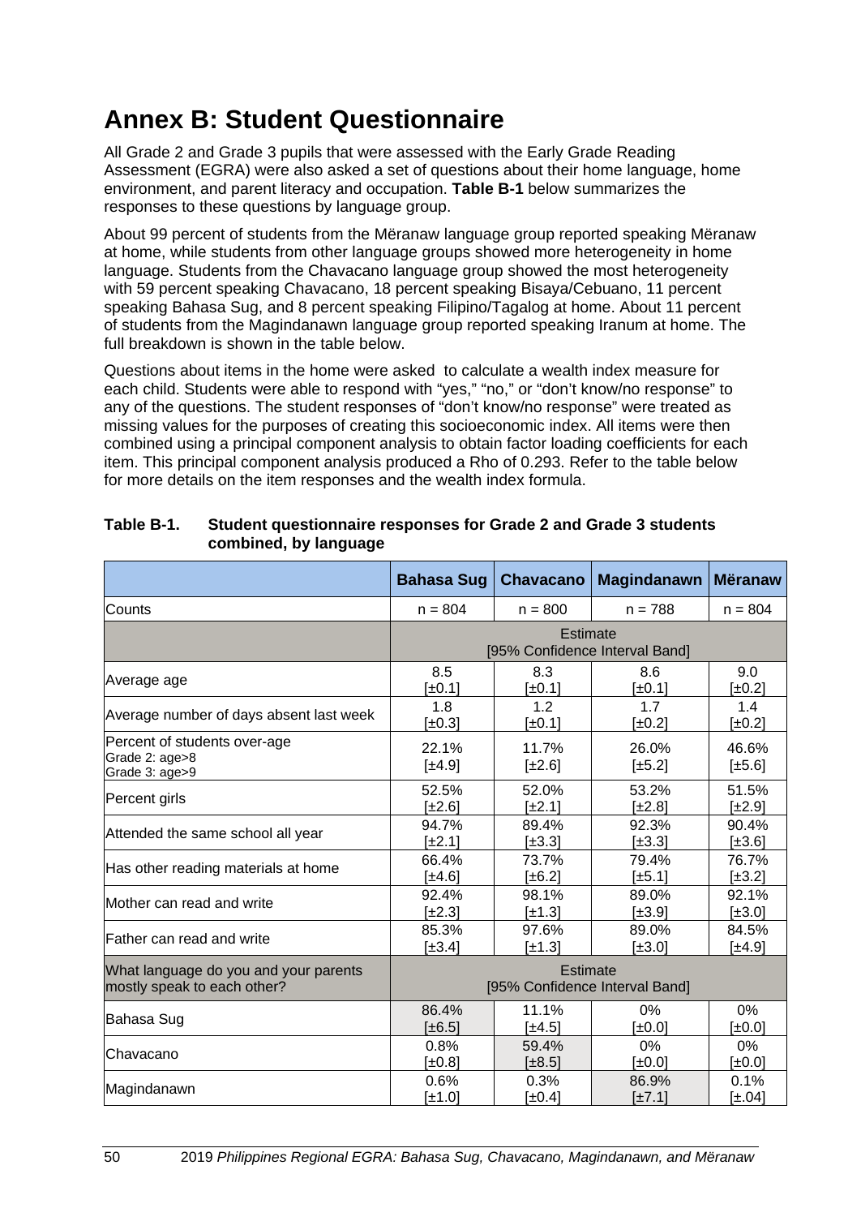# Annex B: Student Questionnaire

All Grade 2 and Grade 3 pupils that were assessed with the Early Grade Reading Assessment (EGRA) were also asked a set of questions about their home language, home environment, and parent literacy and occupation. **Table B-1** below summarizes the responses to these questions by language group.

About 99 percent of students from the Mëranaw language group reported speaking Mëranaw at home, while students from other language groups showed more heterogeneity in home language. Students from the Chavacano language group showed the most heterogeneity with 59 percent speaking Chavacano, 18 percent speaking Bisaya/Cebuano, 11 percent speaking Bahasa Sug, and 8 percent speaking Filipino/Tagalog at home. About 11 percent of students from the Magindanawn language group reported speaking Iranum at home. The full breakdown is shown in the table below.

Questions about items in the home were asked to calculate a wealth index measure for each child. Students were able to respond with "yes," "no," or "don't know/no response" to any of the questions. The student responses of "don't know/no response" were treated as missing values for the purposes of creating this socioeconomic index. All items were then combined using a principal component analysis to obtain factor loading coefficients for each item. This principal component analysis produced a Rho of 0.293. Refer to the table below for more details on the item responses and the wealth index formula.

**Table B-1. Student questionnaire responses for Grade 2 and Grade 3 students combined, by language**

| | Bahasa Sug | Chavacano | Magindanawn | Mëranaw |
|---|---|---|---|---|
| Counts | n = 804 | n = 800 | n = 788 | n = 804 |
| | Estimate [95% Confidence Interval Band] | | | |
| Average age | 8.5 [±0.1] | 8.3 [±0.1] | 8.6 [±0.1] | 9.0 [±0.2] |
| Average number of days absent last week | 1.8 [±0.3] | 1.2 [±0.1] | 1.7 [±0.2] | 1.4 [±0.2] |
| Percent of students over-age<br>Grade 2: age>8<br>Grade 3: age>9 | 22.1% [±4.9] | 11.7% [±2.6] | 26.0% [±5.2] | 46.6% [±5.6] |
| Percent girls | 52.5% [±2.6] | 52.0% [±2.1] | 53.2% [±2.8] | 51.5% [±2.9] |
| Attended the same school all year | 94.7% [±2.1] | 89.4% [±3.3] | 92.3% [±3.3] | 90.4% [±3.6] |
| Has other reading materials at home | 66.4% [±4.6] | 73.7% [±6.2] | 79.4% [±5.1] | 76.7% [±3.2] |
| Mother can read and write | 92.4% [±2.3] | 98.1% [±1.3] | 89.0% [±3.9] | 92.1% [±3.0] |
| Father can read and write | 85.3% [±3.4] | 97.6% [±1.3] | 89.0% [±3.0] | 84.5% [±4.9] |
| What language do you and your parents mostly speak to each other? | Estimate [95% Confidence Interval Band] | | | |
| Bahasa Sug | 86.4% [±6.5] | 11.1% [±4.5] | 0% [±0.0] | 0% [±0.0] |
| Chavacano | 0.8% [±0.8] | 59.4% [±8.5] | 0% [±0.0] | 0% [±0.0] |
| Magindanawn | 0.6% [±1.0] | 0.3% [±0.4] | 86.9% [±7.1] | 0.1% [±.04] |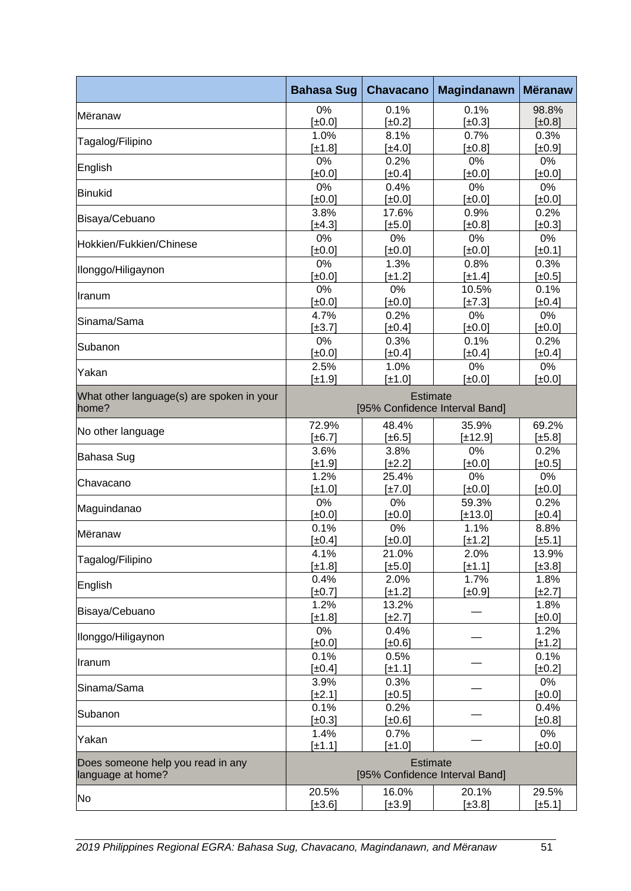| | Bahasa Sug | Chavacano | Magindanawn | Mëranaw |
|---|---|---|---|---|
| Mëranaw | 0% [±0.0] | 0.1% [±0.2] | 0.1% [±0.3] | 98.8% [±0.8] |
| Tagalog/Filipino | 1.0% [±1.8] | 8.1% [±4.0] | 0.7% [±0.8] | 0.3% [±0.9] |
| English | 0% [±0.0] | 0.2% [±0.4] | 0% [±0.0] | 0% [±0.0] |
| Binukid | 0% [±0.0] | 0.4% [±0.0] | 0% [±0.0] | 0% [±0.0] |
| Bisaya/Cebuano | 3.8% [±4.3] | 17.6% [±5.0] | 0.9% [±0.8] | 0.2% [±0.3] |
| Hokkien/Fukkien/Chinese | 0% [±0.0] | 0% [±0.0] | 0% [±0.0] | 0% [±0.1] |
| Ilonggo/Hiligaynon | 0% [±0.0] | 1.3% [±1.2] | 0.8% [±1.4] | 0.3% [±0.5] |
| Iranum | 0% [±0.0] | 0% [±0.0] | 10.5% [±7.3] | 0.1% [±0.4] |
| Sinama/Sama | 4.7% [±3.7] | 0.2% [±0.4] | 0% [±0.0] | 0% [±0.0] |
| Subanon | 0% [±0.0] | 0.3% [±0.4] | 0.1% [±0.4] | 0.2% [±0.4] |
| Yakan | 2.5% [±1.9] | 1.0% [±1.0] | 0% [±0.0] | 0% [±0.0] |
| **What other language(s) are spoken in your home?** | Estimate [95% Confidence Interval Band] | | | |
| No other language | 72.9% [±6.7] | 48.4% [±6.5] | 35.9% [±12.9] | 69.2% [±5.8] |
| Bahasa Sug | 3.6% [±1.9] | 3.8% [±2.2] | 0% [±0.0] | 0.2% [±0.5] |
| Chavacano | 1.2% [±1.0] | 25.4% [±7.0] | 0% [±0.0] | 0% [±0.0] |
| Maguindanao | 0% [±0.0] | 0% [±0.0] | 59.3% [±13.0] | 0.2% [±0.4] |
| Mëranaw | 0.1% [±0.4] | 0% [±0.0] | 1.1% [±1.2] | 8.8% [±5.1] |
| Tagalog/Filipino | 4.1% [±1.8] | 21.0% [±5.0] | 2.0% [±1.1] | 13.9% [±3.8] |
| English | 0.4% [±0.7] | 2.0% [±1.2] | 1.7% [±0.9] | 1.8% [±2.7] |
| Bisaya/Cebuano | 1.2% [±1.8] | 13.2% [±2.7] | — | 1.8% [±0.0] |
| Ilonggo/Hiligaynon | 0% [±0.0] | 0.4% [±0.6] | — | 1.2% [±1.2] |
| Iranum | 0.1% [±0.4] | 0.5% [±1.1] | — | 0.1% [±0.2] |
| Sinama/Sama | 3.9% [±2.1] | 0.3% [±0.5] | — | 0% [±0.0] |
| Subanon | 0.1% [±0.3] | 0.2% [±0.6] | — | 0.4% [±0.8] |
| Yakan | 1.4% [±1.1] | 0.7% [±1.0] | — | 0% [±0.0] |
| **Does someone help you read in any language at home?** | Estimate [95% Confidence Interval Band] | | | |
| No | 20.5% [±3.6] | 16.0% [±3.9] | 20.1% [±3.8] | 29.5% [±5.1] |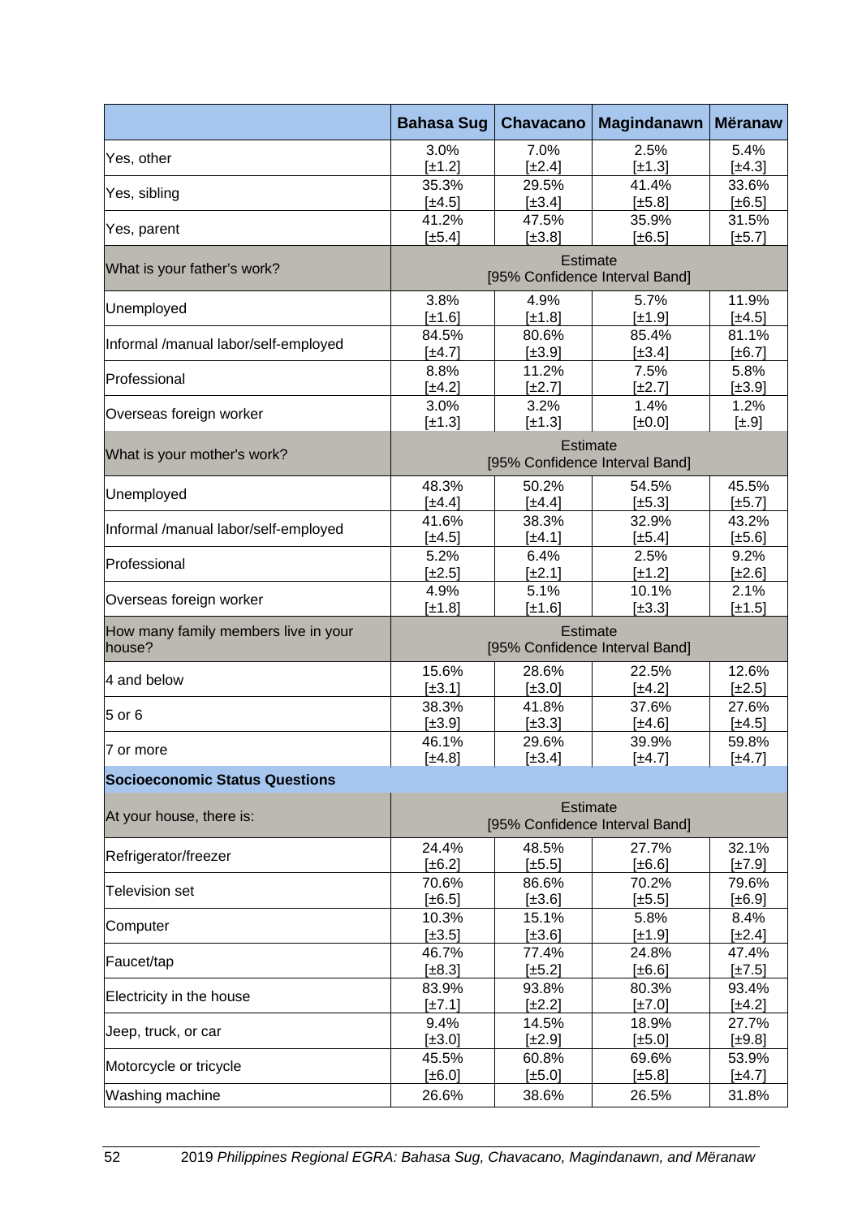| | Bahasa Sug | Chavacano | Magindanawn | Mëranaw |
|---|---|---|---|---|
| Yes, other | 3.0% [±1.2] | 7.0% [±2.4] | 2.5% [±1.3] | 5.4% [±4.3] |
| Yes, sibling | 35.3% [±4.5] | 29.5% [±3.4] | 41.4% [±5.8] | 33.6% [±6.5] |
| Yes, parent | 41.2% [±5.4] | 47.5% [±3.8] | 35.9% [±6.5] | 31.5% [±5.7] |
| What is your father's work? | Estimate [95% Confidence Interval Band] | | | |
| Unemployed | 3.8% [±1.6] | 4.9% [±1.8] | 5.7% [±1.9] | 11.9% [±4.5] |
| Informal /manual labor/self-employed | 84.5% [±4.7] | 80.6% [±3.9] | 85.4% [±3.4] | 81.1% [±6.7] |
| Professional | 8.8% [±4.2] | 11.2% [±2.7] | 7.5% [±2.7] | 5.8% [±3.9] |
| Overseas foreign worker | 3.0% [±1.3] | 3.2% [±1.3] | 1.4% [±0.0] | 1.2% [±.9] |
| What is your mother's work? | Estimate [95% Confidence Interval Band] | | | |
| Unemployed | 48.3% [±4.4] | 50.2% [±4.4] | 54.5% [±5.3] | 45.5% [±5.7] |
| Informal /manual labor/self-employed | 41.6% [±4.5] | 38.3% [±4.1] | 32.9% [±5.4] | 43.2% [±5.6] |
| Professional | 5.2% [±2.5] | 6.4% [±2.1] | 2.5% [±1.2] | 9.2% [±2.6] |
| Overseas foreign worker | 4.9% [±1.8] | 5.1% [±1.6] | 10.1% [±3.3] | 2.1% [±1.5] |
| How many family members live in your house? | Estimate [95% Confidence Interval Band] | | | |
| 4 and below | 15.6% [±3.1] | 28.6% [±3.0] | 22.5% [±4.2] | 12.6% [±2.5] |
| 5 or 6 | 38.3% [±3.9] | 41.8% [±3.3] | 37.6% [±4.6] | 27.6% [±4.5] |
| 7 or more | 46.1% [±4.8] | 29.6% [±3.4] | 39.9% [±4.7] | 59.8% [±4.7] |
| **Socioeconomic Status Questions** | | | | |
| At your house, there is: | Estimate [95% Confidence Interval Band] | | | |
| Refrigerator/freezer | 24.4% [±6.2] | 48.5% [±5.5] | 27.7% [±6.6] | 32.1% [±7.9] |
| Television set | 70.6% [±6.5] | 86.6% [±3.6] | 70.2% [±5.5] | 79.6% [±6.9] |
| Computer | 10.3% [±3.5] | 15.1% [±3.6] | 5.8% [±1.9] | 8.4% [±2.4] |
| Faucet/tap | 46.7% [±8.3] | 77.4% [±5.2] | 24.8% [±6.6] | 47.4% [±7.5] |
| Electricity in the house | 83.9% [±7.1] | 93.8% [±2.2] | 80.3% [±7.0] | 93.4% [±4.2] |
| Jeep, truck, or car | 9.4% [±3.0] | 14.5% [±2.9] | 18.9% [±5.0] | 27.7% [±9.8] |
| Motorcycle or tricycle | 45.5% [±6.0] | 60.8% [±5.0] | 69.6% [±5.8] | 53.9% [±4.7] |
| Washing machine | 26.6% | 38.6% | 26.5% | 31.8% |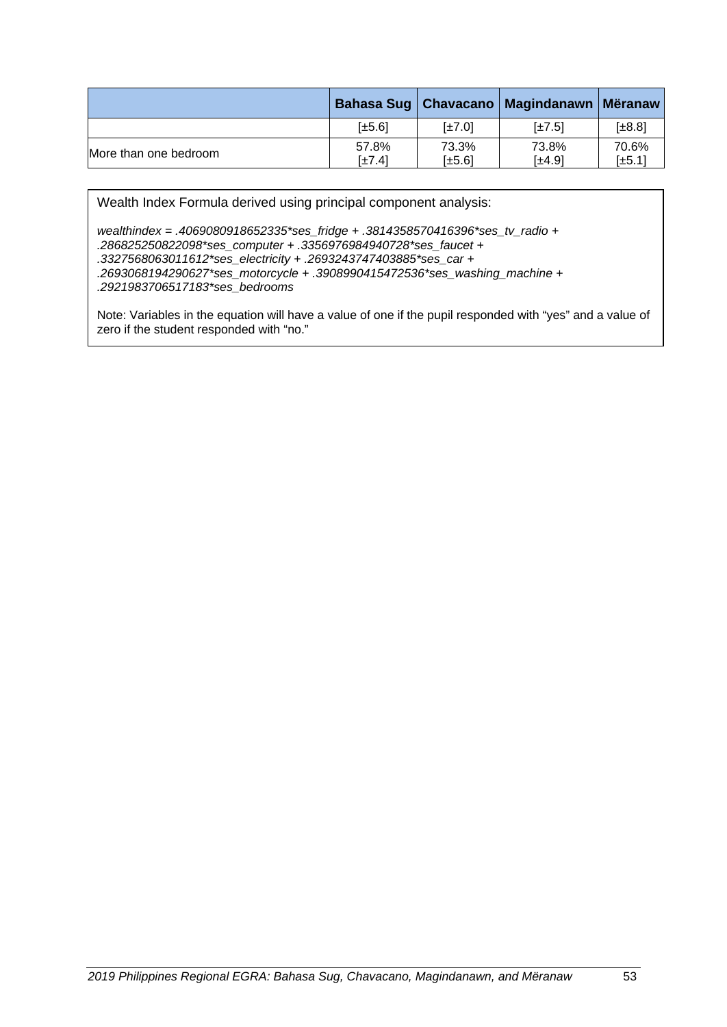| | Bahasa Sug | Chavacano | Magindanawn | Mëranaw |
|---|---|---|---|---|
| | [±5.6] | [±7.0] | [±7.5] | [±8.8] |
| More than one bedroom | 57.8% [±7.4] | 73.3% [±5.6] | 73.8% [±4.9] | 70.6% [±5.1] |

Wealth Index Formula derived using principal component analysis:

*wealthindex = .4069080918652335*ses_fridge + .3814358570416396*ses_tv_radio + .286825250822098*ses_computer + .3356976984940728*ses_faucet + .3327568063011612*ses_electricity + .2693243747403885*ses_car + .2693068194290627*ses_motorcycle + .3908990415472536*ses_washing_machine + .2921983706517183*ses_bedrooms*

Note: Variables in the equation will have a value of one if the pupil responded with "yes" and a value of zero if the student responded with "no."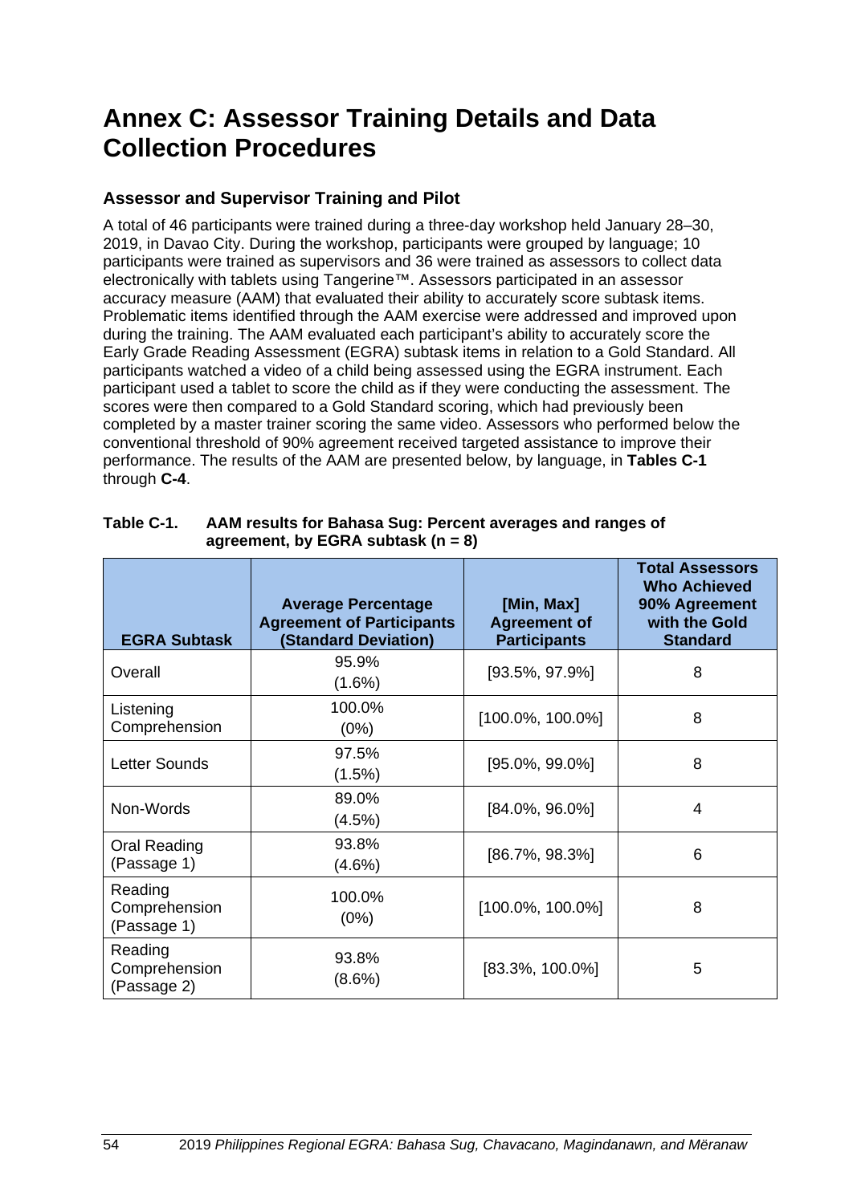# Annex C: Assessor Training Details and Data Collection Procedures

## Assessor and Supervisor Training and Pilot

A total of 46 participants were trained during a three-day workshop held January 28–30, 2019, in Davao City. During the workshop, participants were grouped by language; 10 participants were trained as supervisors and 36 were trained as assessors to collect data electronically with tablets using Tangerine™. Assessors participated in an assessor accuracy measure (AAM) that evaluated their ability to accurately score subtask items. Problematic items identified through the AAM exercise were addressed and improved upon during the training. The AAM evaluated each participant's ability to accurately score the Early Grade Reading Assessment (EGRA) subtask items in relation to a Gold Standard. All participants watched a video of a child being assessed using the EGRA instrument. Each participant used a tablet to score the child as if they were conducting the assessment. The scores were then compared to a Gold Standard scoring, which had previously been completed by a master trainer scoring the same video. Assessors who performed below the conventional threshold of 90% agreement received targeted assistance to improve their performance. The results of the AAM are presented below, by language, in **Tables C-1** through **C-4**.

**Table C-1. AAM results for Bahasa Sug: Percent averages and ranges of agreement, by EGRA subtask (n = 8)**

| EGRA Subtask | Average Percentage Agreement of Participants (Standard Deviation) | [Min, Max] Agreement of Participants | Total Assessors Who Achieved 90% Agreement with the Gold Standard |
|---|---|---|---|
| Overall | 95.9% (1.6%) | [93.5%, 97.9%] | 8 |
| Listening Comprehension | 100.0% (0%) | [100.0%, 100.0%] | 8 |
| Letter Sounds | 97.5% (1.5%) | [95.0%, 99.0%] | 8 |
| Non-Words | 89.0% (4.5%) | [84.0%, 96.0%] | 4 |
| Oral Reading (Passage 1) | 93.8% (4.6%) | [86.7%, 98.3%] | 6 |
| Reading Comprehension (Passage 1) | 100.0% (0%) | [100.0%, 100.0%] | 8 |
| Reading Comprehension (Passage 2) | 93.8% (8.6%) | [83.3%, 100.0%] | 5 |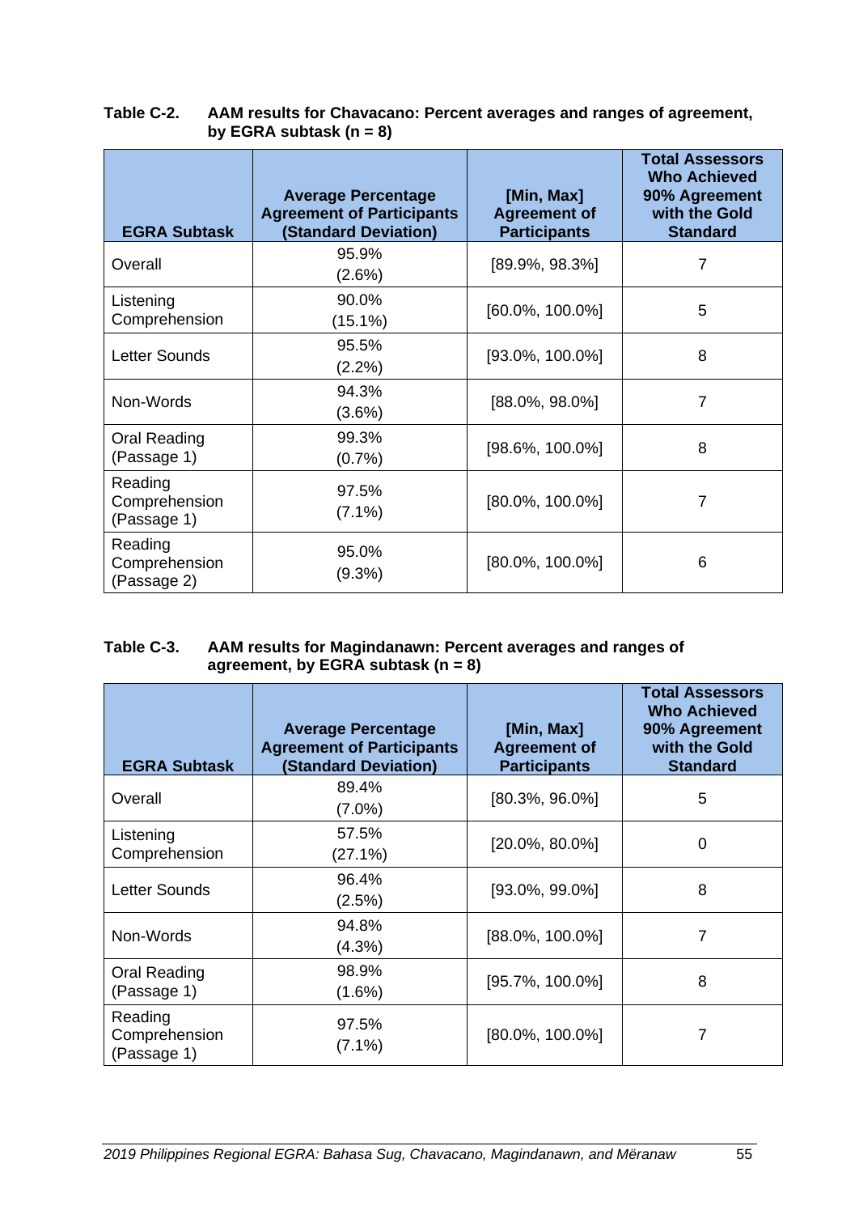**Table C-2. AAM results for Chavacano: Percent averages and ranges of agreement, by EGRA subtask (n = 8)**

| EGRA Subtask | Average Percentage Agreement of Participants (Standard Deviation) | [Min, Max] Agreement of Participants | Total Assessors Who Achieved 90% Agreement with the Gold Standard |
|---|---|---|---|
| Overall | 95.9% (2.6%) | [89.9%, 98.3%] | 7 |
| Listening Comprehension | 90.0% (15.1%) | [60.0%, 100.0%] | 5 |
| Letter Sounds | 95.5% (2.2%) | [93.0%, 100.0%] | 8 |
| Non-Words | 94.3% (3.6%) | [88.0%, 98.0%] | 7 |
| Oral Reading (Passage 1) | 99.3% (0.7%) | [98.6%, 100.0%] | 8 |
| Reading Comprehension (Passage 1) | 97.5% (7.1%) | [80.0%, 100.0%] | 7 |
| Reading Comprehension (Passage 2) | 95.0% (9.3%) | [80.0%, 100.0%] | 6 |

**Table C-3. AAM results for Magindanawn: Percent averages and ranges of agreement, by EGRA subtask (n = 8)**

| EGRA Subtask | Average Percentage Agreement of Participants (Standard Deviation) | [Min, Max] Agreement of Participants | Total Assessors Who Achieved 90% Agreement with the Gold Standard |
|---|---|---|---|
| Overall | 89.4% (7.0%) | [80.3%, 96.0%] | 5 |
| Listening Comprehension | 57.5% (27.1%) | [20.0%, 80.0%] | 0 |
| Letter Sounds | 96.4% (2.5%) | [93.0%, 99.0%] | 8 |
| Non-Words | 94.8% (4.3%) | [88.0%, 100.0%] | 7 |
| Oral Reading (Passage 1) | 98.9% (1.6%) | [95.7%, 100.0%] | 8 |
| Reading Comprehension (Passage 1) | 97.5% (7.1%) | [80.0%, 100.0%] | 7 |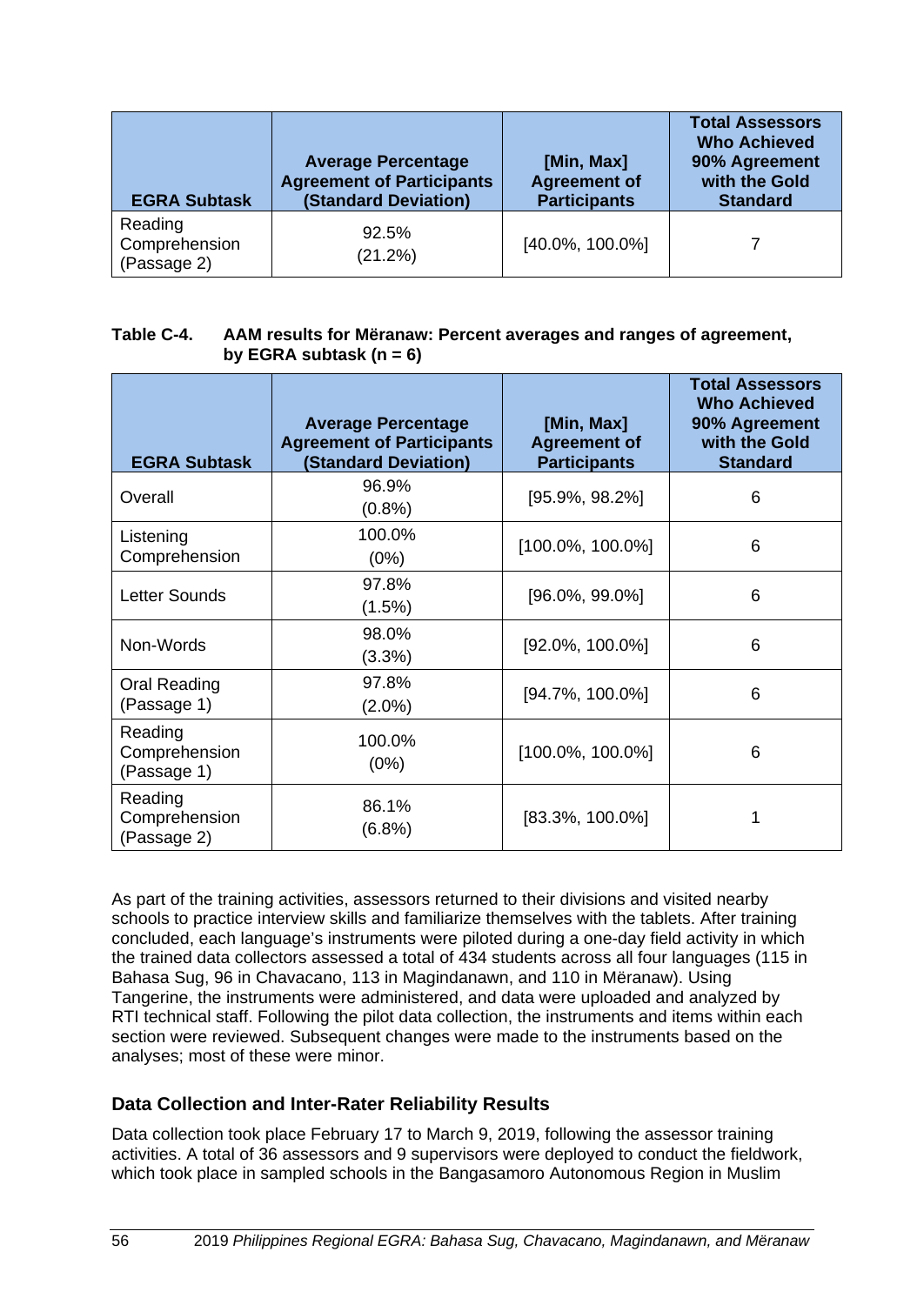| EGRA Subtask | Average Percentage Agreement of Participants (Standard Deviation) | [Min, Max] Agreement of Participants | Total Assessors Who Achieved 90% Agreement with the Gold Standard |
|---|---|---|---|
| Reading Comprehension (Passage 2) | 92.5% (21.2%) | [40.0%, 100.0%] | 7 |

**Table C-4. AAM results for Mëranaw: Percent averages and ranges of agreement, by EGRA subtask (n = 6)**

| EGRA Subtask | Average Percentage Agreement of Participants (Standard Deviation) | [Min, Max] Agreement of Participants | Total Assessors Who Achieved 90% Agreement with the Gold Standard |
|---|---|---|---|
| Overall | 96.9% (0.8%) | [95.9%, 98.2%] | 6 |
| Listening Comprehension | 100.0% (0%) | [100.0%, 100.0%] | 6 |
| Letter Sounds | 97.8% (1.5%) | [96.0%, 99.0%] | 6 |
| Non-Words | 98.0% (3.3%) | [92.0%, 100.0%] | 6 |
| Oral Reading (Passage 1) | 97.8% (2.0%) | [94.7%, 100.0%] | 6 |
| Reading Comprehension (Passage 1) | 100.0% (0%) | [100.0%, 100.0%] | 6 |
| Reading Comprehension (Passage 2) | 86.1% (6.8%) | [83.3%, 100.0%] | 1 |

As part of the training activities, assessors returned to their divisions and visited nearby schools to practice interview skills and familiarize themselves with the tablets. After training concluded, each language's instruments were piloted during a one-day field activity in which the trained data collectors assessed a total of 434 students across all four languages (115 in Bahasa Sug, 96 in Chavacano, 113 in Magindanawn, and 110 in Mëranaw). Using Tangerine, the instruments were administered, and data were uploaded and analyzed by RTI technical staff. Following the pilot data collection, the instruments and items within each section were reviewed. Subsequent changes were made to the instruments based on the analyses; most of these were minor.

### Data Collection and Inter-Rater Reliability Results

Data collection took place February 17 to March 9, 2019, following the assessor training activities. A total of 36 assessors and 9 supervisors were deployed to conduct the fieldwork, which took place in sampled schools in the Bangasamoro Autonomous Region in Muslim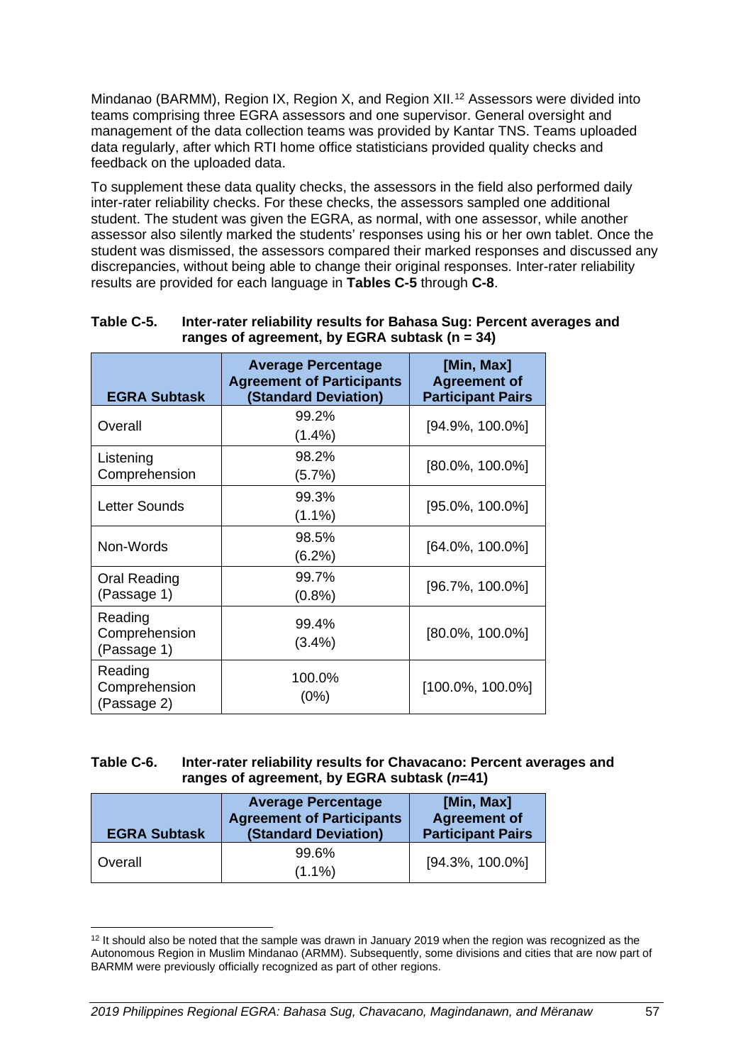Mindanao (BARMM), Region IX, Region X, and Region XII.[12] Assessors were divided into teams comprising three EGRA assessors and one supervisor. General oversight and management of the data collection teams was provided by Kantar TNS. Teams uploaded data regularly, after which RTI home office statisticians provided quality checks and feedback on the uploaded data.

To supplement these data quality checks, the assessors in the field also performed daily inter-rater reliability checks. For these checks, the assessors sampled one additional student. The student was given the EGRA, as normal, with one assessor, while another assessor also silently marked the students' responses using his or her own tablet. Once the student was dismissed, the assessors compared their marked responses and discussed any discrepancies, without being able to change their original responses. Inter-rater reliability results are provided for each language in **Tables C-5** through **C-8**.

**Table C-5. Inter-rater reliability results for Bahasa Sug: Percent averages and ranges of agreement, by EGRA subtask (n = 34)**

| EGRA Subtask | Average Percentage Agreement of Participants (Standard Deviation) | [Min, Max] Agreement of Participant Pairs |
|---|---|---|
| Overall | 99.2% (1.4%) | [94.9%, 100.0%] |
| Listening Comprehension | 98.2% (5.7%) | [80.0%, 100.0%] |
| Letter Sounds | 99.3% (1.1%) | [95.0%, 100.0%] |
| Non-Words | 98.5% (6.2%) | [64.0%, 100.0%] |
| Oral Reading (Passage 1) | 99.7% (0.8%) | [96.7%, 100.0%] |
| Reading Comprehension (Passage 1) | 99.4% (3.4%) | [80.0%, 100.0%] |
| Reading Comprehension (Passage 2) | 100.0% (0%) | [100.0%, 100.0%] |

**Table C-6. Inter-rater reliability results for Chavacano: Percent averages and ranges of agreement, by EGRA subtask (*n*=41)**

| EGRA Subtask | Average Percentage Agreement of Participants (Standard Deviation) | [Min, Max] Agreement of Participant Pairs |
|---|---|---|
| Overall | 99.6% (1.1%) | [94.3%, 100.0%] |

[12] It should also be noted that the sample was drawn in January 2019 when the region was recognized as the Autonomous Region in Muslim Mindanao (ARMM). Subsequently, some divisions and cities that are now part of BARMM were previously officially recognized as part of other regions.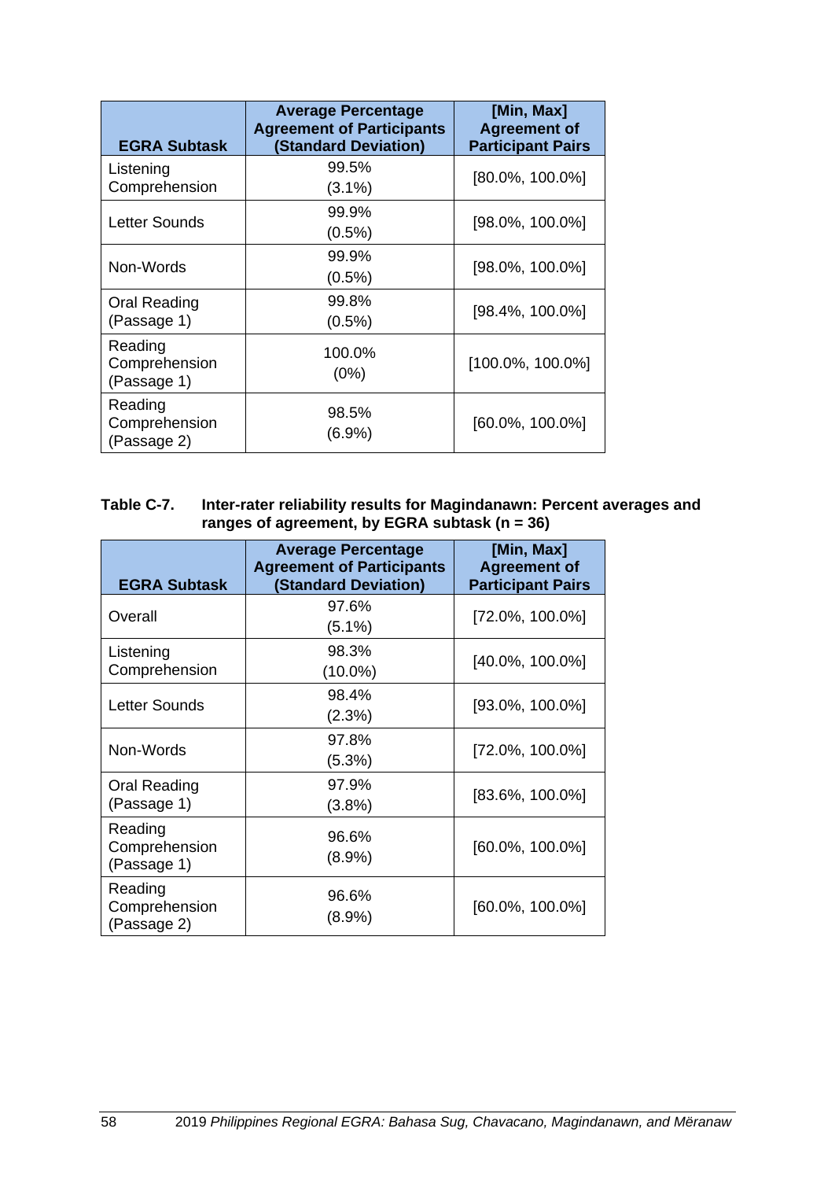| EGRA Subtask | Average Percentage Agreement of Participants (Standard Deviation) | [Min, Max] Agreement of Participant Pairs |
|---|---|---|
| Listening Comprehension | 99.5% (3.1%) | [80.0%, 100.0%] |
| Letter Sounds | 99.9% (0.5%) | [98.0%, 100.0%] |
| Non-Words | 99.9% (0.5%) | [98.0%, 100.0%] |
| Oral Reading (Passage 1) | 99.8% (0.5%) | [98.4%, 100.0%] |
| Reading Comprehension (Passage 1) | 100.0% (0%) | [100.0%, 100.0%] |
| Reading Comprehension (Passage 2) | 98.5% (6.9%) | [60.0%, 100.0%] |

**Table C-7. Inter-rater reliability results for Magindanawn: Percent averages and ranges of agreement, by EGRA subtask (n = 36)**

| EGRA Subtask | Average Percentage Agreement of Participants (Standard Deviation) | [Min, Max] Agreement of Participant Pairs |
|---|---|---|
| Overall | 97.6% (5.1%) | [72.0%, 100.0%] |
| Listening Comprehension | 98.3% (10.0%) | [40.0%, 100.0%] |
| Letter Sounds | 98.4% (2.3%) | [93.0%, 100.0%] |
| Non-Words | 97.8% (5.3%) | [72.0%, 100.0%] |
| Oral Reading (Passage 1) | 97.9% (3.8%) | [83.6%, 100.0%] |
| Reading Comprehension (Passage 1) | 96.6% (8.9%) | [60.0%, 100.0%] |
| Reading Comprehension (Passage 2) | 96.6% (8.9%) | [60.0%, 100.0%] |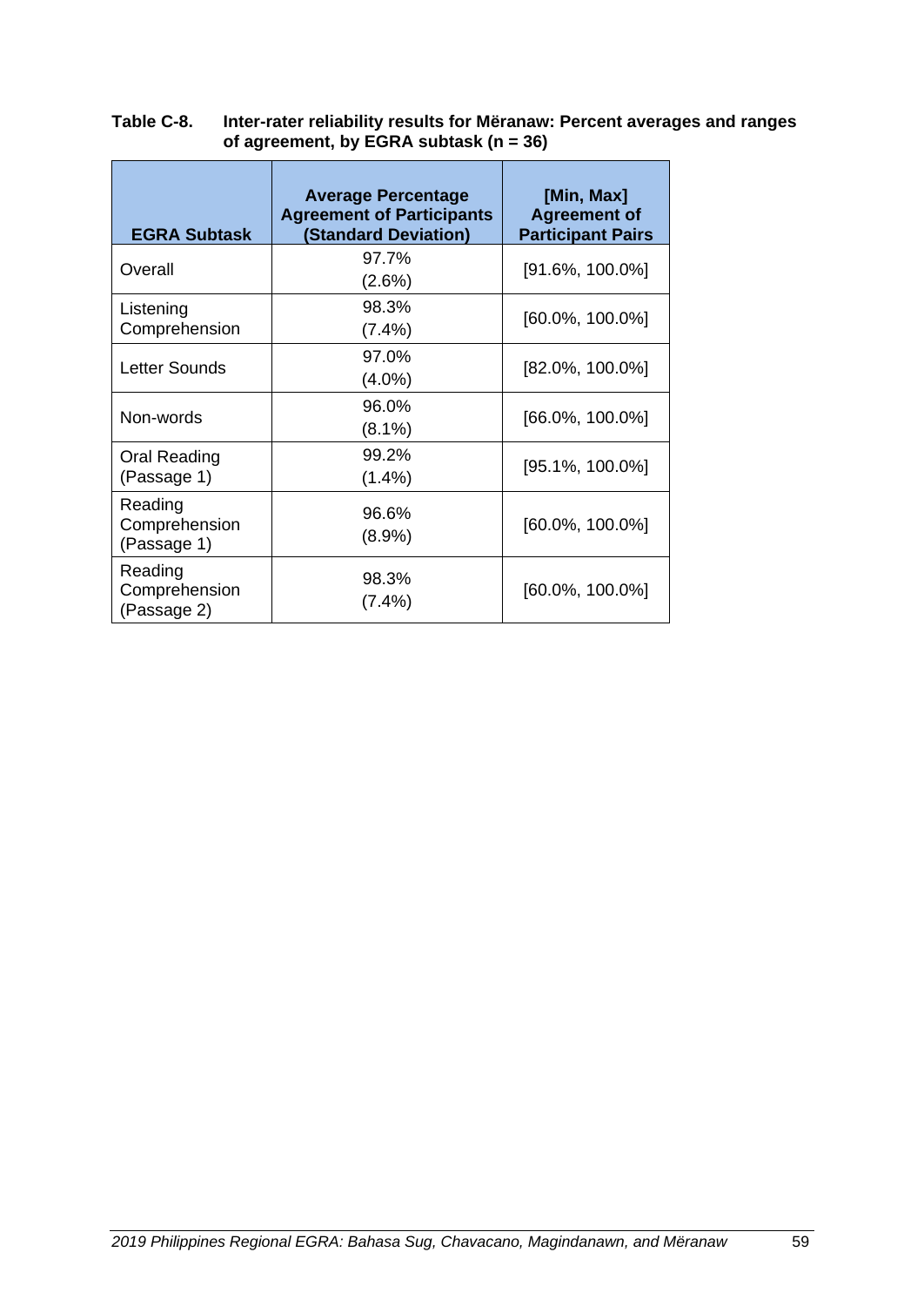**Table C-8. Inter-rater reliability results for Mëranaw: Percent averages and ranges of agreement, by EGRA subtask (n = 36)**

| EGRA Subtask | Average Percentage Agreement of Participants (Standard Deviation) | [Min, Max] Agreement of Participant Pairs |
|---|---|---|
| Overall | 97.7% (2.6%) | [91.6%, 100.0%] |
| Listening Comprehension | 98.3% (7.4%) | [60.0%, 100.0%] |
| Letter Sounds | 97.0% (4.0%) | [82.0%, 100.0%] |
| Non-words | 96.0% (8.1%) | [66.0%, 100.0%] |
| Oral Reading (Passage 1) | 99.2% (1.4%) | [95.1%, 100.0%] |
| Reading Comprehension (Passage 1) | 96.6% (8.9%) | [60.0%, 100.0%] |
| Reading Comprehension (Passage 2) | 98.3% (7.4%) | [60.0%, 100.0%] |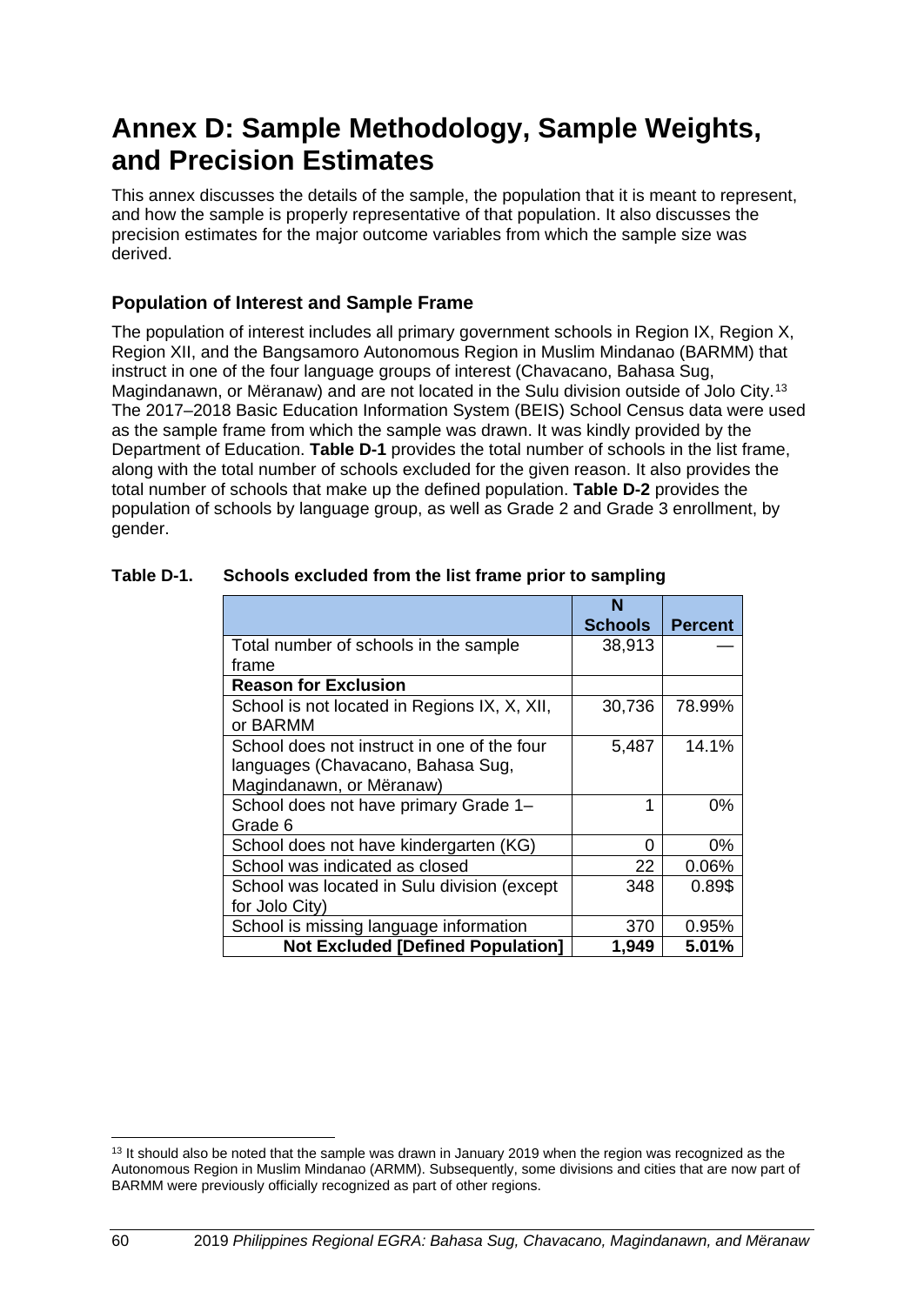# Annex D: Sample Methodology, Sample Weights, and Precision Estimates

This annex discusses the details of the sample, the population that it is meant to represent, and how the sample is properly representative of that population. It also discusses the precision estimates for the major outcome variables from which the sample size was derived.

## Population of Interest and Sample Frame

The population of interest includes all primary government schools in Region IX, Region X, Region XII, and the Bangsamoro Autonomous Region in Muslim Mindanao (BARMM) that instruct in one of the four language groups of interest (Chavacano, Bahasa Sug, Magindanawn, or Mëranaw) and are not located in the Sulu division outside of Jolo City.[13] The 2017–2018 Basic Education Information System (BEIS) School Census data were used as the sample frame from which the sample was drawn. It was kindly provided by the Department of Education. **Table D-1** provides the total number of schools in the list frame, along with the total number of schools excluded for the given reason. It also provides the total number of schools that make up the defined population. **Table D-2** provides the population of schools by language group, as well as Grade 2 and Grade 3 enrollment, by gender.

**Table D-1. Schools excluded from the list frame prior to sampling**

| | N Schools | Percent |
|---|---|---|
| Total number of schools in the sample frame | 38,913 | — |
| **Reason for Exclusion** | | |
| School is not located in Regions IX, X, XII, or BARMM | 30,736 | 78.99% |
| School does not instruct in one of the four languages (Chavacano, Bahasa Sug, Magindanawn, or Mëranaw) | 5,487 | 14.1% |
| School does not have primary Grade 1–Grade 6 | 1 | 0% |
| School does not have kindergarten (KG) | 0 | 0% |
| School was indicated as closed | 22 | 0.06% |
| School was located in Sulu division (except for Jolo City) | 348 | 0.89$ |
| School is missing language information | 370 | 0.95% |
| **Not Excluded [Defined Population]** | **1,949** | **5.01%** |

[13] It should also be noted that the sample was drawn in January 2019 when the region was recognized as the Autonomous Region in Muslim Mindanao (ARMM). Subsequently, some divisions and cities that are now part of BARMM were previously officially recognized as part of other regions.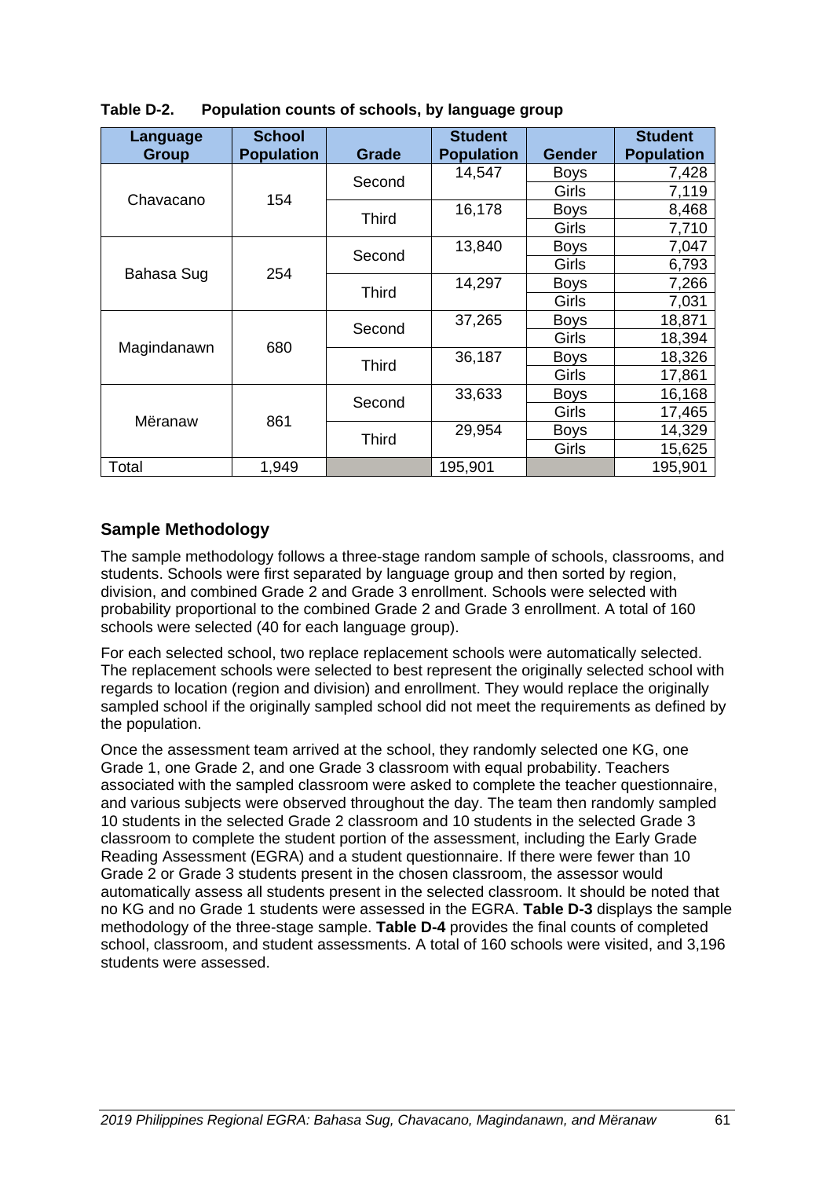**Table D-2. Population counts of schools, by language group**

| Language Group | School Population | Grade | Student Population | Gender | Student Population |
|---|---|---|---|---|---|
| Chavacano | 154 | Second | 14,547 | Boys | 7,428 |
| | | | | Girls | 7,119 |
| | | Third | 16,178 | Boys | 8,468 |
| | | | | Girls | 7,710 |
| Bahasa Sug | 254 | Second | 13,840 | Boys | 7,047 |
| | | | | Girls | 6,793 |
| | | Third | 14,297 | Boys | 7,266 |
| | | | | Girls | 7,031 |
| Magindanawn | 680 | Second | 37,265 | Boys | 18,871 |
| | | | | Girls | 18,394 |
| | | Third | 36,187 | Boys | 18,326 |
| | | | | Girls | 17,861 |
| Mëranaw | 861 | Second | 33,633 | Boys | 16,168 |
| | | | | Girls | 17,465 |
| | | Third | 29,954 | Boys | 14,329 |
| | | | | Girls | 15,625 |
| Total | 1,949 | | 195,901 | | 195,901 |

## Sample Methodology

The sample methodology follows a three-stage random sample of schools, classrooms, and students. Schools were first separated by language group and then sorted by region, division, and combined Grade 2 and Grade 3 enrollment. Schools were selected with probability proportional to the combined Grade 2 and Grade 3 enrollment. A total of 160 schools were selected (40 for each language group).

For each selected school, two replace replacement schools were automatically selected. The replacement schools were selected to best represent the originally selected school with regards to location (region and division) and enrollment. They would replace the originally sampled school if the originally sampled school did not meet the requirements as defined by the population.

Once the assessment team arrived at the school, they randomly selected one KG, one Grade 1, one Grade 2, and one Grade 3 classroom with equal probability. Teachers associated with the sampled classroom were asked to complete the teacher questionnaire, and various subjects were observed throughout the day. The team then randomly sampled 10 students in the selected Grade 2 classroom and 10 students in the selected Grade 3 classroom to complete the student portion of the assessment, including the Early Grade Reading Assessment (EGRA) and a student questionnaire. If there were fewer than 10 Grade 2 or Grade 3 students present in the chosen classroom, the assessor would automatically assess all students present in the selected classroom. It should be noted that no KG and no Grade 1 students were assessed in the EGRA. **Table D-3** displays the sample methodology of the three-stage sample. **Table D-4** provides the final counts of completed school, classroom, and student assessments. A total of 160 schools were visited, and 3,196 students were assessed.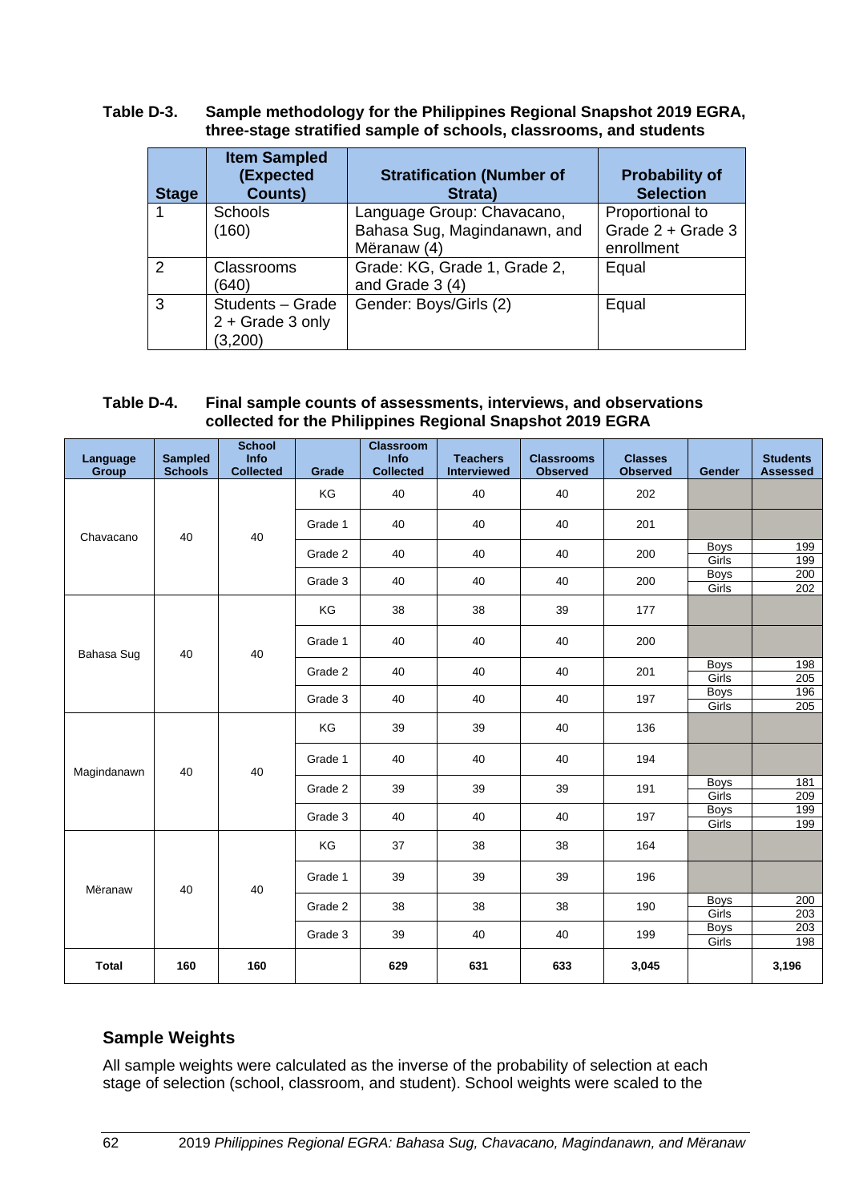**Table D-3. Sample methodology for the Philippines Regional Snapshot 2019 EGRA, three-stage stratified sample of schools, classrooms, and students**

| Stage | Item Sampled (Expected Counts) | Stratification (Number of Strata) | Probability of Selection |
|---|---|---|---|
| 1 | Schools (160) | Language Group: Chavacano, Bahasa Sug, Magindanawn, and Mëranaw (4) | Proportional to Grade 2 + Grade 3 enrollment |
| 2 | Classrooms (640) | Grade: KG, Grade 1, Grade 2, and Grade 3 (4) | Equal |
| 3 | Students – Grade 2 + Grade 3 only (3,200) | Gender: Boys/Girls (2) | Equal |

**Table D-4. Final sample counts of assessments, interviews, and observations collected for the Philippines Regional Snapshot 2019 EGRA**

| Language Group | Sampled Schools | School Info Collected | Grade | Classroom Info Collected | Teachers Interviewed | Classrooms Observed | Classes Observed | Gender | Students Assessed |
|---|---|---|---|---|---|---|---|---|---|
| Chavacano | 40 | 40 | KG | 40 | 40 | 40 | 202 | | |
| | | | Grade 1 | 40 | 40 | 40 | 201 | | |
| | | | Grade 2 | 40 | 40 | 40 | 200 | Boys | 199 |
| | | | | | | | | Girls | 199 |
| | | | Grade 3 | 40 | 40 | 40 | 200 | Boys | 200 |
| | | | | | | | | Girls | 202 |
| Bahasa Sug | 40 | 40 | KG | 38 | 38 | 39 | 177 | | |
| | | | Grade 1 | 40 | 40 | 40 | 200 | | |
| | | | Grade 2 | 40 | 40 | 40 | 201 | Boys | 198 |
| | | | | | | | | Girls | 205 |
| | | | Grade 3 | 40 | 40 | 40 | 197 | Boys | 196 |
| | | | | | | | | Girls | 205 |
| Magindanawn | 40 | 40 | KG | 39 | 39 | 40 | 136 | | |
| | | | Grade 1 | 40 | 40 | 40 | 194 | | |
| | | | Grade 2 | 39 | 39 | 39 | 191 | Boys | 181 |
| | | | | | | | | Girls | 209 |
| | | | Grade 3 | 40 | 40 | 40 | 197 | Boys | 199 |
| | | | | | | | | Girls | 199 |
| Mëranaw | 40 | 40 | KG | 37 | 38 | 38 | 164 | | |
| | | | Grade 1 | 39 | 39 | 39 | 196 | | |
| | | | Grade 2 | 38 | 38 | 38 | 190 | Boys | 200 |
| | | | | | | | | Girls | 203 |
| | | | Grade 3 | 39 | 40 | 40 | 199 | Boys | 203 |
| | | | | | | | | Girls | 198 |
| **Total** | **160** | **160** | | **629** | **631** | **633** | **3,045** | | **3,196** |

## Sample Weights

All sample weights were calculated as the inverse of the probability of selection at each stage of selection (school, classroom, and student). School weights were scaled to the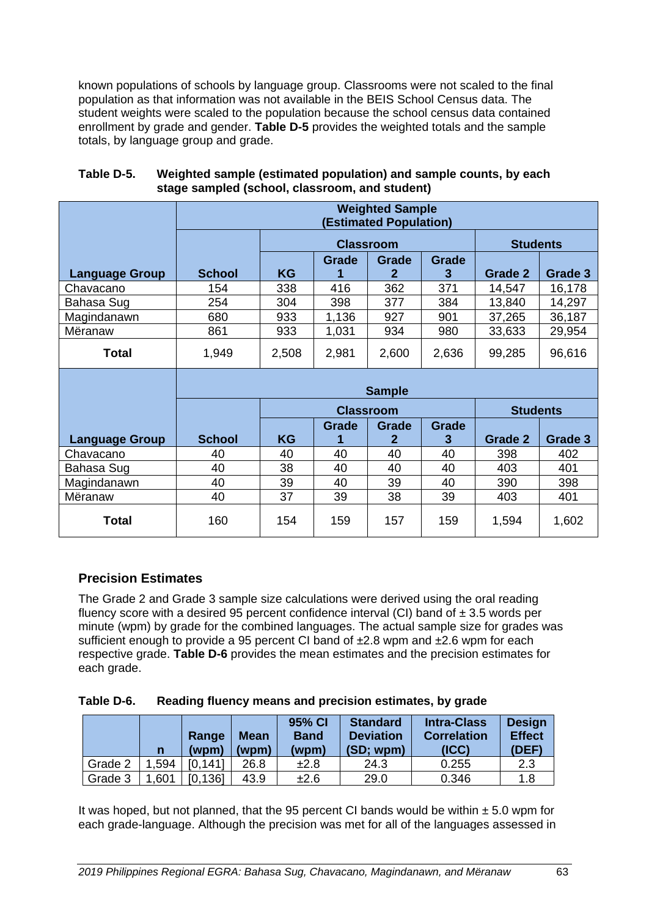known populations of schools by language group. Classrooms were not scaled to the final population as that information was not available in the BEIS School Census data. The student weights were scaled to the population because the school census data contained enrollment by grade and gender. **Table D-5** provides the weighted totals and the sample totals, by language group and grade.

**Table D-5. Weighted sample (estimated population) and sample counts, by each stage sampled (school, classroom, and student)**

| | Weighted Sample (Estimated Population) | | | | | | |
|---|---|---|---|---|---|---|---|
| | | Classroom | | | | Students | |
| **Language Group** | **School** | **KG** | **Grade 1** | **Grade 2** | **Grade 3** | **Grade 2** | **Grade 3** |
| Chavacano | 154 | 338 | 416 | 362 | 371 | 14,547 | 16,178 |
| Bahasa Sug | 254 | 304 | 398 | 377 | 384 | 13,840 | 14,297 |
| Magindanawn | 680 | 933 | 1,136 | 927 | 901 | 37,265 | 36,187 |
| Mëranaw | 861 | 933 | 1,031 | 934 | 980 | 33,633 | 29,954 |
| **Total** | 1,949 | 2,508 | 2,981 | 2,600 | 2,636 | 99,285 | 96,616 |
| | **Sample** | | | | | | |
| | | **Classroom** | | | | **Students** | |
| **Language Group** | **School** | **KG** | **Grade 1** | **Grade 2** | **Grade 3** | **Grade 2** | **Grade 3** |
| Chavacano | 40 | 40 | 40 | 40 | 40 | 398 | 402 |
| Bahasa Sug | 40 | 38 | 40 | 40 | 40 | 403 | 401 |
| Magindanawn | 40 | 39 | 40 | 39 | 40 | 390 | 398 |
| Mëranaw | 40 | 37 | 39 | 38 | 39 | 403 | 401 |
| **Total** | 160 | 154 | 159 | 157 | 159 | 1,594 | 1,602 |

## Precision Estimates

The Grade 2 and Grade 3 sample size calculations were derived using the oral reading fluency score with a desired 95 percent confidence interval (CI) band of ± 3.5 words per minute (wpm) by grade for the combined languages. The actual sample size for grades was sufficient enough to provide a 95 percent CI band of ±2.8 wpm and ±2.6 wpm for each respective grade. **Table D-6** provides the mean estimates and the precision estimates for each grade.

**Table D-6. Reading fluency means and precision estimates, by grade**

| | n | Range (wpm) | Mean (wpm) | 95% CI Band (wpm) | Standard Deviation (SD; wpm) | Intra-Class Correlation (ICC) | Design Effect (DEF) |
|---|---|---|---|---|---|---|---|
| Grade 2 | 1,594 | [0,141] | 26.8 | ±2.8 | 24.3 | 0.255 | 2.3 |
| Grade 3 | 1,601 | [0,136] | 43.9 | ±2.6 | 29.0 | 0.346 | 1.8 |

It was hoped, but not planned, that the 95 percent CI bands would be within ± 5.0 wpm for each grade-language. Although the precision was met for all of the languages assessed in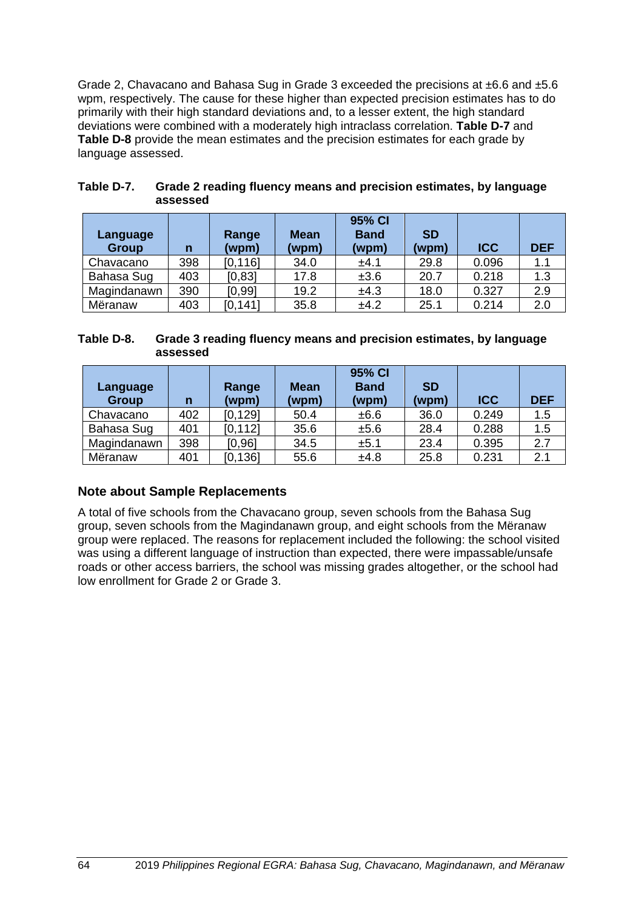Grade 2, Chavacano and Bahasa Sug in Grade 3 exceeded the precisions at ±6.6 and ±5.6 wpm, respectively. The cause for these higher than expected precision estimates has to do primarily with their high standard deviations and, to a lesser extent, the high standard deviations were combined with a moderately high intraclass correlation. **Table D-7** and **Table D-8** provide the mean estimates and the precision estimates for each grade by language assessed.

**Table D-7. Grade 2 reading fluency means and precision estimates, by language assessed**

| Language Group | n | Range (wpm) | Mean (wpm) | 95% CI Band (wpm) | SD (wpm) | ICC | DEF |
|---|---|---|---|---|---|---|---|
| Chavacano | 398 | [0,116] | 34.0 | ±4.1 | 29.8 | 0.096 | 1.1 |
| Bahasa Sug | 403 | [0,83] | 17.8 | ±3.6 | 20.7 | 0.218 | 1.3 |
| Magindanawn | 390 | [0,99] | 19.2 | ±4.3 | 18.0 | 0.327 | 2.9 |
| Mëranaw | 403 | [0,141] | 35.8 | ±4.2 | 25.1 | 0.214 | 2.0 |

**Table D-8. Grade 3 reading fluency means and precision estimates, by language assessed**

| Language Group | n | Range (wpm) | Mean (wpm) | 95% CI Band (wpm) | SD (wpm) | ICC | DEF |
|---|---|---|---|---|---|---|---|
| Chavacano | 402 | [0,129] | 50.4 | ±6.6 | 36.0 | 0.249 | 1.5 |
| Bahasa Sug | 401 | [0,112] | 35.6 | ±5.6 | 28.4 | 0.288 | 1.5 |
| Magindanawn | 398 | [0,96] | 34.5 | ±5.1 | 23.4 | 0.395 | 2.7 |
| Mëranaw | 401 | [0,136] | 55.6 | ±4.8 | 25.8 | 0.231 | 2.1 |

## Note about Sample Replacements

A total of five schools from the Chavacano group, seven schools from the Bahasa Sug group, seven schools from the Magindanawn group, and eight schools from the Mëranaw group were replaced. The reasons for replacement included the following: the school visited was using a different language of instruction than expected, there were impassable/unsafe roads or other access barriers, the school was missing grades altogether, or the school had low enrollment for Grade 2 or Grade 3.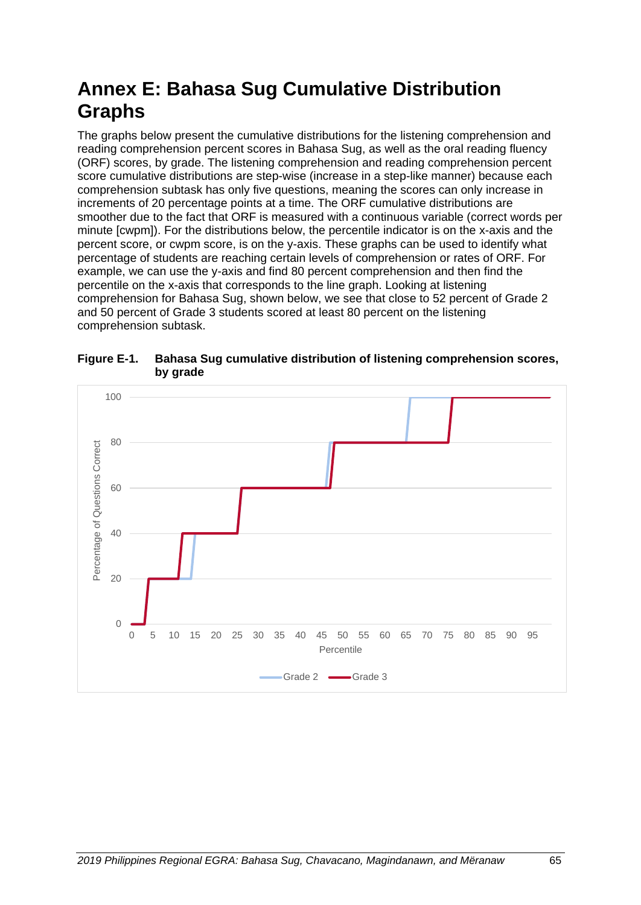# Annex E: Bahasa Sug Cumulative Distribution Graphs

The graphs below present the cumulative distributions for the listening comprehension and reading comprehension percent scores in Bahasa Sug, as well as the oral reading fluency (ORF) scores, by grade. The listening comprehension and reading comprehension percent score cumulative distributions are step-wise (increase in a step-like manner) because each comprehension subtask has only five questions, meaning the scores can only increase in increments of 20 percentage points at a time. The ORF cumulative distributions are smoother due to the fact that ORF is measured with a continuous variable (correct words per minute [cwpm]). For the distributions below, the percentile indicator is on the x-axis and the percent score, or cwpm score, is on the y-axis. These graphs can be used to identify what percentage of students are reaching certain levels of comprehension or rates of ORF. For example, we can use the y-axis and find 80 percent comprehension and then find the percentile on the x-axis that corresponds to the line graph. Looking at listening comprehension for Bahasa Sug, shown below, we see that close to 52 percent of Grade 2 and 50 percent of Grade 3 students scored at least 80 percent on the listening comprehension subtask.

**Figure E-1. Bahasa Sug cumulative distribution of listening comprehension scores, by grade**

Percentage of Questions Correct

100
80
60
40
20
0

0 5 10 15 20 25 30 35 40 45 50 55 60 65 70 75 80 85 90 95

Percentile

Grade 2
Grade 3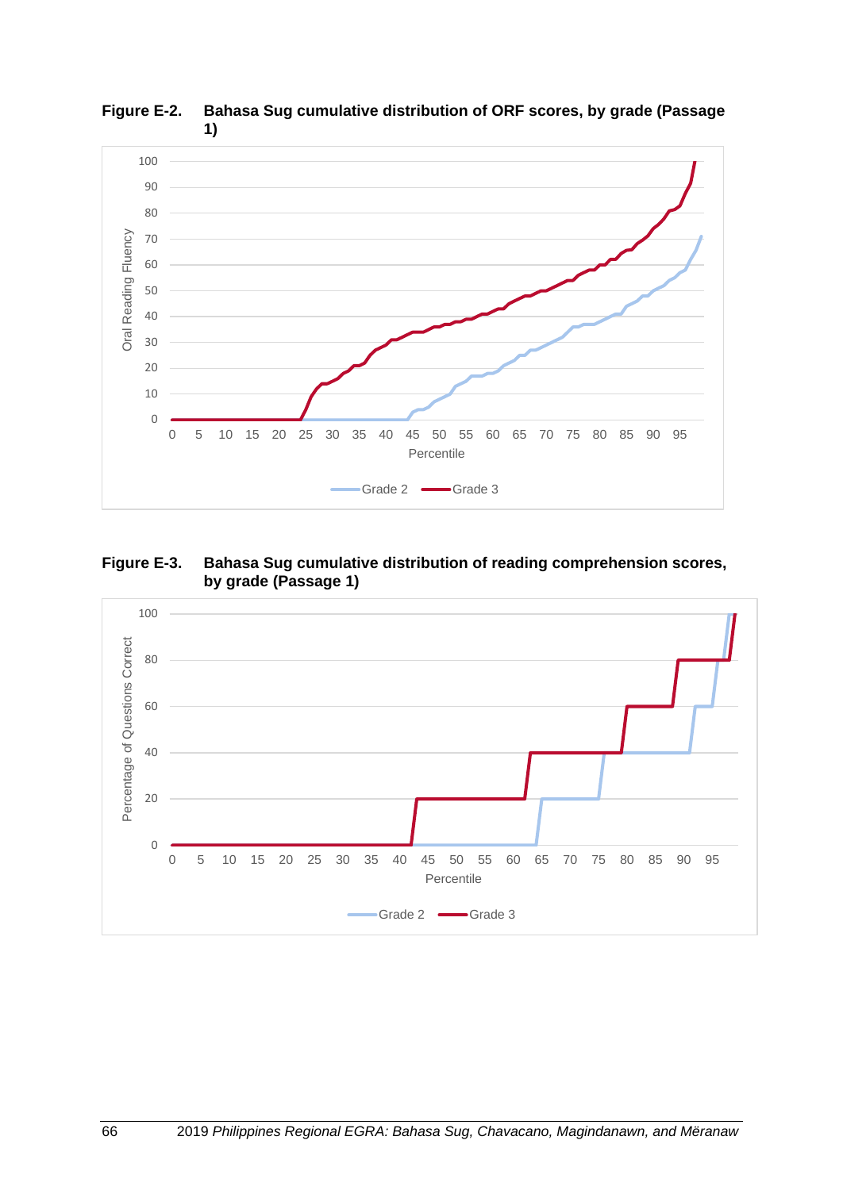**Figure E-2. Bahasa Sug cumulative distribution of ORF scores, by grade (Passage 1)**

Oral Reading Fluency

100
90
80
70
60
50
40
30
20
10
0

0 5 10 15 20 25 30 35 40 45 50 55 60 65 70 75 80 85 90 95

Percentile

Grade 2 Grade 3

**Figure E-3. Bahasa Sug cumulative distribution of reading comprehension scores, by grade (Passage 1)**

Percentage of Questions Correct

100
80
60
40
20
0

0 5 10 15 20 25 30 35 40 45 50 55 60 65 70 75 80 85 90 95

Percentile

Grade 2 Grade 3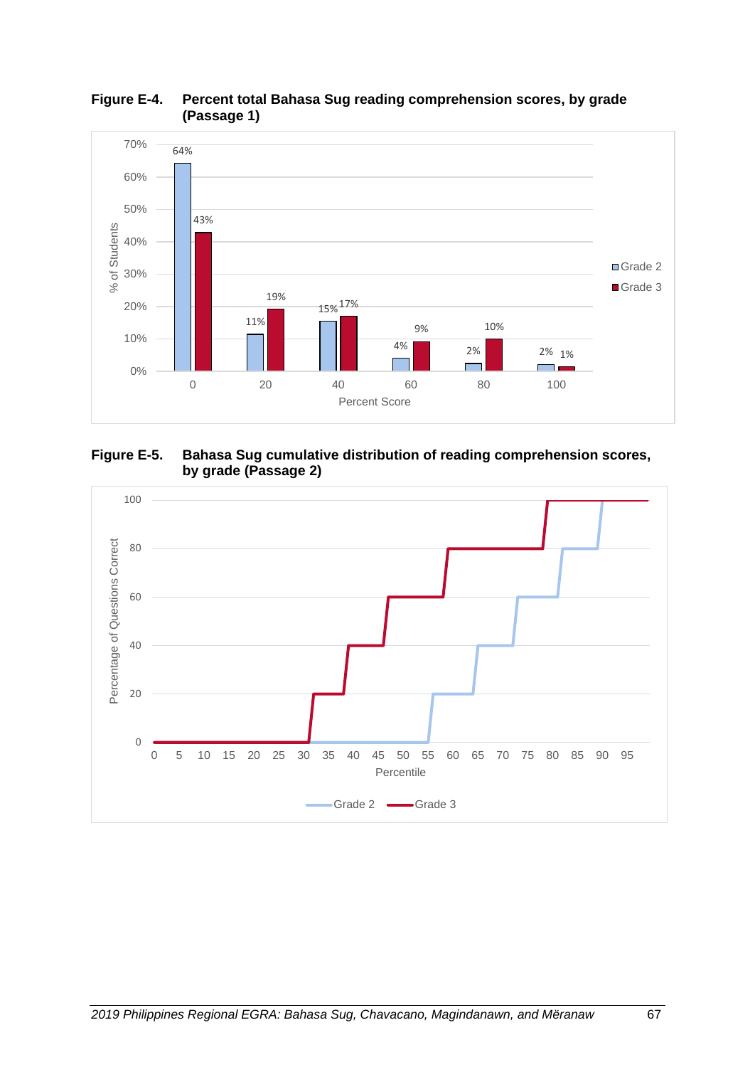**Figure E-4. Percent total Bahasa Sug reading comprehension scores, by grade (Passage 1)**

70%
60%
50%
40%
30%
20%
10%
0%

% of Students

64%
43%
11%
19%
15%
17%
4%
9%
2%
10%
2%
1%

0
20
40
60
80
100

Percent Score

Grade 2
Grade 3

**Figure E-5. Bahasa Sug cumulative distribution of reading comprehension scores, by grade (Passage 2)**

100
80
60
40
20
0

Percentage of Questions Correct

0 5 10 15 20 25 30 35 40 45 50 55 60 65 70 75 80 85 90 95

Percentile

Grade 2
Grade 3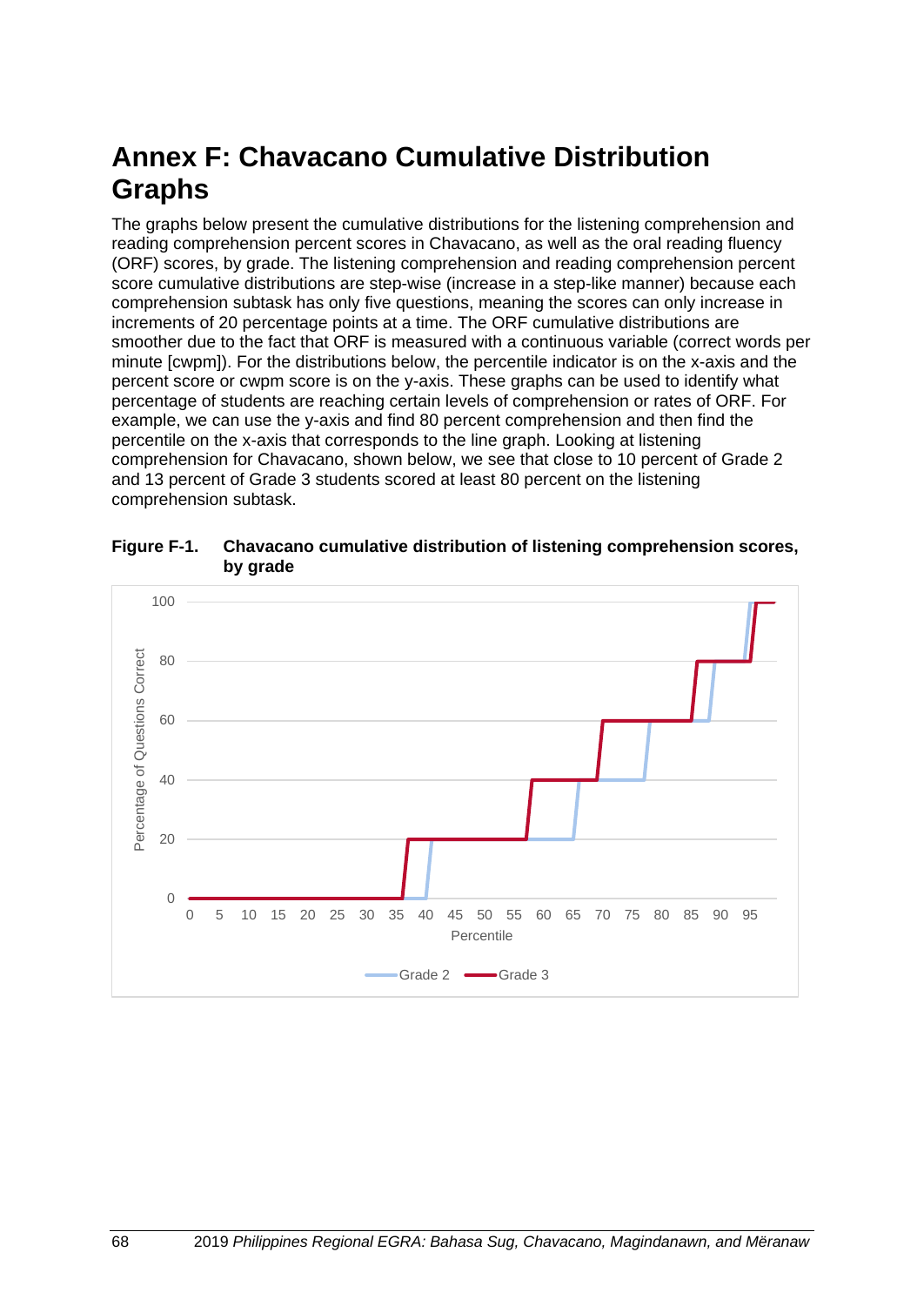# Annex F: Chavacano Cumulative Distribution Graphs

The graphs below present the cumulative distributions for the listening comprehension and reading comprehension percent scores in Chavacano, as well as the oral reading fluency (ORF) scores, by grade. The listening comprehension and reading comprehension percent score cumulative distributions are step-wise (increase in a step-like manner) because each comprehension subtask has only five questions, meaning the scores can only increase in increments of 20 percentage points at a time. The ORF cumulative distributions are smoother due to the fact that ORF is measured with a continuous variable (correct words per minute [cwpm]). For the distributions below, the percentile indicator is on the x-axis and the percent score or cwpm score is on the y-axis. These graphs can be used to identify what percentage of students are reaching certain levels of comprehension or rates of ORF. For example, we can use the y-axis and find 80 percent comprehension and then find the percentile on the x-axis that corresponds to the line graph. Looking at listening comprehension for Chavacano, shown below, we see that close to 10 percent of Grade 2 and 13 percent of Grade 3 students scored at least 80 percent on the listening comprehension subtask.

**Figure F-1. Chavacano cumulative distribution of listening comprehension scores, by grade**

Percentage of Questions Correct

100
80
60
40
20
0

0 5 10 15 20 25 30 35 40 45 50 55 60 65 70 75 80 85 90 95

Percentile

Grade 2
Grade 3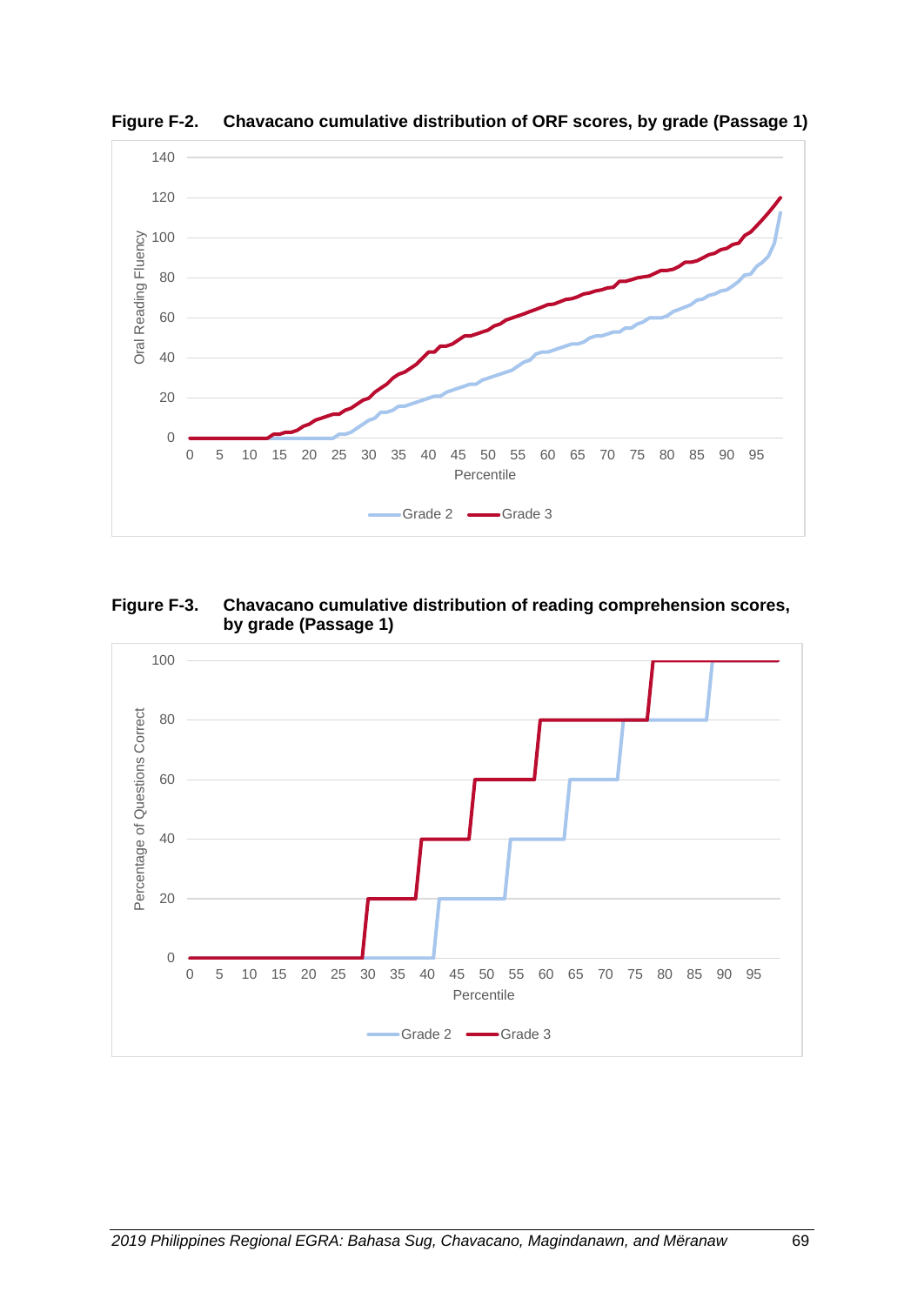**Figure F-2. Chavacano cumulative distribution of ORF scores, by grade (Passage 1)**

Oral Reading Fluency

140
120
100
80
60
40
20
0

0 5 10 15 20 25 30 35 40 45 50 55 60 65 70 75 80 85 90 95

Percentile

Grade 2 Grade 3

**Figure F-3. Chavacano cumulative distribution of reading comprehension scores, by grade (Passage 1)**

Percentage of Questions Correct

100
80
60
40
20
0

0 5 10 15 20 25 30 35 40 45 50 55 60 65 70 75 80 85 90 95

Percentile

Grade 2 Grade 3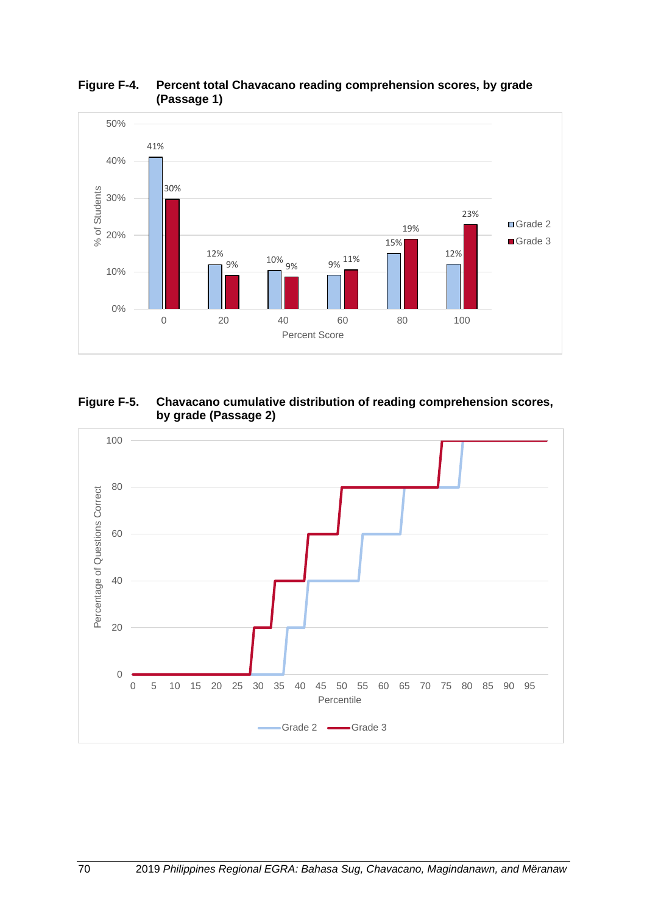**Figure F-4. Percent total Chavacano reading comprehension scores, by grade (Passage 1)**

50%
40%
30%
20%
10%
0%

% of Students

41%
30%
12%
9%
10%
9%
9%
11%
15%
19%
12%
23%

0
20
40
60
80
100

Percent Score

Grade 2
Grade 3

**Figure F-5. Chavacano cumulative distribution of reading comprehension scores, by grade (Passage 2)**

100
80
60
40
20
0

Percentage of Questions Correct

0 5 10 15 20 25 30 35 40 45 50 55 60 65 70 75 80 85 90 95

Percentile

Grade 2
Grade 3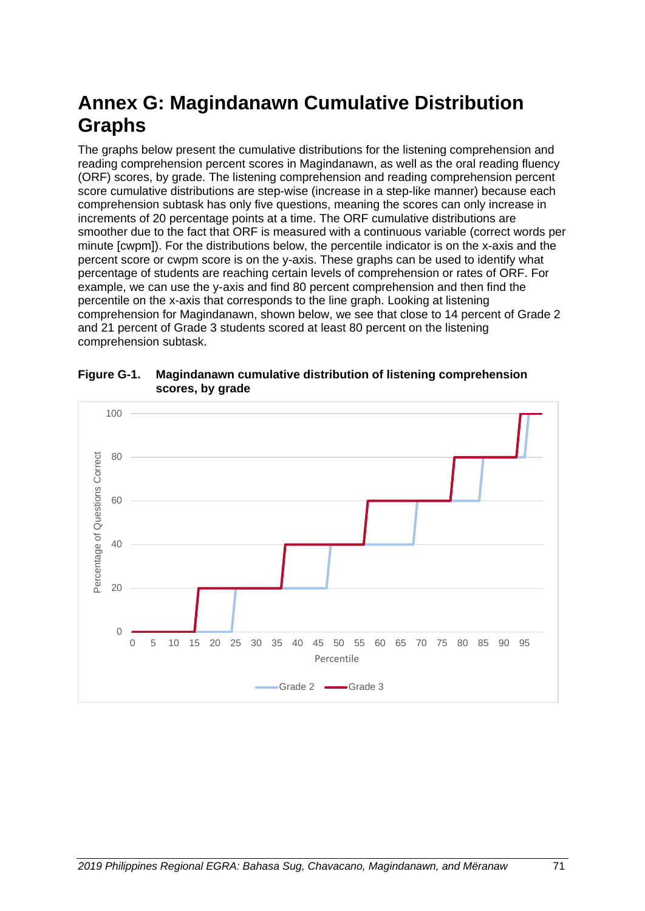# Annex G: Magindanawn Cumulative Distribution Graphs

The graphs below present the cumulative distributions for the listening comprehension and reading comprehension percent scores in Magindanawn, as well as the oral reading fluency (ORF) scores, by grade. The listening comprehension and reading comprehension percent score cumulative distributions are step-wise (increase in a step-like manner) because each comprehension subtask has only five questions, meaning the scores can only increase in increments of 20 percentage points at a time. The ORF cumulative distributions are smoother due to the fact that ORF is measured with a continuous variable (correct words per minute [cwpm]). For the distributions below, the percentile indicator is on the x-axis and the percent score or cwpm score is on the y-axis. These graphs can be used to identify what percentage of students are reaching certain levels of comprehension or rates of ORF. For example, we can use the y-axis and find 80 percent comprehension and then find the percentile on the x-axis that corresponds to the line graph. Looking at listening comprehension for Magindanawn, shown below, we see that close to 14 percent of Grade 2 and 21 percent of Grade 3 students scored at least 80 percent on the listening comprehension subtask.

**Figure G-1. Magindanawn cumulative distribution of listening comprehension scores, by grade**

Percentage of Questions Correct
100
80
60
40
20
0
0 5 10 15 20 25 30 35 40 45 50 55 60 65 70 75 80 85 90 95
Percentile
Grade 2 Grade 3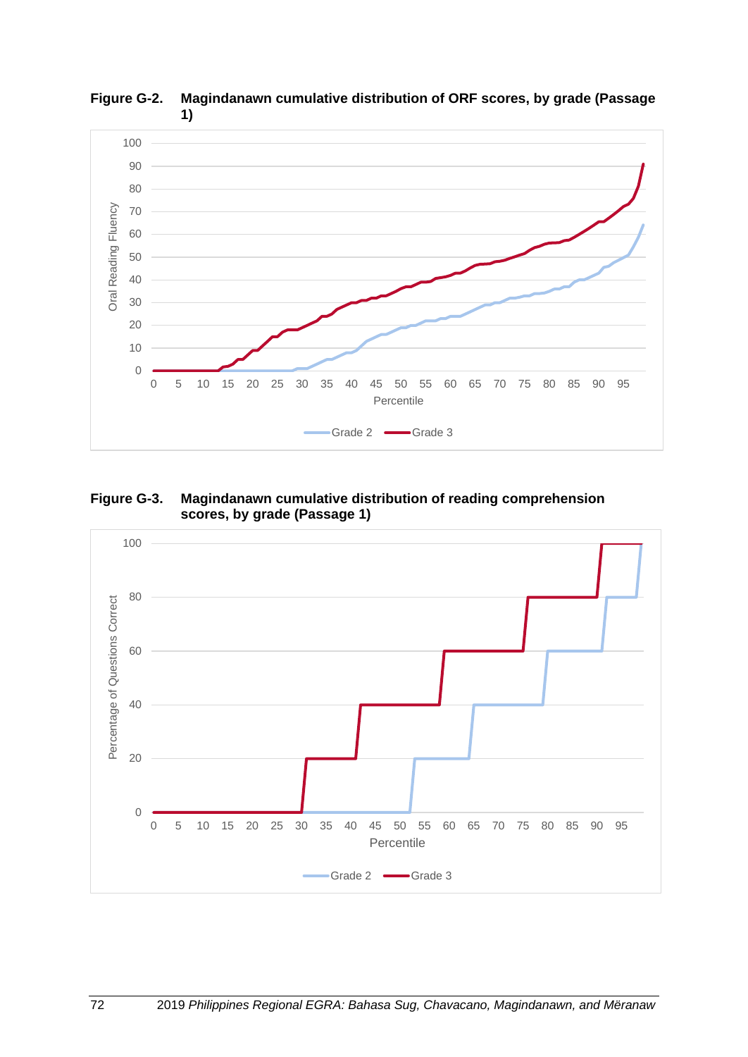**Figure G-2. Magindanawn cumulative distribution of ORF scores, by grade (Passage 1)**

Oral Reading Fluency

100
90
80
70
60
50
40
30
20
10
0

0 5 10 15 20 25 30 35 40 45 50 55 60 65 70 75 80 85 90 95

Percentile

Grade 2 Grade 3

**Figure G-3. Magindanawn cumulative distribution of reading comprehension scores, by grade (Passage 1)**

Percentage of Questions Correct

100
80
60
40
20
0

0 5 10 15 20 25 30 35 40 45 50 55 60 65 70 75 80 85 90 95

Percentile

Grade 2 Grade 3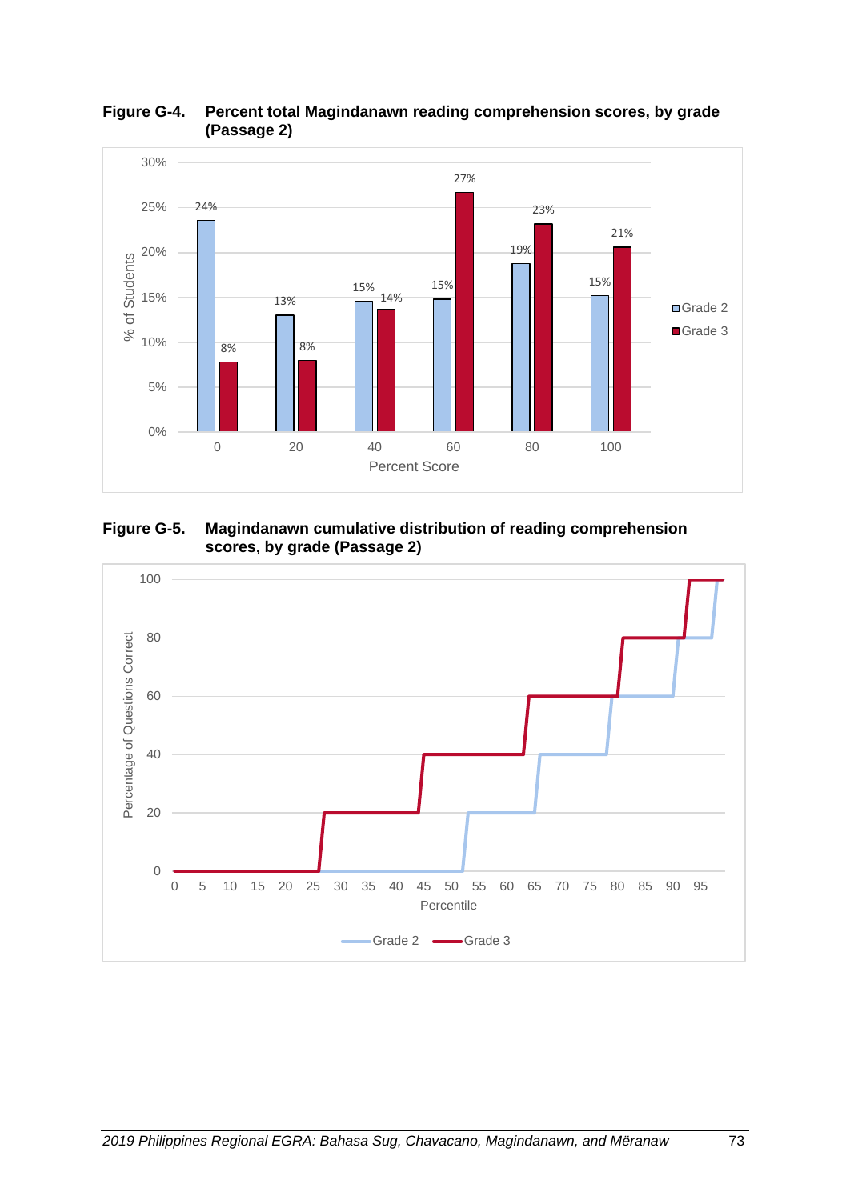**Figure G-4. Percent total Magindanawn reading comprehension scores, by grade (Passage 2)**

30%
25%
20%
15%
10%
5%
0%

% of Students

24%
8%
13%
8%
15%
14%
15%
27%
19%
23%
15%
21%

0
20
40
60
80
100

Percent Score

Grade 2
Grade 3

**Figure G-5. Magindanawn cumulative distribution of reading comprehension scores, by grade (Passage 2)**

100
80
60
40
20
0

Percentage of Questions Correct

0 5 10 15 20 25 30 35 40 45 50 55 60 65 70 75 80 85 90 95

Percentile

Grade 2
Grade 3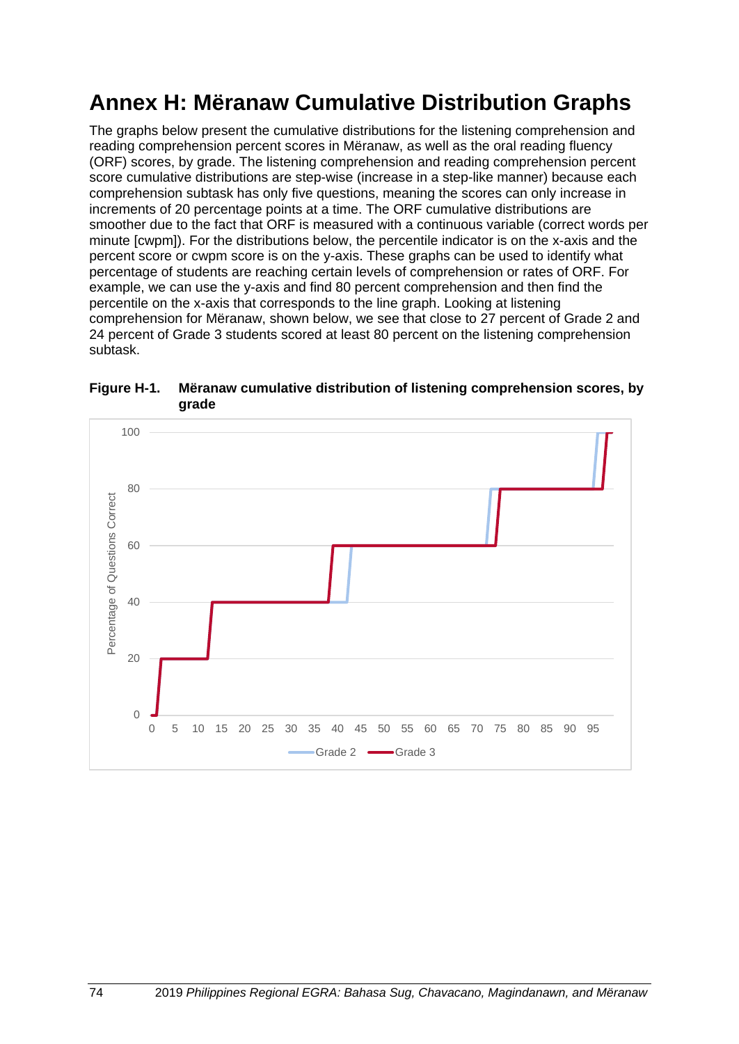# Annex H: Mëranaw Cumulative Distribution Graphs

The graphs below present the cumulative distributions for the listening comprehension and reading comprehension percent scores in Mëranaw, as well as the oral reading fluency (ORF) scores, by grade. The listening comprehension and reading comprehension percent score cumulative distributions are step-wise (increase in a step-like manner) because each comprehension subtask has only five questions, meaning the scores can only increase in increments of 20 percentage points at a time. The ORF cumulative distributions are smoother due to the fact that ORF is measured with a continuous variable (correct words per minute [cwpm]). For the distributions below, the percentile indicator is on the x-axis and the percent score or cwpm score is on the y-axis. These graphs can be used to identify what percentage of students are reaching certain levels of comprehension or rates of ORF. For example, we can use the y-axis and find 80 percent comprehension and then find the percentile on the x-axis that corresponds to the line graph. Looking at listening comprehension for Mëranaw, shown below, we see that close to 27 percent of Grade 2 and 24 percent of Grade 3 students scored at least 80 percent on the listening comprehension subtask.

**Figure H-1. Mëranaw cumulative distribution of listening comprehension scores, by grade**

Percentage of Questions Correct

100
80
60
40
20
0

0 5 10 15 20 25 30 35 40 45 50 55 60 65 70 75 80 85 90 95

Grade 2
Grade 3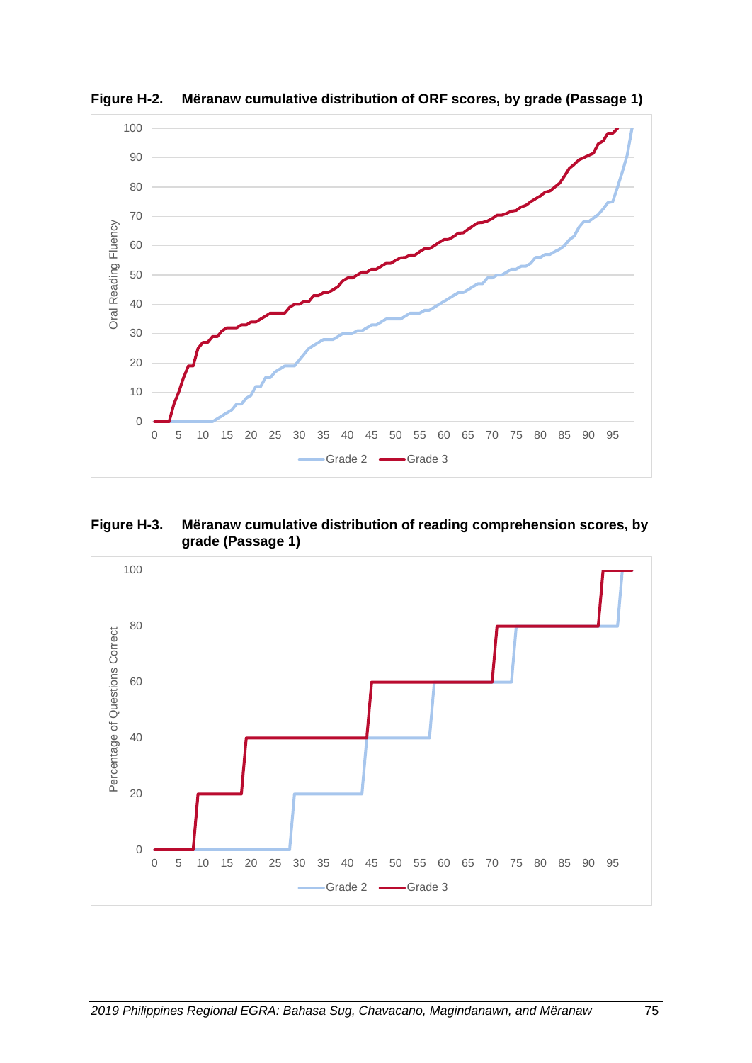**Figure H-2. Mëranaw cumulative distribution of ORF scores, by grade (Passage 1)**

Oral Reading Fluency

100
90
80
70
60
50
40
30
20
10
0

0 5 10 15 20 25 30 35 40 45 50 55 60 65 70 75 80 85 90 95

Grade 2 Grade 3

**Figure H-3. Mëranaw cumulative distribution of reading comprehension scores, by grade (Passage 1)**

Percentage of Questions Correct

100
80
60
40
20
0

0 5 10 15 20 25 30 35 40 45 50 55 60 65 70 75 80 85 90 95

Grade 2 Grade 3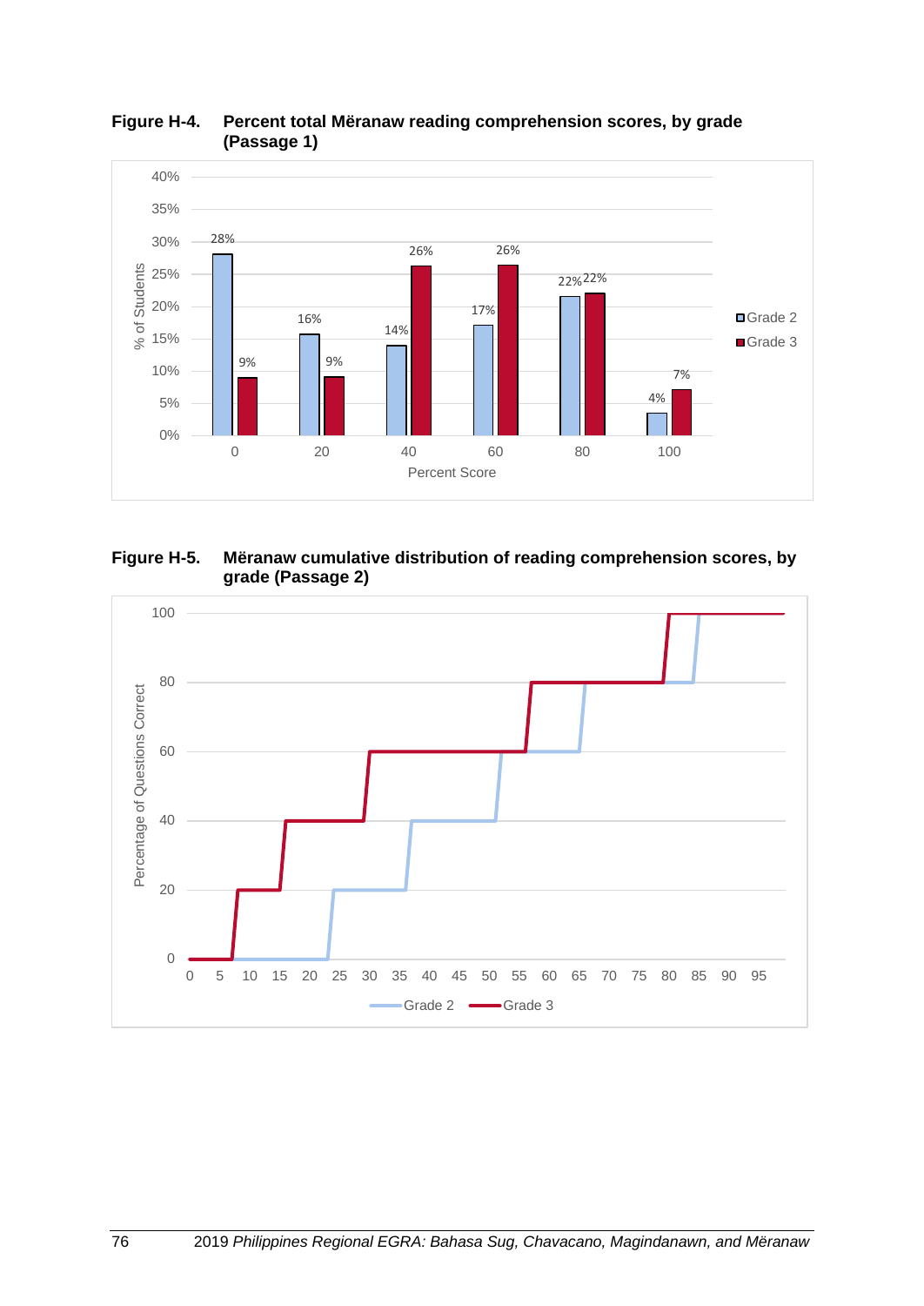**Figure H-4. Percent total Mëranaw reading comprehension scores, by grade (Passage 1)**

40%
35%
30%
25%
20%
15%
10%
5%
0%

% of Students

28%
9%
16%
9%
14%
26%
17%
26%
22%
22%
4%
7%

0
20
40
60
80
100

Percent Score

Grade 2
Grade 3

**Figure H-5. Mëranaw cumulative distribution of reading comprehension scores, by grade (Passage 2)**

100
80
60
40
20
0

Percentage of Questions Correct

0 5 10 15 20 25 30 35 40 45 50 55 60 65 70 75 80 85 90 95

Grade 2
Grade 3